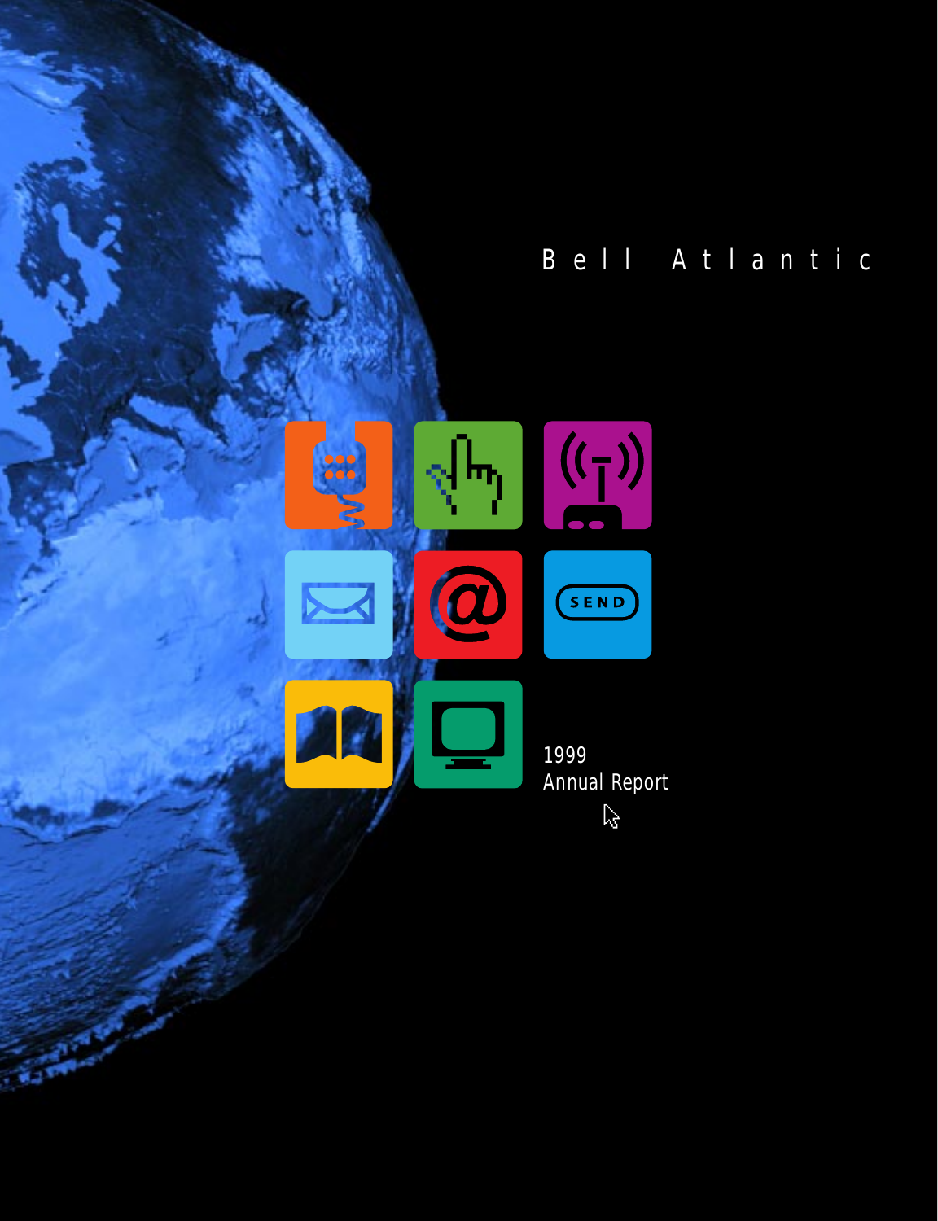# Bell Atlantic

1999
Annual Report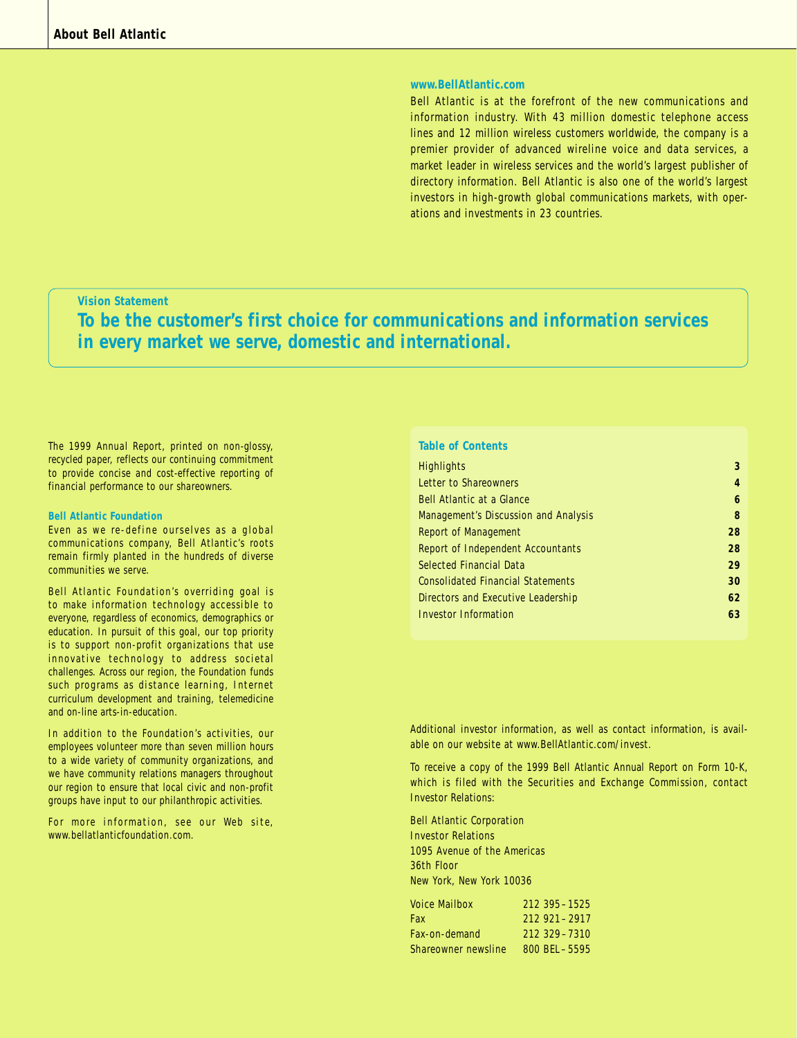# About Bell Atlantic

**www.BellAtlantic.com**

Bell Atlantic is at the forefront of the new communications and information industry. With 43 million domestic telephone access lines and 12 million wireless customers worldwide, the company is a premier provider of advanced wireline voice and data services, a market leader in wireless services and the world's largest publisher of directory information. Bell Atlantic is also one of the world's largest investors in high-growth global communications markets, with operations and investments in 23 countries.

**Vision Statement**

## To be the customer's first choice for communications and information services in every market we serve, domestic and international.

The 1999 Annual Report, printed on non-glossy, recycled paper, reflects our continuing commitment to provide concise and cost-effective reporting of financial performance to our shareowners.

**Bell Atlantic Foundation**

Even as we re-define ourselves as a global communications company, Bell Atlantic's roots remain firmly planted in the hundreds of diverse communities we serve.

Bell Atlantic Foundation's overriding goal is to make information technology accessible to everyone, regardless of economics, demographics or education. In pursuit of this goal, our top priority is to support non-profit organizations that use innovative technology to address societal challenges. Across our region, the Foundation funds such programs as distance learning, Internet curriculum development and training, telemedicine and on-line arts-in-education.

In addition to the Foundation's activities, our employees volunteer more than seven million hours to a wide variety of community organizations, and we have community relations managers throughout our region to ensure that local civic and non-profit groups have input to our philanthropic activities.

For more information, see our Web site, www.bellatlanticfoundation.com.

**Table of Contents**

| | |
|---|---|
| Highlights | 3 |
| Letter to Shareowners | 4 |
| Bell Atlantic at a Glance | 6 |
| Management's Discussion and Analysis | 8 |
| Report of Management | 28 |
| Report of Independent Accountants | 28 |
| Selected Financial Data | 29 |
| Consolidated Financial Statements | 30 |
| Directors and Executive Leadership | 62 |
| Investor Information | 63 |

Additional investor information, as well as contact information, is available on our website at www.BellAtlantic.com/invest.

To receive a copy of the 1999 Bell Atlantic Annual Report on Form 10-K, which is filed with the Securities and Exchange Commission, contact Investor Relations:

Bell Atlantic Corporation
Investor Relations
1095 Avenue of the Americas
36th Floor
New York, New York 10036

| | |
|---|---|
| Voice Mailbox | 212 395–1525 |
| Fax | 212 921–2917 |
| Fax-on-demand | 212 329–7310 |
| Shareowner newsline | 800 BEL–5595 |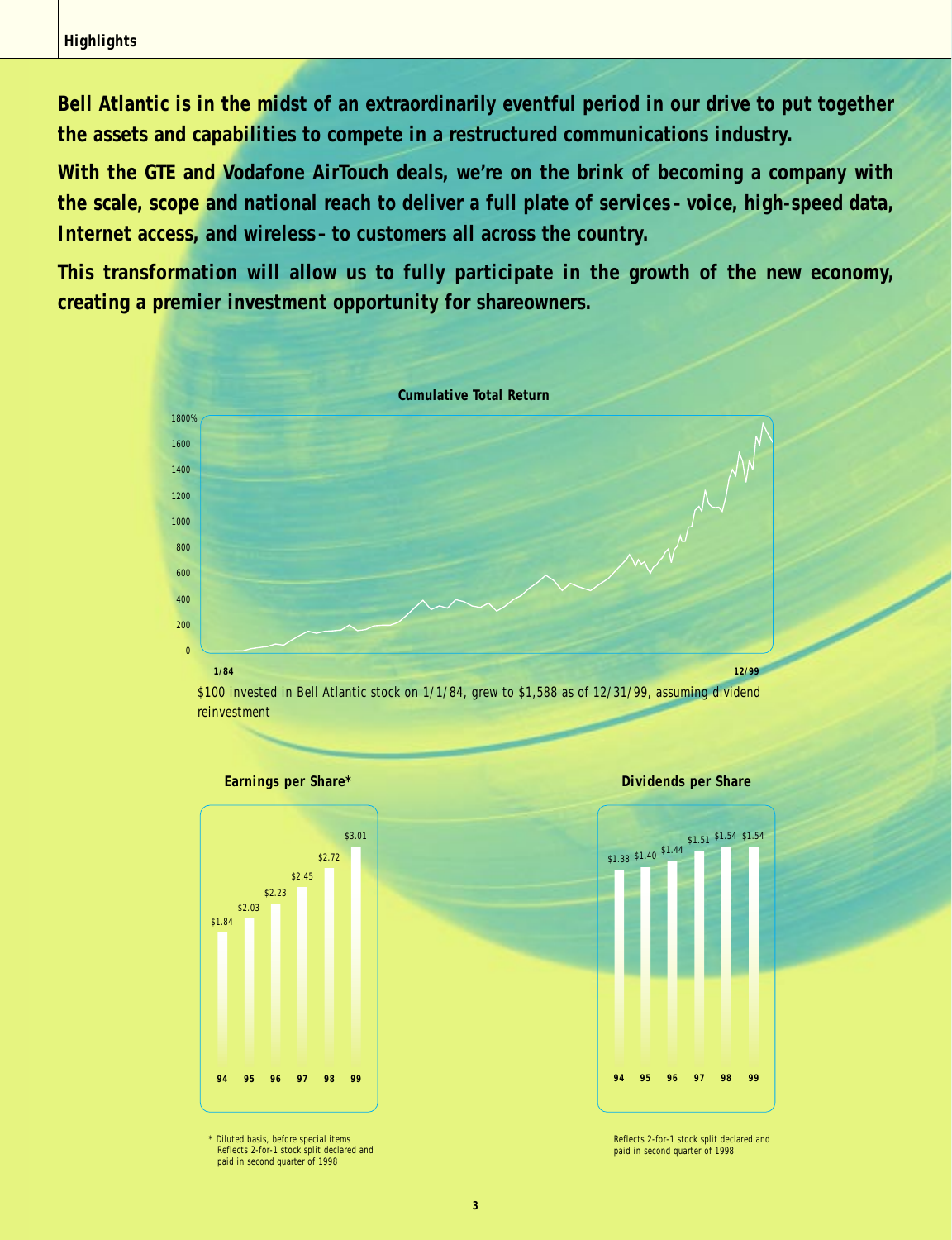# Highlights

**Bell Atlantic is in the midst of an extraordinarily eventful period in our drive to put together the assets and capabilities to compete in a restructured communications industry.**

**With the GTE and Vodafone AirTouch deals, we're on the brink of becoming a company with the scale, scope and national reach to deliver a full plate of services – voice, high-speed data, Internet access, and wireless – to customers all across the country.**

**This transformation will allow us to fully participate in the growth of the new economy, creating a premier investment opportunity for shareowners.**

**Cumulative Total Return**

$100 invested in Bell Atlantic stock on 1/1/84, grew to $1,588 as of 12/31/99, assuming dividend reinvestment

**Earnings per Share***

| 94 | 95 | 96 | 97 | 98 | 99 |
|---|---|---|---|---|---|
| $1.84 | $2.03 | $2.23 | $2.45 | $2.72 | $3.01 |

\* Diluted basis, before special items
Reflects 2-for-1 stock split declared and paid in second quarter of 1998

**Dividends per Share**

| 94 | 95 | 96 | 97 | 98 | 99 |
|---|---|---|---|---|---|
| $1.38 | $1.40 | $1.44 | $1.51 | $1.54 | $1.54 |

Reflects 2-for-1 stock split declared and paid in second quarter of 1998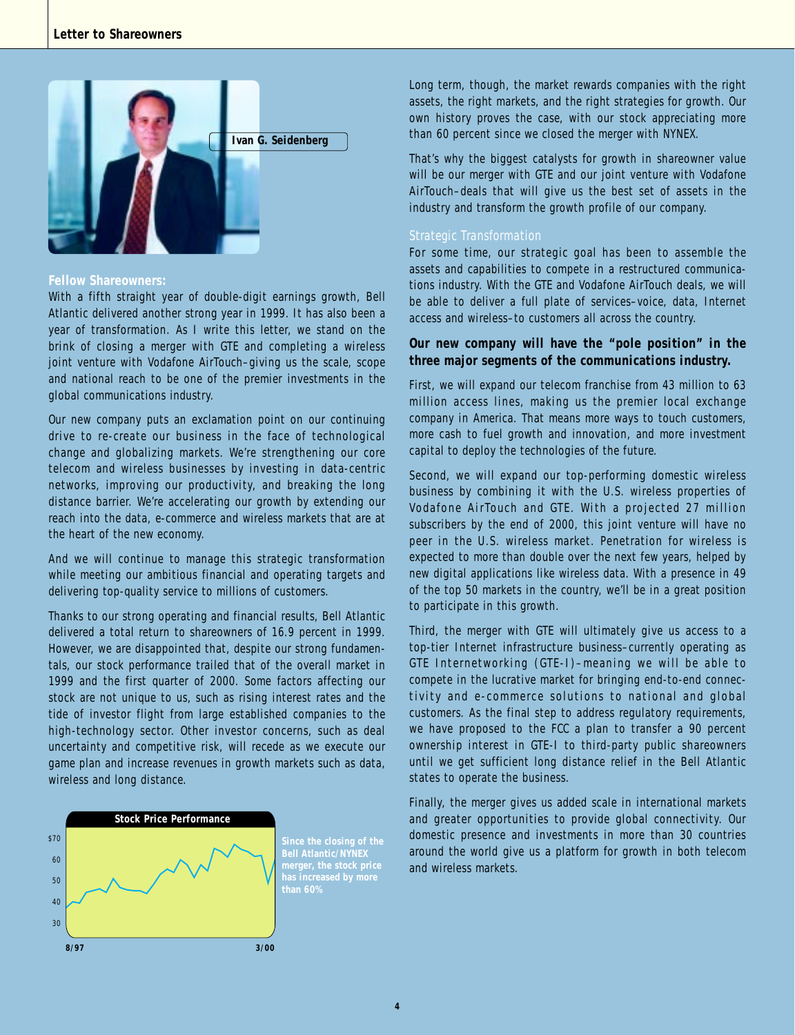Ivan G. Seidenberg

**Fellow Shareowners:**

With a fifth straight year of double-digit earnings growth, Bell Atlantic delivered another strong year in 1999. It has also been a year of transformation. As I write this letter, we stand on the brink of closing a merger with GTE and completing a wireless joint venture with Vodafone AirTouch–giving us the scale, scope and national reach to be one of the premier investments in the global communications industry.

Our new company puts an exclamation point on our continuing drive to re-create our business in the face of technological change and globalizing markets. We're strengthening our core telecom and wireless businesses by investing in data-centric networks, improving our productivity, and breaking the long distance barrier. We're accelerating our growth by extending our reach into the data, e-commerce and wireless markets that are at the heart of the new economy.

And we will continue to manage this strategic transformation while meeting our ambitious financial and operating targets and delivering top-quality service to millions of customers.

Thanks to our strong operating and financial results, Bell Atlantic delivered a total return to shareowners of 16.9 percent in 1999. However, we are disappointed that, despite our strong fundamentals, our stock performance trailed that of the overall market in 1999 and the first quarter of 2000. Some factors affecting our stock are not unique to us, such as rising interest rates and the tide of investor flight from large established companies to the high-technology sector. Other investor concerns, such as deal uncertainty and competitive risk, will recede as we execute our game plan and increase revenues in growth markets such as data, wireless and long distance.

**Stock Price Performance**

Since the closing of the Bell Atlantic/NYNEX merger, the stock price has increased by more than 60%

Long term, though, the market rewards companies with the right assets, the right markets, and the right strategies for growth. Our own history proves the case, with our stock appreciating more than 60 percent since we closed the merger with NYNEX.

That's why the biggest catalysts for growth in shareowner value will be our merger with GTE and our joint venture with Vodafone AirTouch–deals that will give us the best set of assets in the industry and transform the growth profile of our company.

## *Strategic Transformation*

For some time, our strategic goal has been to assemble the assets and capabilities to compete in a restructured communications industry. With the GTE and Vodafone AirTouch deals, we will be able to deliver a full plate of services–voice, data, Internet access and wireless–to customers all across the country.

**Our new company will have the "pole position" in the three major segments of the communications industry.**

First, we will expand our telecom franchise from 43 million to 63 million access lines, making us the premier local exchange company in America. That means more ways to touch customers, more cash to fuel growth and innovation, and more investment capital to deploy the technologies of the future.

Second, we will expand our top-performing domestic wireless business by combining it with the U.S. wireless properties of Vodafone AirTouch and GTE. With a projected 27 million subscribers by the end of 2000, this joint venture will have no peer in the U.S. wireless market. Penetration for wireless is expected to more than double over the next few years, helped by new digital applications like wireless data. With a presence in 49 of the top 50 markets in the country, we'll be in a great position to participate in this growth.

Third, the merger with GTE will ultimately give us access to a top-tier Internet infrastructure business–currently operating as GTE Internetworking (GTE-I)–meaning we will be able to compete in the lucrative market for bringing end-to-end connectivity and e-commerce solutions to national and global customers. As the final step to address regulatory requirements, we have proposed to the FCC a plan to transfer a 90 percent ownership interest in GTE-I to third-party public shareowners until we get sufficient long distance relief in the Bell Atlantic states to operate the business.

Finally, the merger gives us added scale in international markets and greater opportunities to provide global connectivity. Our domestic presence and investments in more than 30 countries around the world give us a platform for growth in both telecom and wireless markets.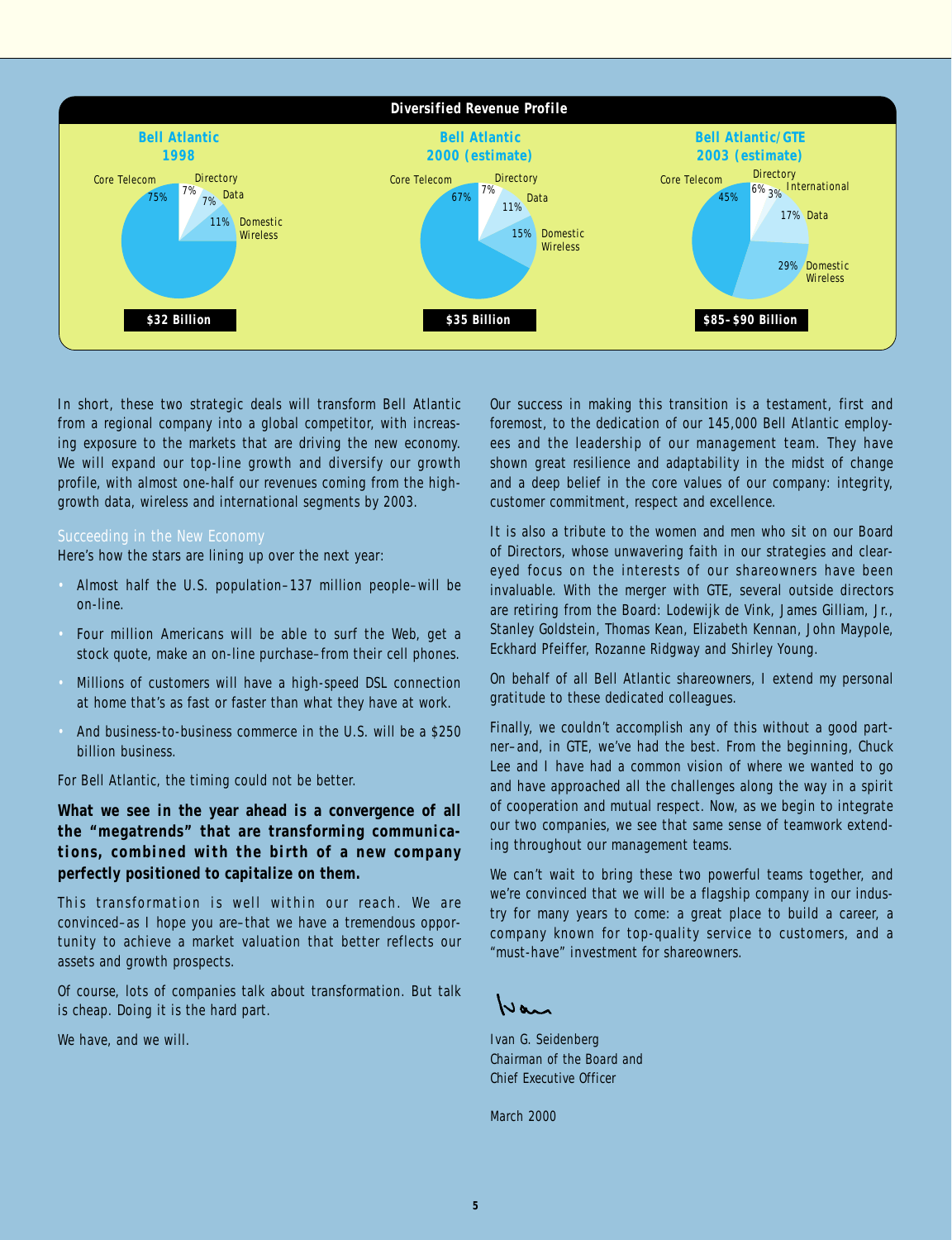## Diversified Revenue Profile

**Bell Atlantic 1998** — $32 Billion

| Segment | Share |
|---|---|
| Core Telecom | 75% |
| Directory | 7% |
| Data | 7% |
| Domestic Wireless | 11% |

**Bell Atlantic 2000 (estimate)** — $35 Billion

| Segment | Share |
|---|---|
| Core Telecom | 67% |
| Directory | 7% |
| Data | 11% |
| Domestic Wireless | 15% |

**Bell Atlantic/GTE 2003 (estimate)** — $85–$90 Billion

| Segment | Share |
|---|---|
| Core Telecom | 45% |
| Directory | 6% |
| International | 3% |
| Data | 17% |
| Domestic Wireless | 29% |

In short, these two strategic deals will transform Bell Atlantic from a regional company into a global competitor, with increasing exposure to the markets that are driving the new economy. We will expand our top-line growth and diversify our growth profile, with almost one-half our revenues coming from the high-growth data, wireless and international segments by 2003.

### Succeeding in the New Economy

Here's how the stars are lining up over the next year:

- Almost half the U.S. population–137 million people–will be on-line.
- Four million Americans will be able to surf the Web, get a stock quote, make an on-line purchase–from their cell phones.
- Millions of customers will have a high-speed DSL connection at home that's as fast or faster than what they have at work.
- And business-to-business commerce in the U.S. will be a $250 billion business.

For Bell Atlantic, the timing could not be better.

**What we see in the year ahead is a convergence of all the "megatrends" that are transforming communications, combined with the birth of a new company perfectly positioned to capitalize on them.**

This transformation is well within our reach. We are convinced–as I hope you are–that we have a tremendous opportunity to achieve a market valuation that better reflects our assets and growth prospects.

Of course, lots of companies talk about transformation. But talk is cheap. Doing it is the hard part.

We have, and we will.

Our success in making this transition is a testament, first and foremost, to the dedication of our 145,000 Bell Atlantic employees and the leadership of our management team. They have shown great resilience and adaptability in the midst of change and a deep belief in the core values of our company: integrity, customer commitment, respect and excellence.

It is also a tribute to the women and men who sit on our Board of Directors, whose unwavering faith in our strategies and clear-eyed focus on the interests of our shareowners have been invaluable. With the merger with GTE, several outside directors are retiring from the Board: Lodewijk de Vink, James Gilliam, Jr., Stanley Goldstein, Thomas Kean, Elizabeth Kennan, John Maypole, Eckhard Pfeiffer, Rozanne Ridgway and Shirley Young.

On behalf of all Bell Atlantic shareowners, I extend my personal gratitude to these dedicated colleagues.

Finally, we couldn't accomplish any of this without a good partner–and, in GTE, we've had the best. From the beginning, Chuck Lee and I have had a common vision of where we wanted to go and have approached all the challenges along the way in a spirit of cooperation and mutual respect. Now, as we begin to integrate our two companies, we see that same sense of teamwork extending throughout our management teams.

We can't wait to bring these two powerful teams together, and we're convinced that we will be a flagship company in our industry for many years to come: a great place to build a career, a company known for top-quality service to customers, and a "must-have" investment for shareowners.

Ivan G. Seidenberg
Chairman of the Board and
Chief Executive Officer

March 2000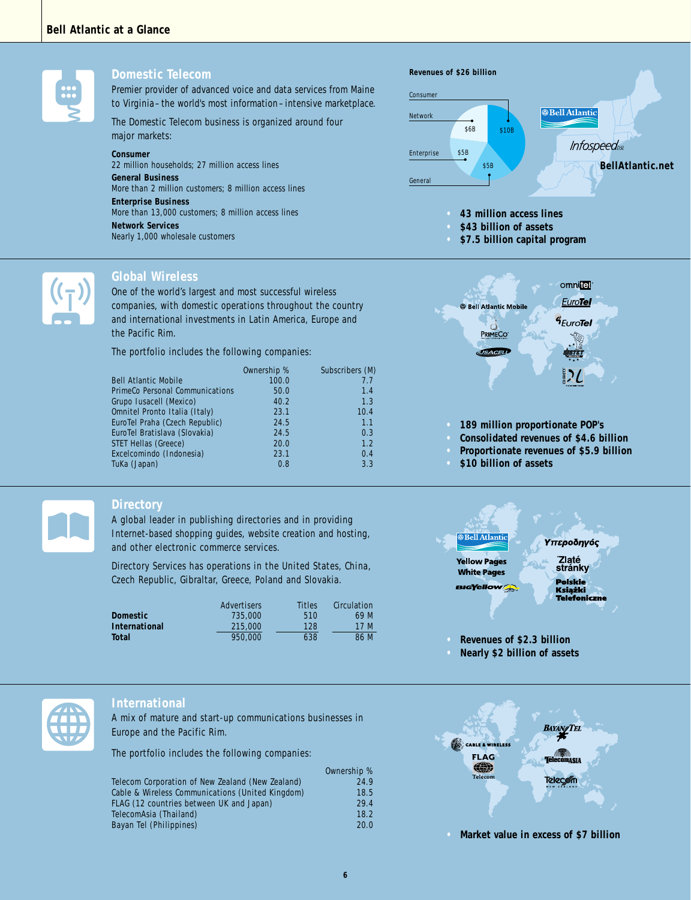## Bell Atlantic at a Glance

### Domestic Telecom

Premier provider of advanced voice and data services from Maine to Virginia – the world's most information – intensive marketplace.

The Domestic Telecom business is organized around four major markets:

**Consumer**
22 million households; 27 million access lines

**General Business**
More than 2 million customers; 8 million access lines

**Enterprise Business**
More than 13,000 customers; 8 million access lines

**Network Services**
Nearly 1,000 wholesale customers

**Revenues of $26 billion**

| Market | Revenues |
|---|---|
| Consumer | $10B |
| Network | $6B |
| Enterprise | $5B |
| General | $5B |

Bell Atlantic · Infospeed DSL · BellAtlantic.net

- 43 million access lines
- $43 billion of assets
- $7.5 billion capital program

### Global Wireless

One of the world's largest and most successful wireless companies, with domestic operations throughout the country and international investments in Latin America, Europe and the Pacific Rim.

The portfolio includes the following companies:

| | Ownership % | Subscribers (M) |
|---|---|---|
| Bell Atlantic Mobile | 100.0 | 7.7 |
| PrimeCo Personal Communications | 50.0 | 1.4 |
| Grupo Iusacell (Mexico) | 40.2 | 1.3 |
| Omnitel Pronto Italia (Italy) | 23.1 | 10.4 |
| EuroTel Praha (Czech Republic) | 24.5 | 1.1 |
| EuroTel Bratislava (Slovakia) | 24.5 | 0.3 |
| STET Hellas (Greece) | 20.0 | 1.2 |
| Excelcomindo (Indonesia) | 23.1 | 0.4 |
| TuKa (Japan) | 0.8 | 3.3 |

- 189 million proportionate POP's
- Consolidated revenues of $4.6 billion
- Proportionate revenues of $5.9 billion
- $10 billion of assets

### Directory

A global leader in publishing directories and in providing Internet-based shopping guides, website creation and hosting, and other electronic commerce services.

Directory Services has operations in the United States, China, Czech Republic, Gibraltar, Greece, Poland and Slovakia.

| | Advertisers | Titles | Circulation |
|---|---|---|---|
| **Domestic** | 735,000 | 510 | 69 M |
| **International** | 215,000 | 128 | 17 M |
| **Total** | 950,000 | 638 | 86 M |

Bell Atlantic Yellow Pages · White Pages · BigYellow · Υπεροδηγός · Zlaté stránky · Polskie Książki Telefoniczne

- Revenues of $2.3 billion
- Nearly $2 billion of assets

### International

A mix of mature and start-up communications businesses in Europe and the Pacific Rim.

The portfolio includes the following companies:

| | Ownership % |
|---|---|
| Telecom Corporation of New Zealand (New Zealand) | 24.9 |
| Cable & Wireless Communications (United Kingdom) | 18.5 |
| FLAG (12 countries between UK and Japan) | 29.4 |
| TelecomAsia (Thailand) | 18.2 |
| Bayan Tel (Philippines) | 20.0 |

- Market value in excess of $7 billion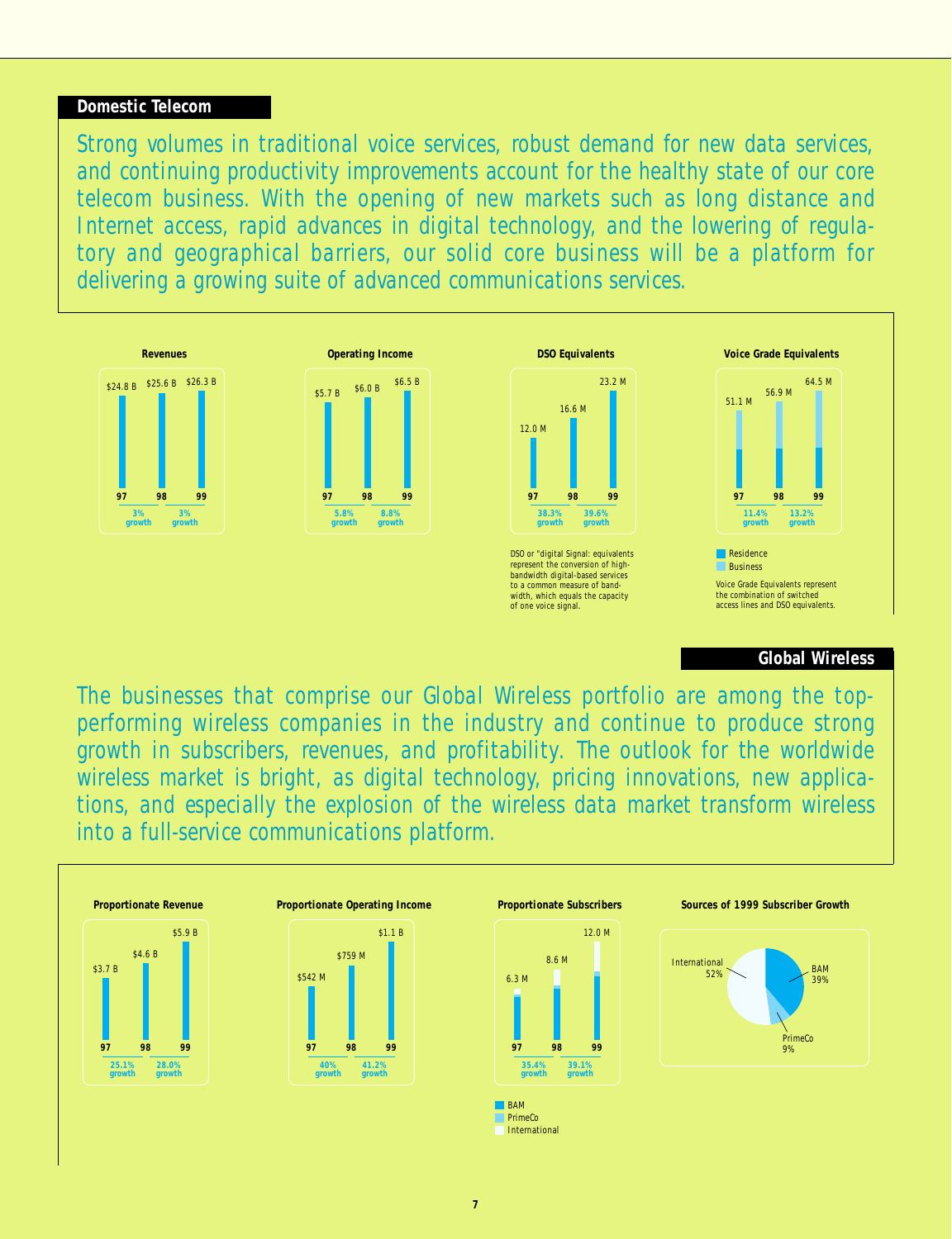## Domestic Telecom

Strong volumes in traditional voice services, robust demand for new data services, and continuing productivity improvements account for the healthy state of our core telecom business. With the opening of new markets such as long distance and Internet access, rapid advances in digital technology, and the lowering of regulatory and geographical barriers, our solid core business will be a platform for delivering a growing suite of advanced communications services.

**Revenues**

| | 97 | 98 | 99 |
|---|---|---|---|
| Revenues | $24.8 B | $25.6 B | $26.3 B |
| Growth | | 3% growth | 3% growth |

**Operating Income**

| | 97 | 98 | 99 |
|---|---|---|---|
| Operating Income | $5.7 B | $6.0 B | $6.5 B |
| Growth | | 5.8% growth | 8.8% growth |

**DSO Equivalents**

| | 97 | 98 | 99 |
|---|---|---|---|
| DSO Equivalents | 12.0 M | 16.6 M | 23.2 M |
| Growth | | 38.3% growth | 39.6% growth |

DSO or "digital Signal: equivalents represent the conversion of high-bandwidth digital-based services to a common measure of bandwidth, which equals the capacity of one voice signal.

**Voice Grade Equivalents**

| | 97 | 98 | 99 |
|---|---|---|---|
| Voice Grade Equivalents | 51.1 M | 56.9 M | 64.5 M |
| Growth | | 11.4% growth | 13.2% growth |

Residence / Business

Voice Grade Equivalents represent the combination of switched access lines and DSO equivalents.

## Global Wireless

The businesses that comprise our Global Wireless portfolio are among the top-performing wireless companies in the industry and continue to produce strong growth in subscribers, revenues, and profitability. The outlook for the worldwide wireless market is bright, as digital technology, pricing innovations, new applications, and especially the explosion of the wireless data market transform wireless into a full-service communications platform.

**Proportionate Revenue**

| | 97 | 98 | 99 |
|---|---|---|---|
| Proportionate Revenue | $3.7 B | $4.6 B | $5.9 B |
| Growth | | 25.1% growth | 28.0% growth |

**Proportionate Operating Income**

| | 97 | 98 | 99 |
|---|---|---|---|
| Proportionate Operating Income | $542 M | $759 M | $1.1 B |
| Growth | | 40% growth | 41.2% growth |

**Proportionate Subscribers**

| | 97 | 98 | 99 |
|---|---|---|---|
| Proportionate Subscribers | 6.3 M | 8.6 M | 12.0 M |
| Growth | | 35.4% growth | 39.1% growth |

BAM / PrimeCo / International

**Sources of 1999 Subscriber Growth**

| Source | Share |
|---|---|
| International | 52% |
| BAM | 39% |
| PrimeCo | 9% |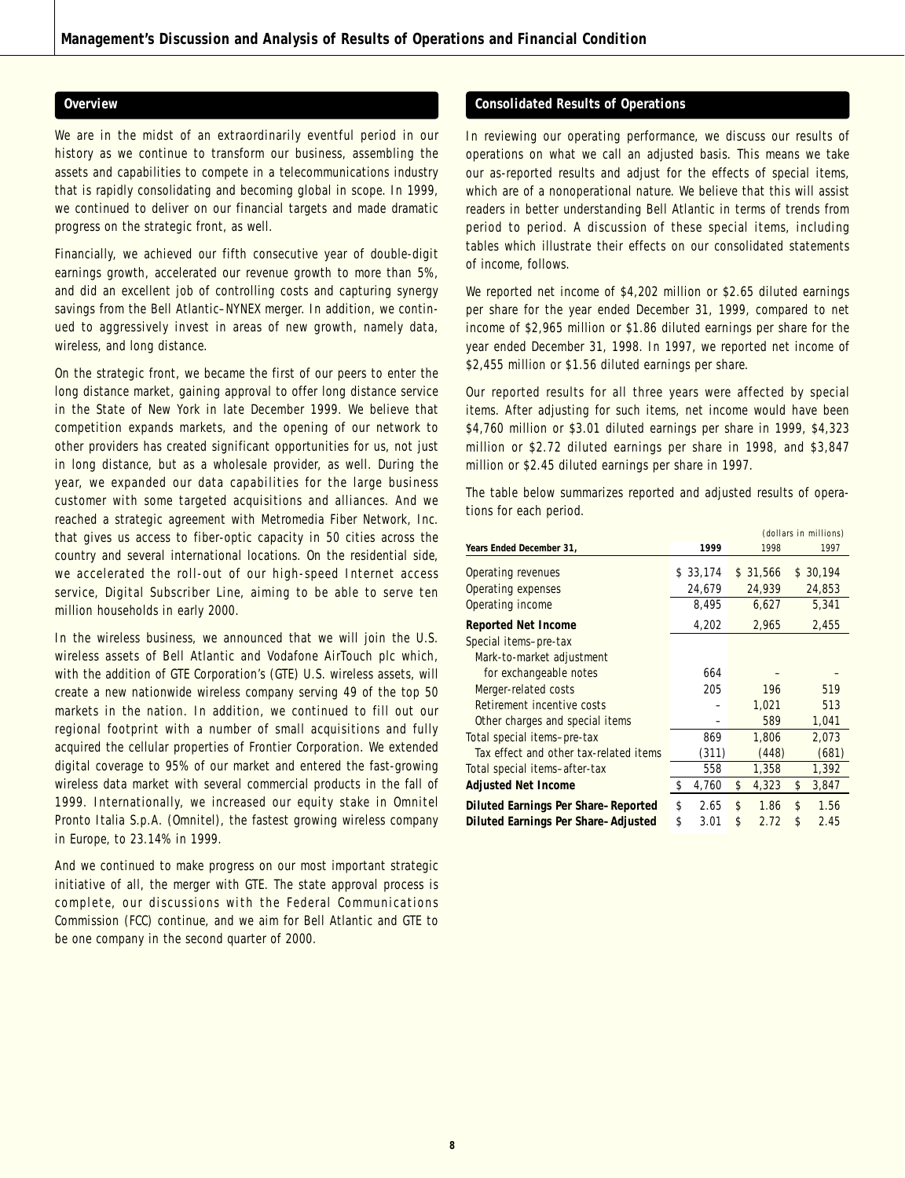# Management's Discussion and Analysis of Results of Operations and Financial Condition

## Overview

We are in the midst of an extraordinarily eventful period in our history as we continue to transform our business, assembling the assets and capabilities to compete in a telecommunications industry that is rapidly consolidating and becoming global in scope. In 1999, we continued to deliver on our financial targets and made dramatic progress on the strategic front, as well.

Financially, we achieved our fifth consecutive year of double-digit earnings growth, accelerated our revenue growth to more than 5%, and did an excellent job of controlling costs and capturing synergy savings from the Bell Atlantic–NYNEX merger. In addition, we continued to aggressively invest in areas of new growth, namely data, wireless, and long distance.

On the strategic front, we became the first of our peers to enter the long distance market, gaining approval to offer long distance service in the State of New York in late December 1999. We believe that competition expands markets, and the opening of our network to other providers has created significant opportunities for us, not just in long distance, but as a wholesale provider, as well. During the year, we expanded our data capabilities for the large business customer with some targeted acquisitions and alliances. And we reached a strategic agreement with Metromedia Fiber Network, Inc. that gives us access to fiber-optic capacity in 50 cities across the country and several international locations. On the residential side, we accelerated the roll-out of our high-speed Internet access service, Digital Subscriber Line, aiming to be able to serve ten million households in early 2000.

In the wireless business, we announced that we will join the U.S. wireless assets of Bell Atlantic and Vodafone AirTouch plc which, with the addition of GTE Corporation's (GTE) U.S. wireless assets, will create a new nationwide wireless company serving 49 of the top 50 markets in the nation. In addition, we continued to fill out our regional footprint with a number of small acquisitions and fully acquired the cellular properties of Frontier Corporation. We extended digital coverage to 95% of our market and entered the fast-growing wireless data market with several commercial products in the fall of 1999. Internationally, we increased our equity stake in Omnitel Pronto Italia S.p.A. (Omnitel), the fastest growing wireless company in Europe, to 23.14% in 1999.

And we continued to make progress on our most important strategic initiative of all, the merger with GTE. The state approval process is complete, our discussions with the Federal Communications Commission (FCC) continue, and we aim for Bell Atlantic and GTE to be one company in the second quarter of 2000.

## Consolidated Results of Operations

In reviewing our operating performance, we discuss our results of operations on what we call an adjusted basis. This means we take our as-reported results and adjust for the effects of special items, which are of a nonoperational nature. We believe that this will assist readers in better understanding Bell Atlantic in terms of trends from period to period. A discussion of these special items, including tables which illustrate their effects on our consolidated statements of income, follows.

We reported net income of $4,202 million or $2.65 diluted earnings per share for the year ended December 31, 1999, compared to net income of $2,965 million or $1.86 diluted earnings per share for the year ended December 31, 1998. In 1997, we reported net income of $2,455 million or $1.56 diluted earnings per share.

Our reported results for all three years were affected by special items. After adjusting for such items, net income would have been $4,760 million or $3.01 diluted earnings per share in 1999, $4,323 million or $2.72 diluted earnings per share in 1998, and $3,847 million or $2.45 diluted earnings per share in 1997.

The table below summarizes reported and adjusted results of operations for each period.

(dollars in millions)

| Years Ended December 31, | 1999 | 1998 | 1997 |
|---|---|---|---|
| Operating revenues | $ 33,174 | $ 31,566 | $ 30,194 |
| Operating expenses | 24,679 | 24,939 | 24,853 |
| Operating income | 8,495 | 6,627 | 5,341 |
| **Reported Net Income** | 4,202 | 2,965 | 2,455 |
| Special items–pre-tax | | | |
| Mark-to-market adjustment for exchangeable notes | 664 | – | – |
| Merger-related costs | 205 | 196 | 519 |
| Retirement incentive costs | – | 1,021 | 513 |
| Other charges and special items | – | 589 | 1,041 |
| Total special items–pre-tax | 869 | 1,806 | 2,073 |
| Tax effect and other tax-related items | (311) | (448) | (681) |
| Total special items–after-tax | 558 | 1,358 | 1,392 |
| **Adjusted Net Income** | $ 4,760 | $ 4,323 | $ 3,847 |
| **Diluted Earnings Per Share–Reported** | $ 2.65 | $ 1.86 | $ 1.56 |
| **Diluted Earnings Per Share–Adjusted** | $ 3.01 | $ 2.72 | $ 2.45 |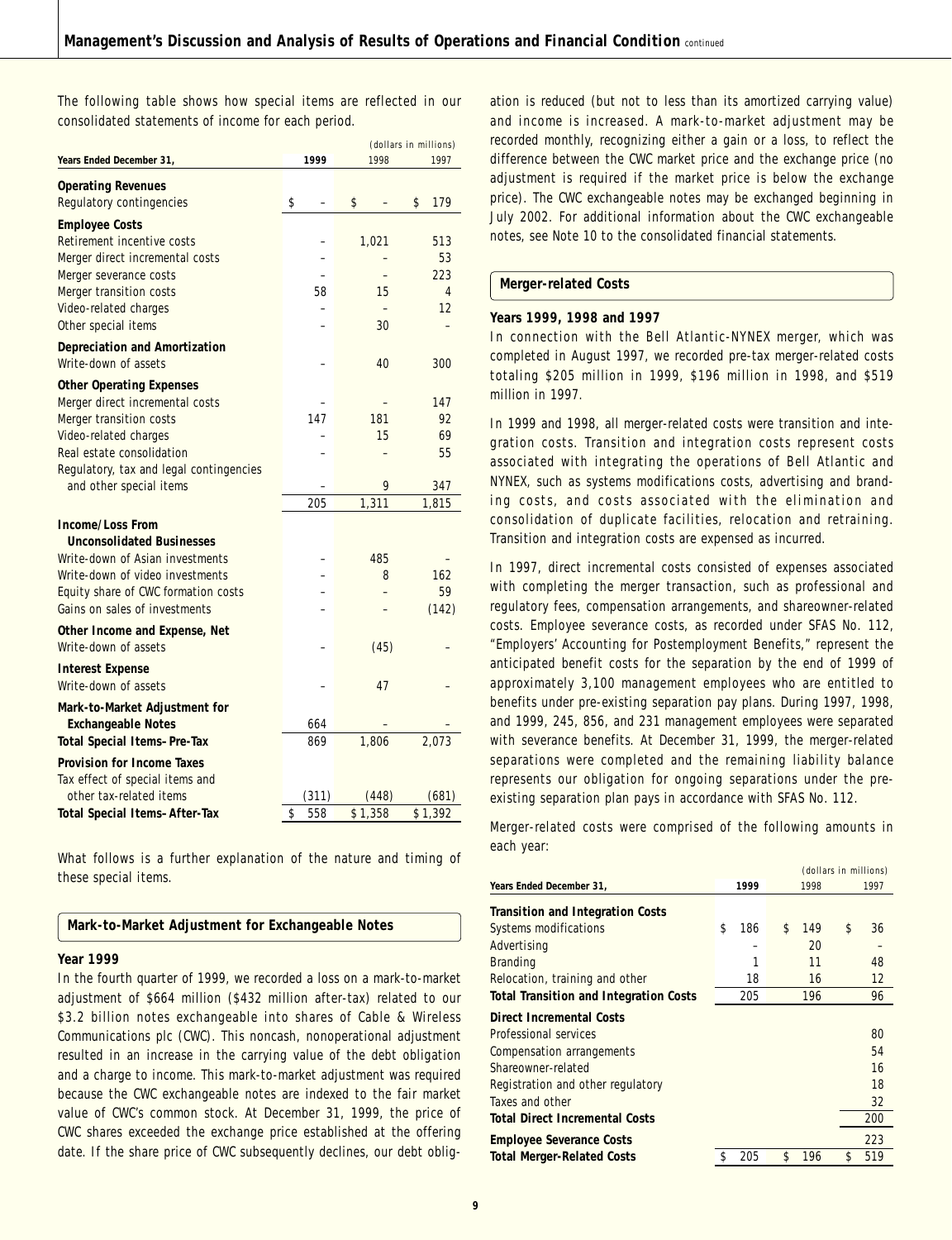## Management's Discussion and Analysis of Results of Operations and Financial Condition *continued*

The following table shows how special items are reflected in our consolidated statements of income for each period.

| Years Ended December 31, | 1999 | 1998 | 1997 |
|---|---|---|---|
| | | | *(dollars in millions)* |
| **Operating Revenues** | | | |
| Regulatory contingencies | $ – | $ – | $ 179 |
| **Employee Costs** | | | |
| Retirement incentive costs | – | 1,021 | 513 |
| Merger direct incremental costs | – | – | 53 |
| Merger severance costs | – | – | 223 |
| Merger transition costs | 58 | 15 | 4 |
| Video-related charges | – | – | 12 |
| Other special items | – | 30 | – |
| **Depreciation and Amortization** | | | |
| Write-down of assets | – | 40 | 300 |
| **Other Operating Expenses** | | | |
| Merger direct incremental costs | – | – | 147 |
| Merger transition costs | 147 | 181 | 92 |
| Video-related charges | – | 15 | 69 |
| Real estate consolidation | – | – | 55 |
| Regulatory, tax and legal contingencies and other special items | – | 9 | 347 |
| | 205 | 1,311 | 1,815 |
| **Income/Loss From Unconsolidated Businesses** | | | |
| Write-down of Asian investments | – | 485 | – |
| Write-down of video investments | – | 8 | 162 |
| Equity share of CWC formation costs | – | – | 59 |
| Gains on sales of investments | – | – | (142) |
| **Other Income and Expense, Net** | | | |
| Write-down of assets | – | (45) | – |
| **Interest Expense** | | | |
| Write-down of assets | – | 47 | – |
| **Mark-to-Market Adjustment for Exchangeable Notes** | 664 | – | – |
| **Total Special Items–Pre-Tax** | 869 | 1,806 | 2,073 |
| **Provision for Income Taxes** | | | |
| Tax effect of special items and other tax-related items | (311) | (448) | (681) |
| **Total Special Items–After-Tax** | $ 558 | $ 1,358 | $ 1,392 |

What follows is a further explanation of the nature and timing of these special items.

### Mark-to-Market Adjustment for Exchangeable Notes

**Year 1999**

In the fourth quarter of 1999, we recorded a loss on a mark-to-market adjustment of $664 million ($432 million after-tax) related to our $3.2 billion notes exchangeable into shares of Cable & Wireless Communications plc (CWC). This noncash, nonoperational adjustment resulted in an increase in the carrying value of the debt obligation and a charge to income. This mark-to-market adjustment was required because the CWC exchangeable notes are indexed to the fair market value of CWC's common stock. At December 31, 1999, the price of CWC shares exceeded the exchange price established at the offering date. If the share price of CWC subsequently declines, our debt obligation is reduced (but not to less than its amortized carrying value) and income is increased. A mark-to-market adjustment may be recorded monthly, recognizing either a gain or a loss, to reflect the difference between the CWC market price and the exchange price (no adjustment is required if the market price is below the exchange price). The CWC exchangeable notes may be exchanged beginning in July 2002. For additional information about the CWC exchangeable notes, see Note 10 to the consolidated financial statements.

### Merger-related Costs

**Years 1999, 1998 and 1997**

In connection with the Bell Atlantic-NYNEX merger, which was completed in August 1997, we recorded pre-tax merger-related costs totaling $205 million in 1999, $196 million in 1998, and $519 million in 1997.

In 1999 and 1998, all merger-related costs were transition and integration costs. Transition and integration costs represent costs associated with integrating the operations of Bell Atlantic and NYNEX, such as systems modifications costs, advertising and branding costs, and costs associated with the elimination and consolidation of duplicate facilities, relocation and retraining. Transition and integration costs are expensed as incurred.

In 1997, direct incremental costs consisted of expenses associated with completing the merger transaction, such as professional and regulatory fees, compensation arrangements, and shareowner-related costs. Employee severance costs, as recorded under SFAS No. 112, "Employers' Accounting for Postemployment Benefits," represent the anticipated benefit costs for the separation by the end of 1999 of approximately 3,100 management employees who are entitled to benefits under pre-existing separation pay plans. During 1997, 1998, and 1999, 245, 856, and 231 management employees were separated with severance benefits. At December 31, 1999, the merger-related separations were completed and the remaining liability balance represents our obligation for ongoing separations under the pre-existing separation plan pays in accordance with SFAS No. 112.

Merger-related costs were comprised of the following amounts in each year:

| Years Ended December 31, | 1999 | 1998 | 1997 |
|---|---|---|---|
| | | | *(dollars in millions)* |
| **Transition and Integration Costs** | | | |
| Systems modifications | $ 186 | $ 149 | $ 36 |
| Advertising | – | 20 | – |
| Branding | 1 | 11 | 48 |
| Relocation, training and other | 18 | 16 | 12 |
| **Total Transition and Integration Costs** | 205 | 196 | 96 |
| **Direct Incremental Costs** | | | |
| Professional services | | | 80 |
| Compensation arrangements | | | 54 |
| Shareowner-related | | | 16 |
| Registration and other regulatory | | | 18 |
| Taxes and other | | | 32 |
| **Total Direct Incremental Costs** | | | 200 |
| **Employee Severance Costs** | | | 223 |
| **Total Merger-Related Costs** | $ 205 | $ 196 | $ 519 |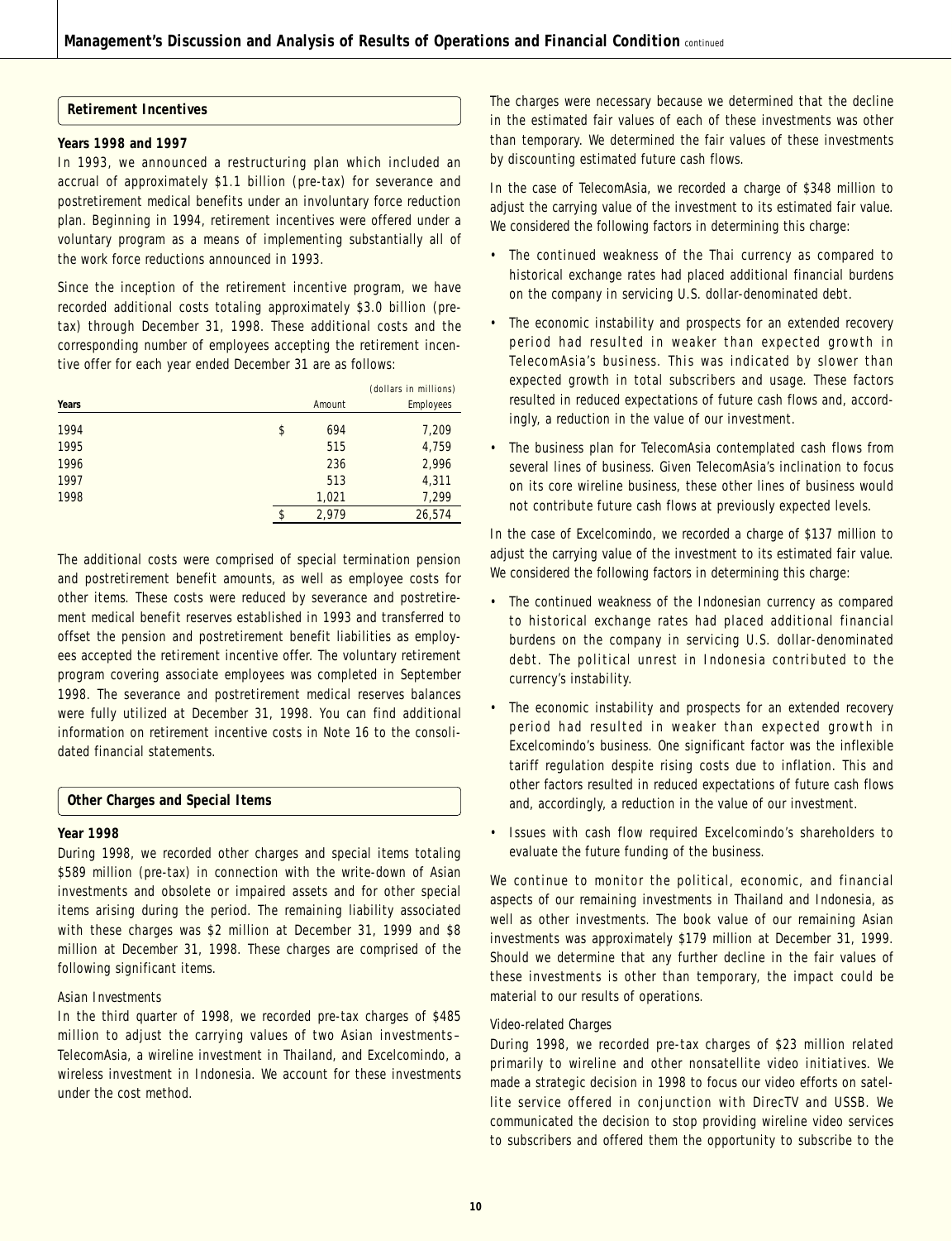## Retirement Incentives

**Years 1998 and 1997**

In 1993, we announced a restructuring plan which included an accrual of approximately $1.1 billion (pre-tax) for severance and postretirement medical benefits under an involuntary force reduction plan. Beginning in 1994, retirement incentives were offered under a voluntary program as a means of implementing substantially all of the work force reductions announced in 1993.

Since the inception of the retirement incentive program, we have recorded additional costs totaling approximately $3.0 billion (pre-tax) through December 31, 1998. These additional costs and the corresponding number of employees accepting the retirement incentive offer for each year ended December 31 are as follows:

| | (dollars in millions) | |
|---|---|---|
| Years | Amount | Employees |
| 1994 | $ 694 | 7,209 |
| 1995 | 515 | 4,759 |
| 1996 | 236 | 2,996 |
| 1997 | 513 | 4,311 |
| 1998 | 1,021 | 7,299 |
| | $ 2,979 | 26,574 |

The additional costs were comprised of special termination pension and postretirement benefit amounts, as well as employee costs for other items. These costs were reduced by severance and postretirement medical benefit reserves established in 1993 and transferred to offset the pension and postretirement benefit liabilities as employees accepted the retirement incentive offer. The voluntary retirement program covering associate employees was completed in September 1998. The severance and postretirement medical reserves balances were fully utilized at December 31, 1998. You can find additional information on retirement incentive costs in Note 16 to the consolidated financial statements.

## Other Charges and Special Items

**Year 1998**

During 1998, we recorded other charges and special items totaling $589 million (pre-tax) in connection with the write-down of Asian investments and obsolete or impaired assets and for other special items arising during the period. The remaining liability associated with these charges was $2 million at December 31, 1999 and $8 million at December 31, 1998. These charges are comprised of the following significant items.

*Asian Investments*

In the third quarter of 1998, we recorded pre-tax charges of $485 million to adjust the carrying values of two Asian investments– TelecomAsia, a wireline investment in Thailand, and Excelcomindo, a wireless investment in Indonesia. We account for these investments under the cost method.

The charges were necessary because we determined that the decline in the estimated fair values of each of these investments was other than temporary. We determined the fair values of these investments by discounting estimated future cash flows.

In the case of TelecomAsia, we recorded a charge of $348 million to adjust the carrying value of the investment to its estimated fair value. We considered the following factors in determining this charge:

- The continued weakness of the Thai currency as compared to historical exchange rates had placed additional financial burdens on the company in servicing U.S. dollar-denominated debt.
- The economic instability and prospects for an extended recovery period had resulted in weaker than expected growth in TelecomAsia's business. This was indicated by slower than expected growth in total subscribers and usage. These factors resulted in reduced expectations of future cash flows and, accordingly, a reduction in the value of our investment.
- The business plan for TelecomAsia contemplated cash flows from several lines of business. Given TelecomAsia's inclination to focus on its core wireline business, these other lines of business would not contribute future cash flows at previously expected levels.

In the case of Excelcomindo, we recorded a charge of $137 million to adjust the carrying value of the investment to its estimated fair value. We considered the following factors in determining this charge:

- The continued weakness of the Indonesian currency as compared to historical exchange rates had placed additional financial burdens on the company in servicing U.S. dollar-denominated debt. The political unrest in Indonesia contributed to the currency's instability.
- The economic instability and prospects for an extended recovery period had resulted in weaker than expected growth in Excelcomindo's business. One significant factor was the inflexible tariff regulation despite rising costs due to inflation. This and other factors resulted in reduced expectations of future cash flows and, accordingly, a reduction in the value of our investment.
- Issues with cash flow required Excelcomindo's shareholders to evaluate the future funding of the business.

We continue to monitor the political, economic, and financial aspects of our remaining investments in Thailand and Indonesia, as well as other investments. The book value of our remaining Asian investments was approximately $179 million at December 31, 1999. Should we determine that any further decline in the fair values of these investments is other than temporary, the impact could be material to our results of operations.

*Video-related Charges*

During 1998, we recorded pre-tax charges of $23 million related primarily to wireline and other nonsatellite video initiatives. We made a strategic decision in 1998 to focus our video efforts on satellite service offered in conjunction with DirecTV and USSB. We communicated the decision to stop providing wireline video services to subscribers and offered them the opportunity to subscribe to the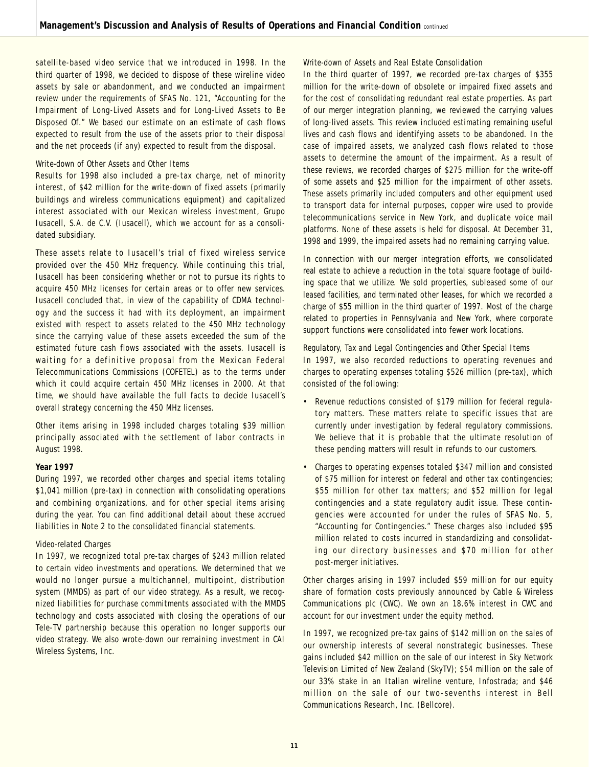satellite-based video service that we introduced in 1998. In the third quarter of 1998, we decided to dispose of these wireline video assets by sale or abandonment, and we conducted an impairment review under the requirements of SFAS No. 121, "Accounting for the Impairment of Long-Lived Assets and for Long-Lived Assets to Be Disposed Of." We based our estimate on an estimate of cash flows expected to result from the use of the assets prior to their disposal and the net proceeds (if any) expected to result from the disposal.

*Write-down of Other Assets and Other Items*

Results for 1998 also included a pre-tax charge, net of minority interest, of $42 million for the write-down of fixed assets (primarily buildings and wireless communications equipment) and capitalized interest associated with our Mexican wireless investment, Grupo Iusacell, S.A. de C.V. (Iusacell), which we account for as a consolidated subsidiary.

These assets relate to Iusacell's trial of fixed wireless service provided over the 450 MHz frequency. While continuing this trial, Iusacell has been considering whether or not to pursue its rights to acquire 450 MHz licenses for certain areas or to offer new services. Iusacell concluded that, in view of the capability of CDMA technology and the success it had with its deployment, an impairment existed with respect to assets related to the 450 MHz technology since the carrying value of these assets exceeded the sum of the estimated future cash flows associated with the assets. Iusacell is waiting for a definitive proposal from the Mexican Federal Telecommunications Commissions (COFETEL) as to the terms under which it could acquire certain 450 MHz licenses in 2000. At that time, we should have available the full facts to decide Iusacell's overall strategy concerning the 450 MHz licenses.

Other items arising in 1998 included charges totaling $39 million principally associated with the settlement of labor contracts in August 1998.

**Year 1997**

During 1997, we recorded other charges and special items totaling $1,041 million (pre-tax) in connection with consolidating operations and combining organizations, and for other special items arising during the year. You can find additional detail about these accrued liabilities in Note 2 to the consolidated financial statements.

*Video-related Charges*

In 1997, we recognized total pre-tax charges of $243 million related to certain video investments and operations. We determined that we would no longer pursue a multichannel, multipoint, distribution system (MMDS) as part of our video strategy. As a result, we recognized liabilities for purchase commitments associated with the MMDS technology and costs associated with closing the operations of our Tele-TV partnership because this operation no longer supports our video strategy. We also wrote-down our remaining investment in CAI Wireless Systems, Inc.

*Write-down of Assets and Real Estate Consolidation*

In the third quarter of 1997, we recorded pre-tax charges of $355 million for the write-down of obsolete or impaired fixed assets and for the cost of consolidating redundant real estate properties. As part of our merger integration planning, we reviewed the carrying values of long-lived assets. This review included estimating remaining useful lives and cash flows and identifying assets to be abandoned. In the case of impaired assets, we analyzed cash flows related to those assets to determine the amount of the impairment. As a result of these reviews, we recorded charges of $275 million for the write-off of some assets and $25 million for the impairment of other assets. These assets primarily included computers and other equipment used to transport data for internal purposes, copper wire used to provide telecommunications service in New York, and duplicate voice mail platforms. None of these assets is held for disposal. At December 31, 1998 and 1999, the impaired assets had no remaining carrying value.

In connection with our merger integration efforts, we consolidated real estate to achieve a reduction in the total square footage of building space that we utilize. We sold properties, subleased some of our leased facilities, and terminated other leases, for which we recorded a charge of $55 million in the third quarter of 1997. Most of the charge related to properties in Pennsylvania and New York, where corporate support functions were consolidated into fewer work locations.

*Regulatory, Tax and Legal Contingencies and Other Special Items*

In 1997, we also recorded reductions to operating revenues and charges to operating expenses totaling $526 million (pre-tax), which consisted of the following:

- Revenue reductions consisted of $179 million for federal regulatory matters. These matters relate to specific issues that are currently under investigation by federal regulatory commissions. We believe that it is probable that the ultimate resolution of these pending matters will result in refunds to our customers.
- Charges to operating expenses totaled $347 million and consisted of $75 million for interest on federal and other tax contingencies; $55 million for other tax matters; and $52 million for legal contingencies and a state regulatory audit issue. These contingencies were accounted for under the rules of SFAS No. 5, "Accounting for Contingencies." These charges also included $95 million related to costs incurred in standardizing and consolidating our directory businesses and $70 million for other post-merger initiatives.

Other charges arising in 1997 included $59 million for our equity share of formation costs previously announced by Cable & Wireless Communications plc (CWC). We own an 18.6% interest in CWC and account for our investment under the equity method.

In 1997, we recognized pre-tax gains of $142 million on the sales of our ownership interests of several nonstrategic businesses. These gains included $42 million on the sale of our interest in Sky Network Television Limited of New Zealand (SkyTV); $54 million on the sale of our 33% stake in an Italian wireline venture, Infostrada; and $46 million on the sale of our two-sevenths interest in Bell Communications Research, Inc. (Bellcore).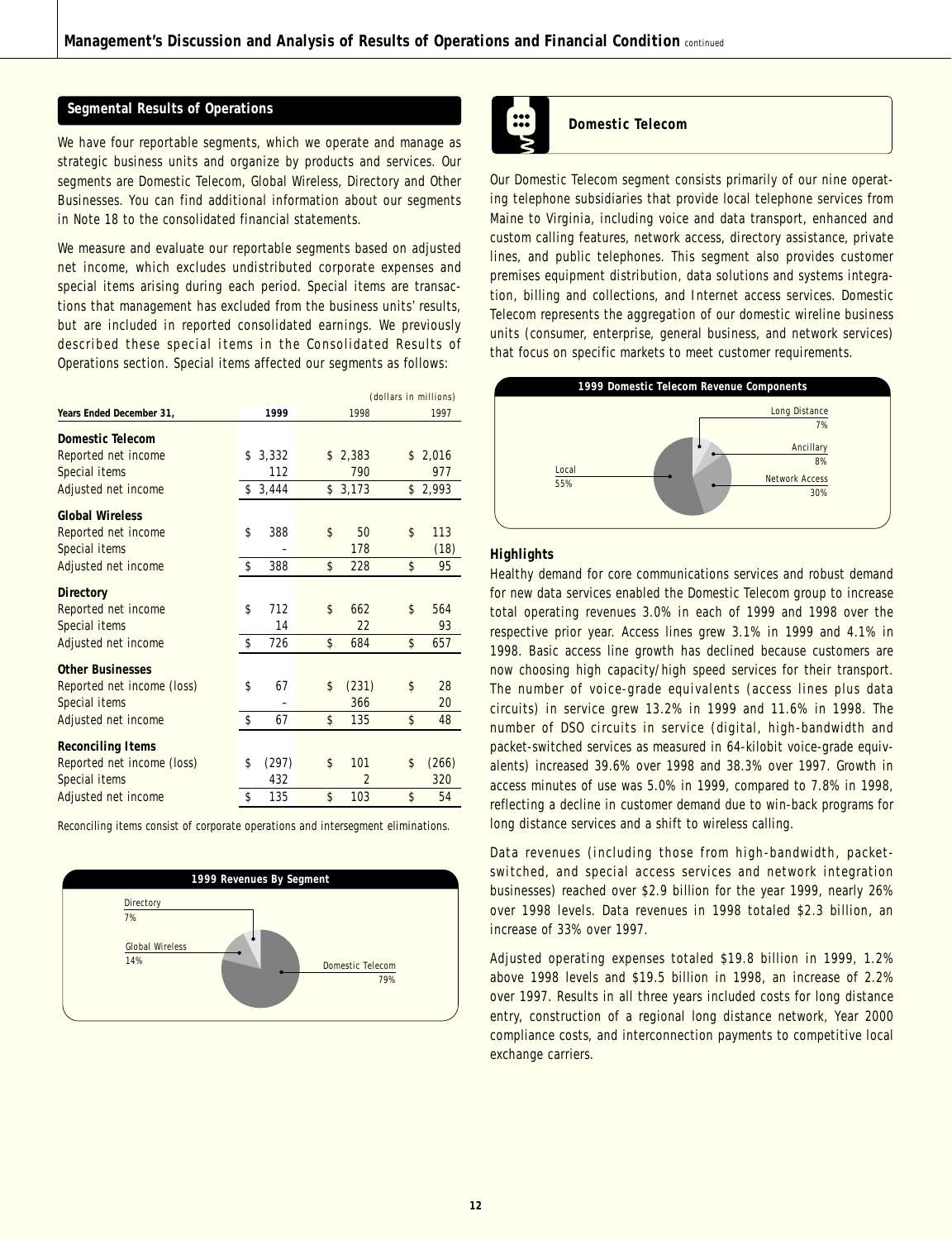## Segmental Results of Operations

We have four reportable segments, which we operate and manage as strategic business units and organize by products and services. Our segments are Domestic Telecom, Global Wireless, Directory and Other Businesses. You can find additional information about our segments in Note 18 to the consolidated financial statements.

We measure and evaluate our reportable segments based on adjusted net income, which excludes undistributed corporate expenses and special items arising during each period. Special items are transactions that management has excluded from the business units' results, but are included in reported consolidated earnings. We previously described these special items in the Consolidated Results of Operations section. Special items affected our segments as follows:

(dollars in millions)

| Years Ended December 31, | 1999 | 1998 | 1997 |
|---|---|---|---|
| **Domestic Telecom** | | | |
| Reported net income | $ 3,332 | $ 2,383 | $ 2,016 |
| Special items | 112 | 790 | 977 |
| Adjusted net income | $ 3,444 | $ 3,173 | $ 2,993 |
| **Global Wireless** | | | |
| Reported net income | $ 388 | $ 50 | $ 113 |
| Special items | – | 178 | (18) |
| Adjusted net income | $ 388 | $ 228 | $ 95 |
| **Directory** | | | |
| Reported net income | $ 712 | $ 662 | $ 564 |
| Special items | 14 | 22 | 93 |
| Adjusted net income | $ 726 | $ 684 | $ 657 |
| **Other Businesses** | | | |
| Reported net income (loss) | $ 67 | $ (231) | $ 28 |
| Special items | – | 366 | 20 |
| Adjusted net income | $ 67 | $ 135 | $ 48 |
| **Reconciling Items** | | | |
| Reported net income (loss) | $ (297) | $ 101 | $ (266) |
| Special items | 432 | 2 | 320 |
| Adjusted net income | $ 135 | $ 103 | $ 54 |

*Reconciling items consist of corporate operations and intersegment eliminations.*

**1999 Revenues By Segment**

Directory 7%
Global Wireless 14%
Domestic Telecom 79%

## Domestic Telecom

Our Domestic Telecom segment consists primarily of our nine operating telephone subsidiaries that provide local telephone services from Maine to Virginia, including voice and data transport, enhanced and custom calling features, network access, directory assistance, private lines, and public telephones. This segment also provides customer premises equipment distribution, data solutions and systems integration, billing and collections, and Internet access services. Domestic Telecom represents the aggregation of our domestic wireline business units (consumer, enterprise, general business, and network services) that focus on specific markets to meet customer requirements.

**1999 Domestic Telecom Revenue Components**

Long Distance 7%
Ancillary 8%
Local 55%
Network Access 30%

### Highlights

Healthy demand for core communications services and robust demand for new data services enabled the Domestic Telecom group to increase total operating revenues 3.0% in each of 1999 and 1998 over the respective prior year. Access lines grew 3.1% in 1999 and 4.1% in 1998. Basic access line growth has declined because customers are now choosing high capacity/high speed services for their transport. The number of voice-grade equivalents (access lines plus data circuits) in service grew 13.2% in 1999 and 11.6% in 1998. The number of DSO circuits in service (digital, high-bandwidth and packet-switched services as measured in 64-kilobit voice-grade equivalents) increased 39.6% over 1998 and 38.3% over 1997. Growth in access minutes of use was 5.0% in 1999, compared to 7.8% in 1998, reflecting a decline in customer demand due to win-back programs for long distance services and a shift to wireless calling.

Data revenues (including those from high-bandwidth, packet-switched, and special access services and network integration businesses) reached over $2.9 billion for the year 1999, nearly 26% over 1998 levels. Data revenues in 1998 totaled $2.3 billion, an increase of 33% over 1997.

Adjusted operating expenses totaled $19.8 billion in 1999, 1.2% above 1998 levels and $19.5 billion in 1998, an increase of 2.2% over 1997. Results in all three years included costs for long distance entry, construction of a regional long distance network, Year 2000 compliance costs, and interconnection payments to competitive local exchange carriers.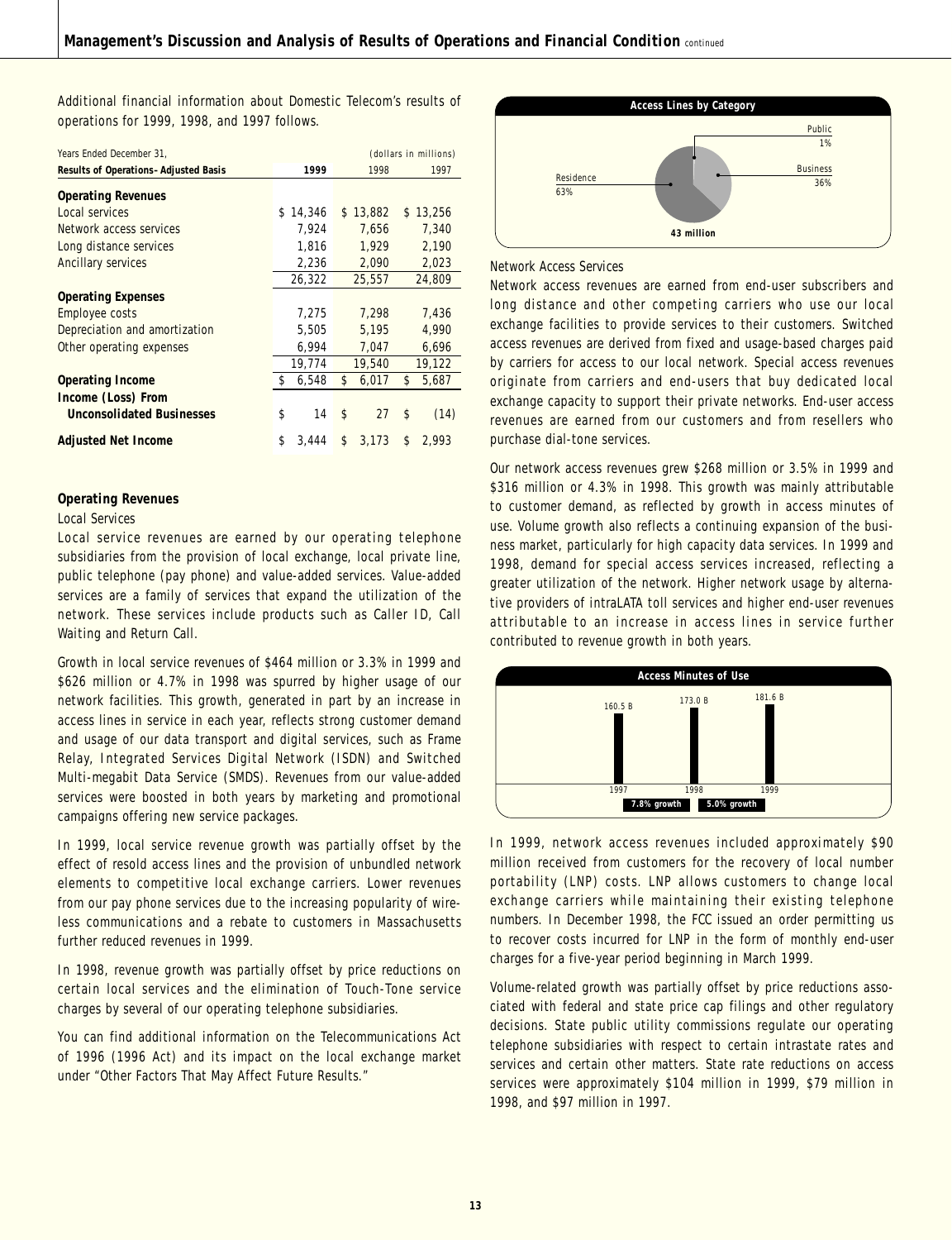Additional financial information about Domestic Telecom's results of operations for 1999, 1998, and 1997 follows.

| Years Ended December 31, | | | (dollars in millions) |
|---|---|---|---|
| **Results of Operations–Adjusted Basis** | **1999** | 1998 | 1997 |
| **Operating Revenues** | | | |
| Local services | $ 14,346 | $ 13,882 | $ 13,256 |
| Network access services | 7,924 | 7,656 | 7,340 |
| Long distance services | 1,816 | 1,929 | 2,190 |
| Ancillary services | 2,236 | 2,090 | 2,023 |
| | 26,322 | 25,557 | 24,809 |
| **Operating Expenses** | | | |
| Employee costs | 7,275 | 7,298 | 7,436 |
| Depreciation and amortization | 5,505 | 5,195 | 4,990 |
| Other operating expenses | 6,994 | 7,047 | 6,696 |
| | 19,774 | 19,540 | 19,122 |
| **Operating Income** | $ 6,548 | $ 6,017 | $ 5,687 |
| **Income (Loss) From Unconsolidated Businesses** | $ 14 | $ 27 | $ (14) |
| **Adjusted Net Income** | $ 3,444 | $ 3,173 | $ 2,993 |

## Operating Revenues

### Local Services

Local service revenues are earned by our operating telephone subsidiaries from the provision of local exchange, local private line, public telephone (pay phone) and value-added services. Value-added services are a family of services that expand the utilization of the network. These services include products such as Caller ID, Call Waiting and Return Call.

Growth in local service revenues of $464 million or 3.3% in 1999 and $626 million or 4.7% in 1998 was spurred by higher usage of our network facilities. This growth, generated in part by an increase in access lines in service in each year, reflects strong customer demand and usage of our data transport and digital services, such as Frame Relay, Integrated Services Digital Network (ISDN) and Switched Multi-megabit Data Service (SMDS). Revenues from our value-added services were boosted in both years by marketing and promotional campaigns offering new service packages.

In 1999, local service revenue growth was partially offset by the effect of resold access lines and the provision of unbundled network elements to competitive local exchange carriers. Lower revenues from our pay phone services due to the increasing popularity of wireless communications and a rebate to customers in Massachusetts further reduced revenues in 1999.

In 1998, revenue growth was partially offset by price reductions on certain local services and the elimination of Touch-Tone service charges by several of our operating telephone subsidiaries.

You can find additional information on the Telecommunications Act of 1996 (1996 Act) and its impact on the local exchange market under "Other Factors That May Affect Future Results."

**Access Lines by Category**

Residence 63%; Business 36%; Public 1%

**43 million**

### Network Access Services

Network access revenues are earned from end-user subscribers and long distance and other competing carriers who use our local exchange facilities to provide services to their customers. Switched access revenues are derived from fixed and usage-based charges paid by carriers for access to our local network. Special access revenues originate from carriers and end-users that buy dedicated local exchange capacity to support their private networks. End-user access revenues are earned from our customers and from resellers who purchase dial-tone services.

Our network access revenues grew $268 million or 3.5% in 1999 and $316 million or 4.3% in 1998. This growth was mainly attributable to customer demand, as reflected by growth in access minutes of use. Volume growth also reflects a continuing expansion of the business market, particularly for high capacity data services. In 1999 and 1998, demand for special access services increased, reflecting a greater utilization of the network. Higher network usage by alternative providers of intraLATA toll services and higher end-user revenues attributable to an increase in access lines in service further contributed to revenue growth in both years.

**Access Minutes of Use**

| 1997 | 1998 | 1999 |
|---|---|---|
| 160.5 B | 173.0 B | 181.6 B |

7.8% growth (1997–1998); 5.0% growth (1998–1999)

In 1999, network access revenues included approximately $90 million received from customers for the recovery of local number portability (LNP) costs. LNP allows customers to change local exchange carriers while maintaining their existing telephone numbers. In December 1998, the FCC issued an order permitting us to recover costs incurred for LNP in the form of monthly end-user charges for a five-year period beginning in March 1999.

Volume-related growth was partially offset by price reductions associated with federal and state price cap filings and other regulatory decisions. State public utility commissions regulate our operating telephone subsidiaries with respect to certain intrastate rates and services and certain other matters. State rate reductions on access services were approximately $104 million in 1999, $79 million in 1998, and $97 million in 1997.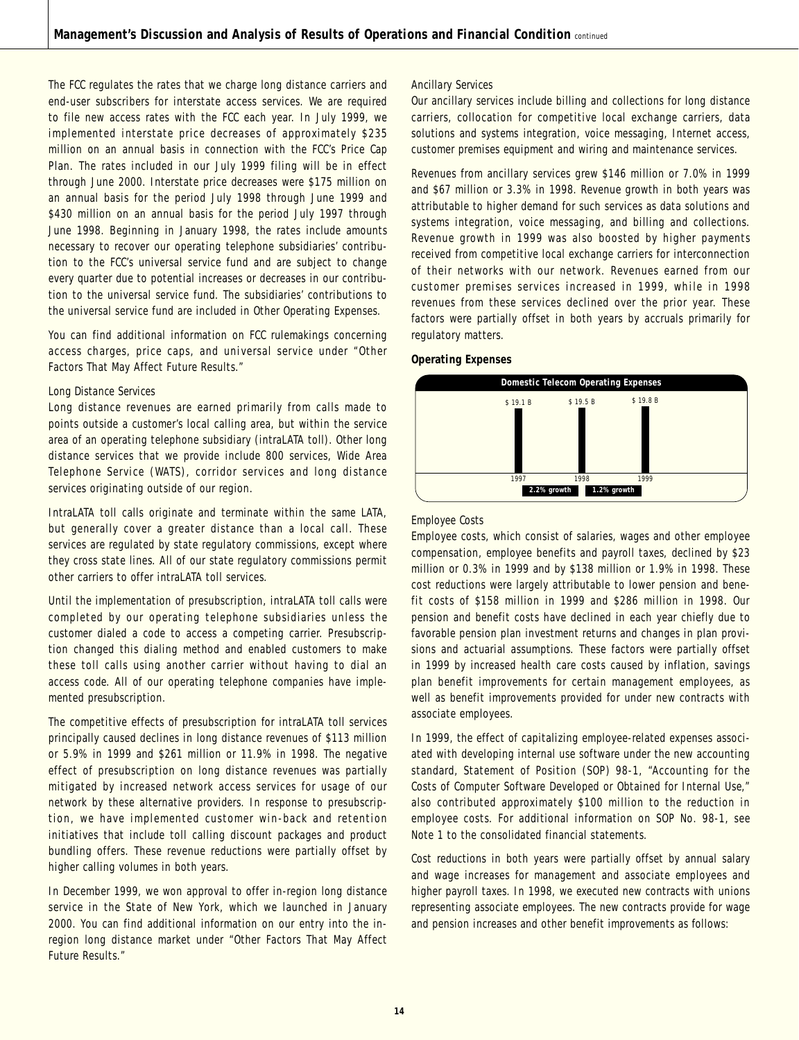The FCC regulates the rates that we charge long distance carriers and end-user subscribers for interstate access services. We are required to file new access rates with the FCC each year. In July 1999, we implemented interstate price decreases of approximately $235 million on an annual basis in connection with the FCC's Price Cap Plan. The rates included in our July 1999 filing will be in effect through June 2000. Interstate price decreases were $175 million on an annual basis for the period July 1998 through June 1999 and $430 million on an annual basis for the period July 1997 through June 1998. Beginning in January 1998, the rates include amounts necessary to recover our operating telephone subsidiaries' contribution to the FCC's universal service fund and are subject to change every quarter due to potential increases or decreases in our contribution to the universal service fund. The subsidiaries' contributions to the universal service fund are included in Other Operating Expenses.

You can find additional information on FCC rulemakings concerning access charges, price caps, and universal service under "Other Factors That May Affect Future Results."

*Long Distance Services*

Long distance revenues are earned primarily from calls made to points outside a customer's local calling area, but within the service area of an operating telephone subsidiary (intraLATA toll). Other long distance services that we provide include 800 services, Wide Area Telephone Service (WATS), corridor services and long distance services originating outside of our region.

IntraLATA toll calls originate and terminate within the same LATA, but generally cover a greater distance than a local call. These services are regulated by state regulatory commissions, except where they cross state lines. All of our state regulatory commissions permit other carriers to offer intraLATA toll services.

Until the implementation of presubscription, intraLATA toll calls were completed by our operating telephone subsidiaries unless the customer dialed a code to access a competing carrier. Presubscription changed this dialing method and enabled customers to make these toll calls using another carrier without having to dial an access code. All of our operating telephone companies have implemented presubscription.

The competitive effects of presubscription for intraLATA toll services principally caused declines in long distance revenues of $113 million or 5.9% in 1999 and $261 million or 11.9% in 1998. The negative effect of presubscription on long distance revenues was partially mitigated by increased network access services for usage of our network by these alternative providers. In response to presubscription, we have implemented customer win-back and retention initiatives that include toll calling discount packages and product bundling offers. These revenue reductions were partially offset by higher calling volumes in both years.

In December 1999, we won approval to offer in-region long distance service in the State of New York, which we launched in January 2000. You can find additional information on our entry into the in-region long distance market under "Other Factors That May Affect Future Results."

*Ancillary Services*

Our ancillary services include billing and collections for long distance carriers, collocation for competitive local exchange carriers, data solutions and systems integration, voice messaging, Internet access, customer premises equipment and wiring and maintenance services.

Revenues from ancillary services grew $146 million or 7.0% in 1999 and $67 million or 3.3% in 1998. Revenue growth in both years was attributable to higher demand for such services as data solutions and systems integration, voice messaging, and billing and collections. Revenue growth in 1999 was also boosted by higher payments received from competitive local exchange carriers for interconnection of their networks with our network. Revenues earned from our customer premises services increased in 1999, while in 1998 revenues from these services declined over the prior year. These factors were partially offset in both years by accruals primarily for regulatory matters.

**Operating Expenses**

**Domestic Telecom Operating Expenses**

| 1997 | 1998 | 1999 |
|---|---|---|
| $ 19.1 B | $ 19.5 B | $ 19.8 B |
| | 2.2% growth | 1.2% growth |

*Employee Costs*

Employee costs, which consist of salaries, wages and other employee compensation, employee benefits and payroll taxes, declined by $23 million or 0.3% in 1999 and by $138 million or 1.9% in 1998. These cost reductions were largely attributable to lower pension and benefit costs of $158 million in 1999 and $286 million in 1998. Our pension and benefit costs have declined in each year chiefly due to favorable pension plan investment returns and changes in plan provisions and actuarial assumptions. These factors were partially offset in 1999 by increased health care costs caused by inflation, savings plan benefit improvements for certain management employees, as well as benefit improvements provided for under new contracts with associate employees.

In 1999, the effect of capitalizing employee-related expenses associated with developing internal use software under the new accounting standard, Statement of Position (SOP) 98-1, "Accounting for the Costs of Computer Software Developed or Obtained for Internal Use," also contributed approximately $100 million to the reduction in employee costs. For additional information on SOP No. 98-1, see Note 1 to the consolidated financial statements.

Cost reductions in both years were partially offset by annual salary and wage increases for management and associate employees and higher payroll taxes. In 1998, we executed new contracts with unions representing associate employees. The new contracts provide for wage and pension increases and other benefit improvements as follows: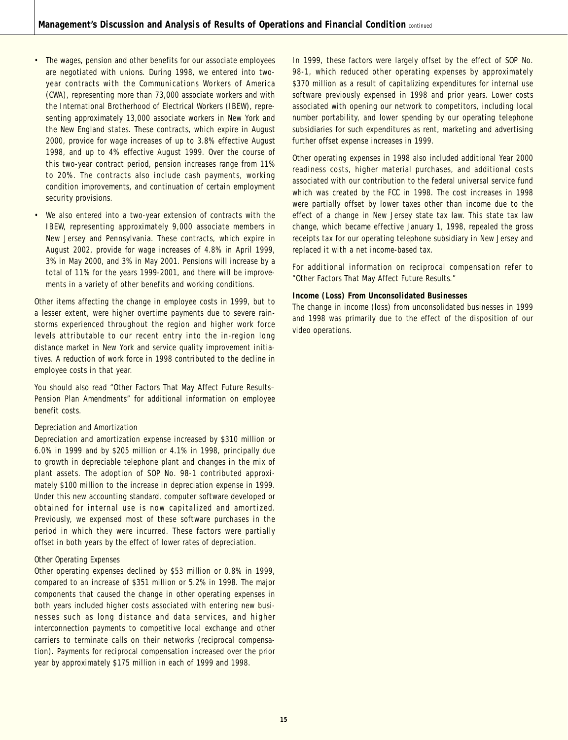- The wages, pension and other benefits for our associate employees are negotiated with unions. During 1998, we entered into two-year contracts with the Communications Workers of America (CWA), representing more than 73,000 associate workers and with the International Brotherhood of Electrical Workers (IBEW), representing approximately 13,000 associate workers in New York and the New England states. These contracts, which expire in August 2000, provide for wage increases of up to 3.8% effective August 1998, and up to 4% effective August 1999. Over the course of this two-year contract period, pension increases range from 11% to 20%. The contracts also include cash payments, working condition improvements, and continuation of certain employment security provisions.
- We also entered into a two-year extension of contracts with the IBEW, representing approximately 9,000 associate members in New Jersey and Pennsylvania. These contracts, which expire in August 2002, provide for wage increases of 4.8% in April 1999, 3% in May 2000, and 3% in May 2001. Pensions will increase by a total of 11% for the years 1999-2001, and there will be improvements in a variety of other benefits and working conditions.

Other items affecting the change in employee costs in 1999, but to a lesser extent, were higher overtime payments due to severe rainstorms experienced throughout the region and higher work force levels attributable to our recent entry into the in-region long distance market in New York and service quality improvement initiatives. A reduction of work force in 1998 contributed to the decline in employee costs in that year.

You should also read "Other Factors That May Affect Future Results–Pension Plan Amendments" for additional information on employee benefit costs.

*Depreciation and Amortization*

Depreciation and amortization expense increased by $310 million or 6.0% in 1999 and by $205 million or 4.1% in 1998, principally due to growth in depreciable telephone plant and changes in the mix of plant assets. The adoption of SOP No. 98-1 contributed approximately $100 million to the increase in depreciation expense in 1999. Under this new accounting standard, computer software developed or obtained for internal use is now capitalized and amortized. Previously, we expensed most of these software purchases in the period in which they were incurred. These factors were partially offset in both years by the effect of lower rates of depreciation.

*Other Operating Expenses*

Other operating expenses declined by $53 million or 0.8% in 1999, compared to an increase of $351 million or 5.2% in 1998. The major components that caused the change in other operating expenses in both years included higher costs associated with entering new businesses such as long distance and data services, and higher interconnection payments to competitive local exchange and other carriers to terminate calls on their networks (reciprocal compensation). Payments for reciprocal compensation increased over the prior year by approximately $175 million in each of 1999 and 1998.

In 1999, these factors were largely offset by the effect of SOP No. 98-1, which reduced other operating expenses by approximately $370 million as a result of capitalizing expenditures for internal use software previously expensed in 1998 and prior years. Lower costs associated with opening our network to competitors, including local number portability, and lower spending by our operating telephone subsidiaries for such expenditures as rent, marketing and advertising further offset expense increases in 1999.

Other operating expenses in 1998 also included additional Year 2000 readiness costs, higher material purchases, and additional costs associated with our contribution to the federal universal service fund which was created by the FCC in 1998. The cost increases in 1998 were partially offset by lower taxes other than income due to the effect of a change in New Jersey state tax law. This state tax law change, which became effective January 1, 1998, repealed the gross receipts tax for our operating telephone subsidiary in New Jersey and replaced it with a net income-based tax.

For additional information on reciprocal compensation refer to "Other Factors That May Affect Future Results."

**Income (Loss) From Unconsolidated Businesses**

The change in income (loss) from unconsolidated businesses in 1999 and 1998 was primarily due to the effect of the disposition of our video operations.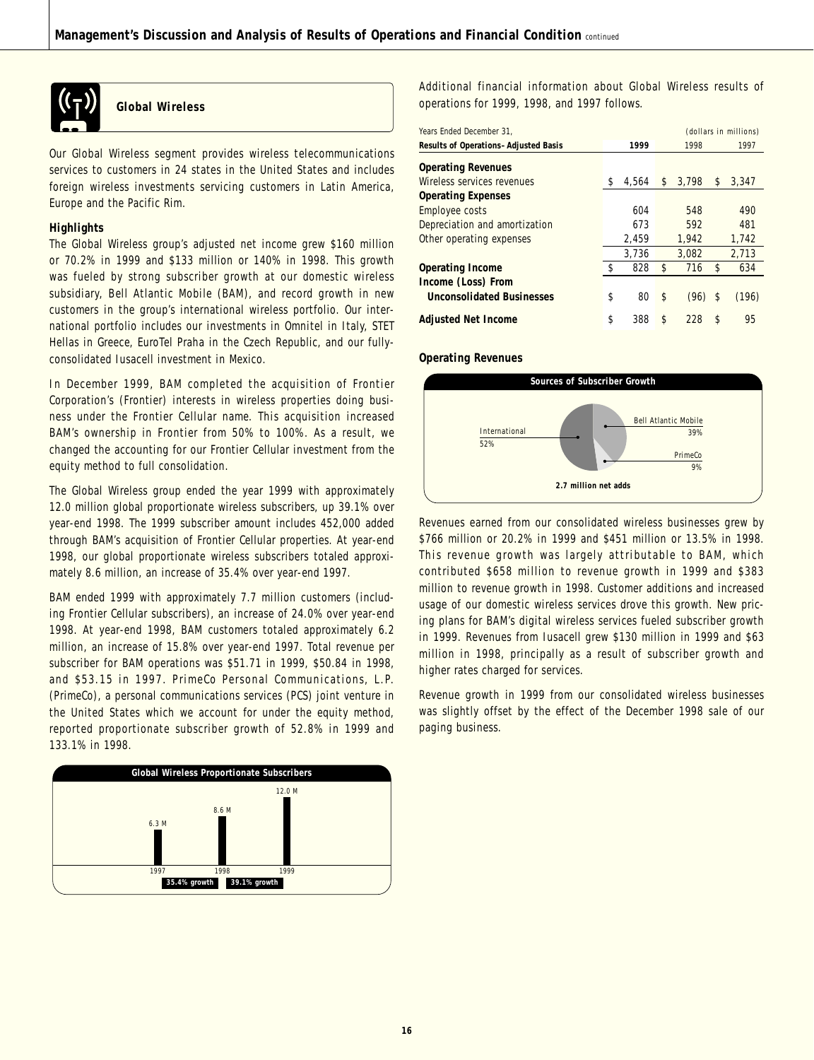## Global Wireless

Our Global Wireless segment provides wireless telecommunications services to customers in 24 states in the United States and includes foreign wireless investments servicing customers in Latin America, Europe and the Pacific Rim.

### Highlights

The Global Wireless group's adjusted net income grew $160 million or 70.2% in 1999 and $133 million or 140% in 1998. This growth was fueled by strong subscriber growth at our domestic wireless subsidiary, Bell Atlantic Mobile (BAM), and record growth in new customers in the group's international wireless portfolio. Our international portfolio includes our investments in Omnitel in Italy, STET Hellas in Greece, EuroTel Praha in the Czech Republic, and our fully-consolidated Iusacell investment in Mexico.

In December 1999, BAM completed the acquisition of Frontier Corporation's (Frontier) interests in wireless properties doing business under the Frontier Cellular name. This acquisition increased BAM's ownership in Frontier from 50% to 100%. As a result, we changed the accounting for our Frontier Cellular investment from the equity method to full consolidation.

The Global Wireless group ended the year 1999 with approximately 12.0 million global proportionate wireless subscribers, up 39.1% over year-end 1998. The 1999 subscriber amount includes 452,000 added through BAM's acquisition of Frontier Cellular properties. At year-end 1998, our global proportionate wireless subscribers totaled approximately 8.6 million, an increase of 35.4% over year-end 1997.

BAM ended 1999 with approximately 7.7 million customers (including Frontier Cellular subscribers), an increase of 24.0% over year-end 1998. At year-end 1998, BAM customers totaled approximately 6.2 million, an increase of 15.8% over year-end 1997. Total revenue per subscriber for BAM operations was $51.71 in 1999, $50.84 in 1998, and $53.15 in 1997. PrimeCo Personal Communications, L.P. (PrimeCo), a personal communications services (PCS) joint venture in the United States which we account for under the equity method, reported proportionate subscriber growth of 52.8% in 1999 and 133.1% in 1998.

**Global Wireless Proportionate Subscribers**

| 1997 | 1998 | 1999 |
|---|---|---|
| 6.3 M | 8.6 M | 12.0 M |
| | 35.4% growth | 39.1% growth |

Additional financial information about Global Wireless results of operations for 1999, 1998, and 1997 follows.

| Years Ended December 31, | | | (dollars in millions) |
|---|---|---|---|
| **Results of Operations–Adjusted Basis** | **1999** | 1998 | 1997 |
| **Operating Revenues** | | | |
| Wireless services revenues | $ 4,564 | $ 3,798 | $ 3,347 |
| **Operating Expenses** | | | |
| Employee costs | 604 | 548 | 490 |
| Depreciation and amortization | 673 | 592 | 481 |
| Other operating expenses | 2,459 | 1,942 | 1,742 |
| | 3,736 | 3,082 | 2,713 |
| **Operating Income** | $ 828 | $ 716 | $ 634 |
| **Income (Loss) From Unconsolidated Businesses** | $ 80 | $ (96) | $ (196) |
| **Adjusted Net Income** | $ 388 | $ 228 | $ 95 |

### Operating Revenues

**Sources of Subscriber Growth**

International 52%, Bell Atlantic Mobile 39%, PrimeCo 9%

2.7 million net adds

Revenues earned from our consolidated wireless businesses grew by $766 million or 20.2% in 1999 and $451 million or 13.5% in 1998. This revenue growth was largely attributable to BAM, which contributed $658 million to revenue growth in 1999 and $383 million to revenue growth in 1998. Customer additions and increased usage of our domestic wireless services drove this growth. New pricing plans for BAM's digital wireless services fueled subscriber growth in 1999. Revenues from Iusacell grew $130 million in 1999 and $63 million in 1998, principally as a result of subscriber growth and higher rates charged for services.

Revenue growth in 1999 from our consolidated wireless businesses was slightly offset by the effect of the December 1998 sale of our paging business.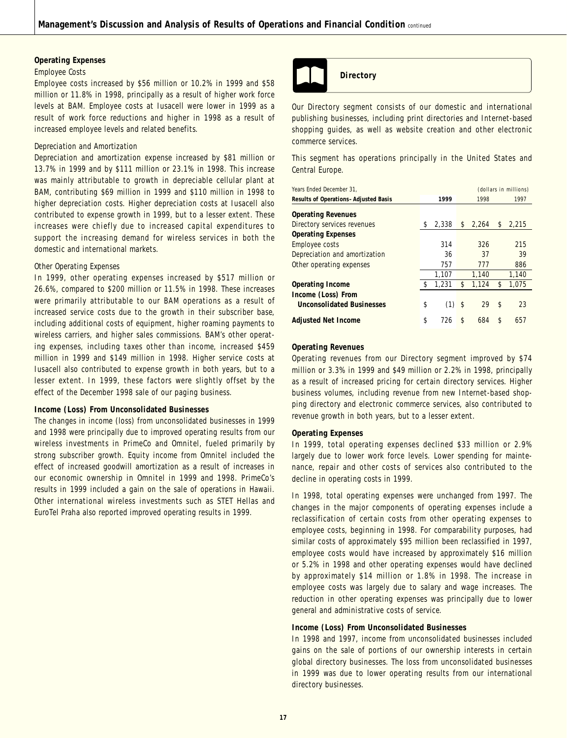### Operating Expenses

*Employee Costs*

Employee costs increased by $56 million or 10.2% in 1999 and $58 million or 11.8% in 1998, principally as a result of higher work force levels at BAM. Employee costs at Iusacell were lower in 1999 as a result of work force reductions and higher in 1998 as a result of increased employee levels and related benefits.

*Depreciation and Amortization*

Depreciation and amortization expense increased by $81 million or 13.7% in 1999 and by $111 million or 23.1% in 1998. This increase was mainly attributable to growth in depreciable cellular plant at BAM, contributing $69 million in 1999 and $110 million in 1998 to higher depreciation costs. Higher depreciation costs at Iusacell also contributed to expense growth in 1999, but to a lesser extent. These increases were chiefly due to increased capital expenditures to support the increasing demand for wireless services in both the domestic and international markets.

*Other Operating Expenses*

In 1999, other operating expenses increased by $517 million or 26.6%, compared to $200 million or 11.5% in 1998. These increases were primarily attributable to our BAM operations as a result of increased service costs due to the growth in their subscriber base, including additional costs of equipment, higher roaming payments to wireless carriers, and higher sales commissions. BAM's other operating expenses, including taxes other than income, increased $459 million in 1999 and $149 million in 1998. Higher service costs at Iusacell also contributed to expense growth in both years, but to a lesser extent. In 1999, these factors were slightly offset by the effect of the December 1998 sale of our paging business.

### Income (Loss) From Unconsolidated Businesses

The changes in income (loss) from unconsolidated businesses in 1999 and 1998 were principally due to improved operating results from our wireless investments in PrimeCo and Omnitel, fueled primarily by strong subscriber growth. Equity income from Omnitel included the effect of increased goodwill amortization as a result of increases in our economic ownership in Omnitel in 1999 and 1998. PrimeCo's results in 1999 included a gain on the sale of operations in Hawaii. Other international wireless investments such as STET Hellas and EuroTel Praha also reported improved operating results in 1999.

## Directory

Our Directory segment consists of our domestic and international publishing businesses, including print directories and Internet-based shopping guides, as well as website creation and other electronic commerce services.

This segment has operations principally in the United States and Central Europe.

| Years Ended December 31, **Results of Operations–Adjusted Basis** (dollars in millions) | 1999 | 1998 | 1997 |
|---|---|---|---|
| **Operating Revenues** | | | |
| Directory services revenues | $ 2,338 | $ 2,264 | $ 2,215 |
| **Operating Expenses** | | | |
| Employee costs | 314 | 326 | 215 |
| Depreciation and amortization | 36 | 37 | 39 |
| Other operating expenses | 757 | 777 | 886 |
| | 1,107 | 1,140 | 1,140 |
| **Operating Income** | $ 1,231 | $ 1,124 | $ 1,075 |
| **Income (Loss) From Unconsolidated Businesses** | $ (1) | $ 29 | $ 23 |
| **Adjusted Net Income** | $ 726 | $ 684 | $ 657 |

### Operating Revenues

Operating revenues from our Directory segment improved by $74 million or 3.3% in 1999 and $49 million or 2.2% in 1998, principally as a result of increased pricing for certain directory services. Higher business volumes, including revenue from new Internet-based shopping directory and electronic commerce services, also contributed to revenue growth in both years, but to a lesser extent.

### Operating Expenses

In 1999, total operating expenses declined $33 million or 2.9% largely due to lower work force levels. Lower spending for maintenance, repair and other costs of services also contributed to the decline in operating costs in 1999.

In 1998, total operating expenses were unchanged from 1997. The changes in the major components of operating expenses include a reclassification of certain costs from other operating expenses to employee costs, beginning in 1998. For comparability purposes, had similar costs of approximately $95 million been reclassified in 1997, employee costs would have increased by approximately $16 million or 5.2% in 1998 and other operating expenses would have declined by approximately $14 million or 1.8% in 1998. The increase in employee costs was largely due to salary and wage increases. The reduction in other operating expenses was principally due to lower general and administrative costs of service.

### Income (Loss) From Unconsolidated Businesses

In 1998 and 1997, income from unconsolidated businesses included gains on the sale of portions of our ownership interests in certain global directory businesses. The loss from unconsolidated businesses in 1999 was due to lower operating results from our international directory businesses.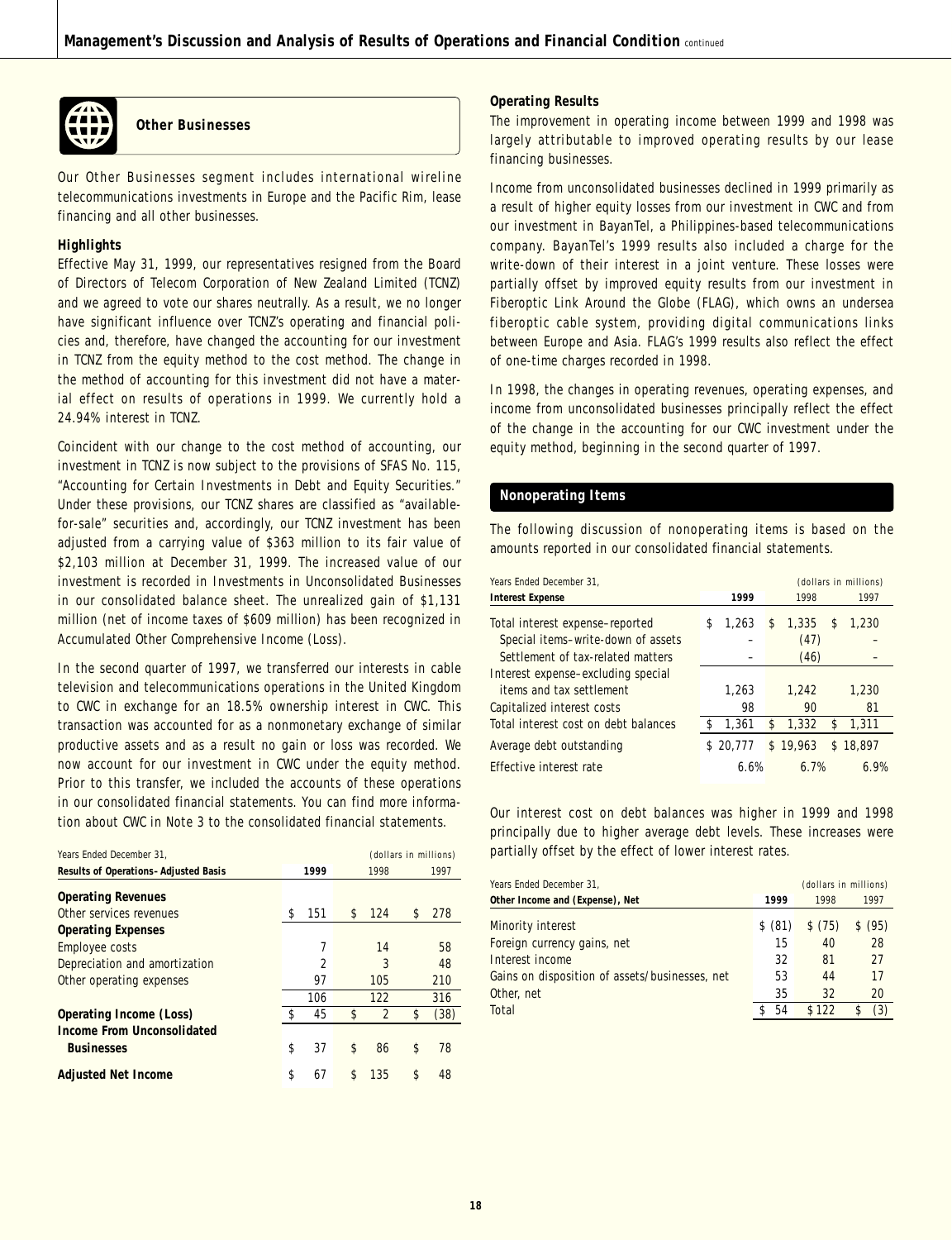## Other Businesses

Our Other Businesses segment includes international wireline telecommunications investments in Europe and the Pacific Rim, lease financing and all other businesses.

**Highlights**

Effective May 31, 1999, our representatives resigned from the Board of Directors of Telecom Corporation of New Zealand Limited (TCNZ) and we agreed to vote our shares neutrally. As a result, we no longer have significant influence over TCNZ's operating and financial policies and, therefore, have changed the accounting for our investment in TCNZ from the equity method to the cost method. The change in the method of accounting for this investment did not have a material effect on results of operations in 1999. We currently hold a 24.94% interest in TCNZ.

Coincident with our change to the cost method of accounting, our investment in TCNZ is now subject to the provisions of SFAS No. 115, "Accounting for Certain Investments in Debt and Equity Securities." Under these provisions, our TCNZ shares are classified as "available-for-sale" securities and, accordingly, our TCNZ investment has been adjusted from a carrying value of $363 million to its fair value of $2,103 million at December 31, 1999. The increased value of our investment is recorded in Investments in Unconsolidated Businesses in our consolidated balance sheet. The unrealized gain of $1,131 million (net of income taxes of $609 million) has been recognized in Accumulated Other Comprehensive Income (Loss).

In the second quarter of 1997, we transferred our interests in cable television and telecommunications operations in the United Kingdom to CWC in exchange for an 18.5% ownership interest in CWC. This transaction was accounted for as a nonmonetary exchange of similar productive assets and as a result no gain or loss was recorded. We now account for our investment in CWC under the equity method. Prior to this transfer, we included the accounts of these operations in our consolidated financial statements. You can find more information about CWC in Note 3 to the consolidated financial statements.

| Years Ended December 31, | | | (dollars in millions) |
|---|---|---|---|
| **Results of Operations–Adjusted Basis** | **1999** | 1998 | 1997 |
| **Operating Revenues** | | | |
| Other services revenues | $ 151 | $ 124 | $ 278 |
| **Operating Expenses** | | | |
| Employee costs | 7 | 14 | 58 |
| Depreciation and amortization | 2 | 3 | 48 |
| Other operating expenses | 97 | 105 | 210 |
| | 106 | 122 | 316 |
| **Operating Income (Loss)** | $ 45 | $ 2 | $ (38) |
| **Income From Unconsolidated Businesses** | $ 37 | $ 86 | $ 78 |
| **Adjusted Net Income** | $ 67 | $ 135 | $ 48 |

**Operating Results**

The improvement in operating income between 1999 and 1998 was largely attributable to improved operating results by our lease financing businesses.

Income from unconsolidated businesses declined in 1999 primarily as a result of higher equity losses from our investment in CWC and from our investment in BayanTel, a Philippines-based telecommunications company. BayanTel's 1999 results also included a charge for the write-down of their interest in a joint venture. These losses were partially offset by improved equity results from our investment in Fiberoptic Link Around the Globe (FLAG), which owns an undersea fiberoptic cable system, providing digital communications links between Europe and Asia. FLAG's 1999 results also reflect the effect of one-time charges recorded in 1998.

In 1998, the changes in operating revenues, operating expenses, and income from unconsolidated businesses principally reflect the effect of the change in the accounting for our CWC investment under the equity method, beginning in the second quarter of 1997.

## Nonoperating Items

The following discussion of nonoperating items is based on the amounts reported in our consolidated financial statements.

| Years Ended December 31, | | | (dollars in millions) |
|---|---|---|---|
| **Interest Expense** | **1999** | 1998 | 1997 |
| Total interest expense–reported | $ 1,263 | $ 1,335 | $ 1,230 |
| Special items–write-down of assets | – | (47) | – |
| Settlement of tax-related matters | – | (46) | – |
| Interest expense–excluding special items and tax settlement | 1,263 | 1,242 | 1,230 |
| Capitalized interest costs | 98 | 90 | 81 |
| Total interest cost on debt balances | $ 1,361 | $ 1,332 | $ 1,311 |
| Average debt outstanding | $ 20,777 | $ 19,963 | $ 18,897 |
| Effective interest rate | 6.6% | 6.7% | 6.9% |

Our interest cost on debt balances was higher in 1999 and 1998 principally due to higher average debt levels. These increases were partially offset by the effect of lower interest rates.

| Years Ended December 31, | | | (dollars in millions) |
|---|---|---|---|
| **Other Income and (Expense), Net** | **1999** | 1998 | 1997 |
| Minority interest | $ (81) | $ (75) | $ (95) |
| Foreign currency gains, net | 15 | 40 | 28 |
| Interest income | 32 | 81 | 27 |
| Gains on disposition of assets/businesses, net | 53 | 44 | 17 |
| Other, net | 35 | 32 | 20 |
| Total | $ 54 | $ 122 | $ (3) |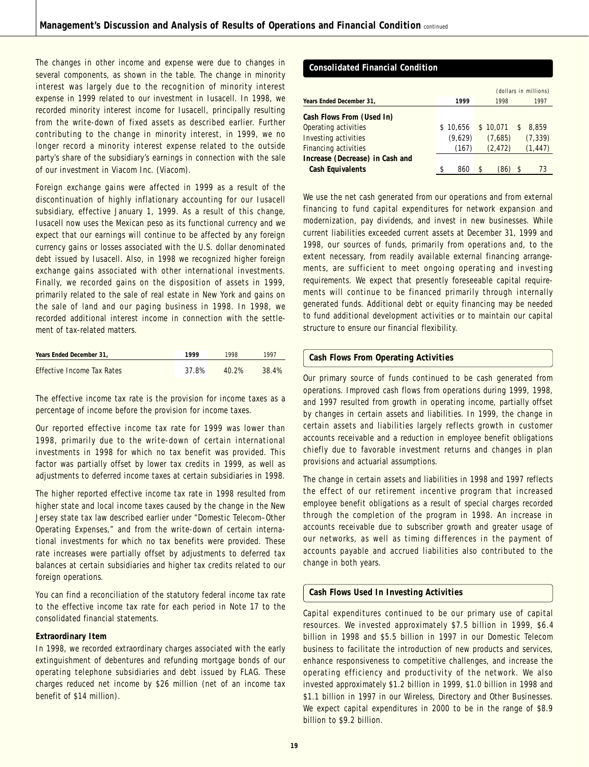The changes in other income and expense were due to changes in several components, as shown in the table. The change in minority interest was largely due to the recognition of minority interest expense in 1999 related to our investment in Iusacell. In 1998, we recorded minority interest income for Iusacell, principally resulting from the write-down of fixed assets as described earlier. Further contributing to the change in minority interest, in 1999, we no longer record a minority interest expense related to the outside party's share of the subsidiary's earnings in connection with the sale of our investment in Viacom Inc. (Viacom).

Foreign exchange gains were affected in 1999 as a result of the discontinuation of highly inflationary accounting for our Iusacell subsidiary, effective January 1, 1999. As a result of this change, Iusacell now uses the Mexican peso as its functional currency and we expect that our earnings will continue to be affected by any foreign currency gains or losses associated with the U.S. dollar denominated debt issued by Iusacell. Also, in 1998 we recognized higher foreign exchange gains associated with other international investments. Finally, we recorded gains on the disposition of assets in 1999, primarily related to the sale of real estate in New York and gains on the sale of land and our paging business in 1998. In 1998, we recorded additional interest income in connection with the settlement of tax-related matters.

| Years Ended December 31, | 1999 | 1998 | 1997 |
|---|---|---|---|
| Effective Income Tax Rates | 37.8% | 40.2% | 38.4% |

The effective income tax rate is the provision for income taxes as a percentage of income before the provision for income taxes.

Our reported effective income tax rate for 1999 was lower than 1998, primarily due to the write-down of certain international investments in 1998 for which no tax benefit was provided. This factor was partially offset by lower tax credits in 1999, as well as adjustments to deferred income taxes at certain subsidiaries in 1998.

The higher reported effective income tax rate in 1998 resulted from higher state and local income taxes caused by the change in the New Jersey state tax law described earlier under "Domestic Telecom–Other Operating Expenses," and from the write-down of certain international investments for which no tax benefits were provided. These rate increases were partially offset by adjustments to deferred tax balances at certain subsidiaries and higher tax credits related to our foreign operations.

You can find a reconciliation of the statutory federal income tax rate to the effective income tax rate for each period in Note 17 to the consolidated financial statements.

**Extraordinary Item**

In 1998, we recorded extraordinary charges associated with the early extinguishment of debentures and refunding mortgage bonds of our operating telephone subsidiaries and debt issued by FLAG. These charges reduced net income by $26 million (net of an income tax benefit of $14 million).

## Consolidated Financial Condition

(dollars in millions)

| Years Ended December 31, | 1999 | 1998 | 1997 |
|---|---|---|---|
| **Cash Flows From (Used In)** | | | |
| Operating activities | $ 10,656 | $ 10,071 | $ 8,859 |
| Investing activities | (9,629) | (7,685) | (7,339) |
| Financing activities | (167) | (2,472) | (1,447) |
| **Increase (Decrease) in Cash and Cash Equivalents** | $ 860 | $ (86) | $ 73 |

We use the net cash generated from our operations and from external financing to fund capital expenditures for network expansion and modernization, pay dividends, and invest in new businesses. While current liabilities exceeded current assets at December 31, 1999 and 1998, our sources of funds, primarily from operations and, to the extent necessary, from readily available external financing arrangements, are sufficient to meet ongoing operating and investing requirements. We expect that presently foreseeable capital requirements will continue to be financed primarily through internally generated funds. Additional debt or equity financing may be needed to fund additional development activities or to maintain our capital structure to ensure our financial flexibility.

### Cash Flows From Operating Activities

Our primary source of funds continued to be cash generated from operations. Improved cash flows from operations during 1999, 1998, and 1997 resulted from growth in operating income, partially offset by changes in certain assets and liabilities. In 1999, the change in certain assets and liabilities largely reflects growth in customer accounts receivable and a reduction in employee benefit obligations chiefly due to favorable investment returns and changes in plan provisions and actuarial assumptions.

The change in certain assets and liabilities in 1998 and 1997 reflects the effect of our retirement incentive program that increased employee benefit obligations as a result of special charges recorded through the completion of the program in 1998. An increase in accounts receivable due to subscriber growth and greater usage of our networks, as well as timing differences in the payment of accounts payable and accrued liabilities also contributed to the change in both years.

### Cash Flows Used In Investing Activities

Capital expenditures continued to be our primary use of capital resources. We invested approximately $7.5 billion in 1999, $6.4 billion in 1998 and $5.5 billion in 1997 in our Domestic Telecom business to facilitate the introduction of new products and services, enhance responsiveness to competitive challenges, and increase the operating efficiency and productivity of the network. We also invested approximately $1.2 billion in 1999, $1.0 billion in 1998 and $1.1 billion in 1997 in our Wireless, Directory and Other Businesses. We expect capital expenditures in 2000 to be in the range of $8.9 billion to $9.2 billion.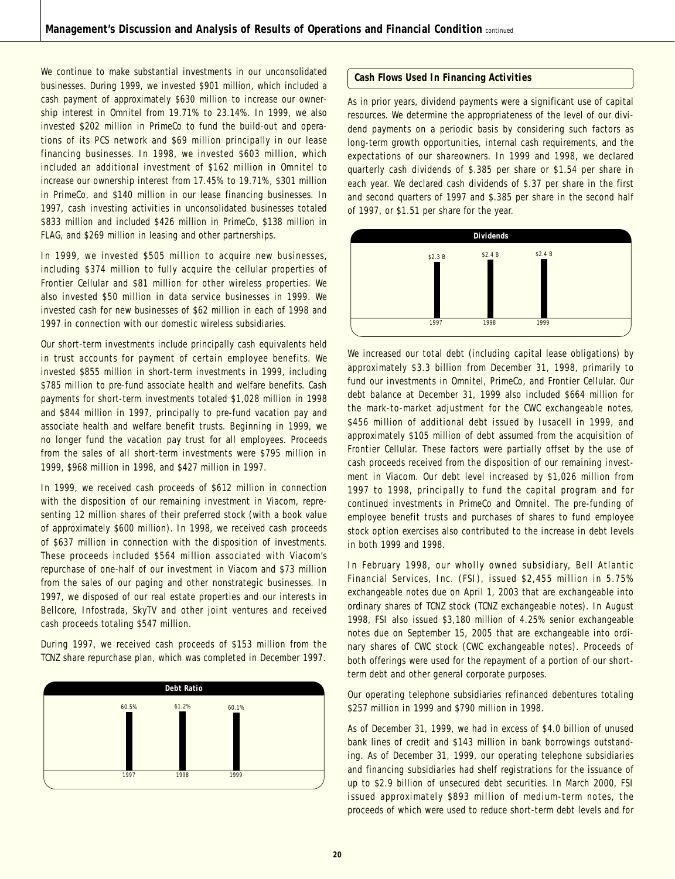We continue to make substantial investments in our unconsolidated businesses. During 1999, we invested $901 million, which included a cash payment of approximately $630 million to increase our ownership interest in Omnitel from 19.71% to 23.14%. In 1999, we also invested $202 million in PrimeCo to fund the build-out and operations of its PCS network and $69 million principally in our lease financing businesses. In 1998, we invested $603 million, which included an additional investment of $162 million in Omnitel to increase our ownership interest from 17.45% to 19.71%, $301 million in PrimeCo, and $140 million in our lease financing businesses. In 1997, cash investing activities in unconsolidated businesses totaled $833 million and included $426 million in PrimeCo, $138 million in FLAG, and $269 million in leasing and other partnerships.

In 1999, we invested $505 million to acquire new businesses, including $374 million to fully acquire the cellular properties of Frontier Cellular and $81 million for other wireless properties. We also invested $50 million in data service businesses in 1999. We invested cash for new businesses of $62 million in each of 1998 and 1997 in connection with our domestic wireless subsidiaries.

Our short-term investments include principally cash equivalents held in trust accounts for payment of certain employee benefits. We invested $855 million in short-term investments in 1999, including $785 million to pre-fund associate health and welfare benefits. Cash payments for short-term investments totaled $1,028 million in 1998 and $844 million in 1997, principally to pre-fund vacation pay and associate health and welfare benefit trusts. Beginning in 1999, we no longer fund the vacation pay trust for all employees. Proceeds from the sales of all short-term investments were $795 million in 1999, $968 million in 1998, and $427 million in 1997.

In 1999, we received cash proceeds of $612 million in connection with the disposition of our remaining investment in Viacom, representing 12 million shares of their preferred stock (with a book value of approximately $600 million). In 1998, we received cash proceeds of $637 million in connection with the disposition of investments. These proceeds included $564 million associated with Viacom's repurchase of one-half of our investment in Viacom and $73 million from the sales of our paging and other nonstrategic businesses. In 1997, we disposed of our real estate properties and our interests in Bellcore, Infostrada, SkyTV and other joint ventures and received cash proceeds totaling $547 million.

During 1997, we received cash proceeds of $153 million from the TCNZ share repurchase plan, which was completed in December 1997.

**Debt Ratio**

| 1997 | 1998 | 1999 |
|---|---|---|
| 60.5% | 61.2% | 60.1% |

### Cash Flows Used In Financing Activities

As in prior years, dividend payments were a significant use of capital resources. We determine the appropriateness of the level of our dividend payments on a periodic basis by considering such factors as long-term growth opportunities, internal cash requirements, and the expectations of our shareowners. In 1999 and 1998, we declared quarterly cash dividends of $.385 per share or $1.54 per share in each year. We declared cash dividends of $.37 per share in the first and second quarters of 1997 and $.385 per share in the second half of 1997, or $1.51 per share for the year.

**Dividends**

| 1997 | 1998 | 1999 |
|---|---|---|
| $2.3 B | $2.4 B | $2.4 B |

We increased our total debt (including capital lease obligations) by approximately $3.3 billion from December 31, 1998, primarily to fund our investments in Omnitel, PrimeCo, and Frontier Cellular. Our debt balance at December 31, 1999 also included $664 million for the mark-to-market adjustment for the CWC exchangeable notes, $456 million of additional debt issued by Iusacell in 1999, and approximately $105 million of debt assumed from the acquisition of Frontier Cellular. These factors were partially offset by the use of cash proceeds received from the disposition of our remaining investment in Viacom. Our debt level increased by $1,026 million from 1997 to 1998, principally to fund the capital program and for continued investments in PrimeCo and Omnitel. The pre-funding of employee benefit trusts and purchases of shares to fund employee stock option exercises also contributed to the increase in debt levels in both 1999 and 1998.

In February 1998, our wholly owned subsidiary, Bell Atlantic Financial Services, Inc. (FSI), issued $2,455 million in 5.75% exchangeable notes due on April 1, 2003 that are exchangeable into ordinary shares of TCNZ stock (TCNZ exchangeable notes). In August 1998, FSI also issued $3,180 million of 4.25% senior exchangeable notes due on September 15, 2005 that are exchangeable into ordinary shares of CWC stock (CWC exchangeable notes). Proceeds of both offerings were used for the repayment of a portion of our short-term debt and other general corporate purposes.

Our operating telephone subsidiaries refinanced debentures totaling $257 million in 1999 and $790 million in 1998.

As of December 31, 1999, we had in excess of $4.0 billion of unused bank lines of credit and $143 million in bank borrowings outstanding. As of December 31, 1999, our operating telephone subsidiaries and financing subsidiaries had shelf registrations for the issuance of up to $2.9 billion of unsecured debt securities. In March 2000, FSI issued approximately $893 million of medium-term notes, the proceeds of which were used to reduce short-term debt levels and for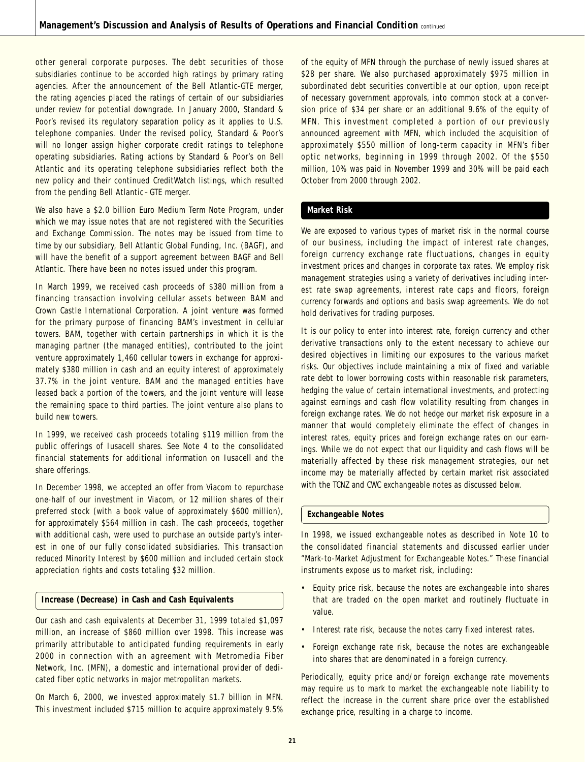other general corporate purposes. The debt securities of those subsidiaries continue to be accorded high ratings by primary rating agencies. After the announcement of the Bell Atlantic-GTE merger, the rating agencies placed the ratings of certain of our subsidiaries under review for potential downgrade. In January 2000, Standard & Poor's revised its regulatory separation policy as it applies to U.S. telephone companies. Under the revised policy, Standard & Poor's will no longer assign higher corporate credit ratings to telephone operating subsidiaries. Rating actions by Standard & Poor's on Bell Atlantic and its operating telephone subsidiaries reflect both the new policy and their continued CreditWatch listings, which resulted from the pending Bell Atlantic–GTE merger.

We also have a $2.0 billion Euro Medium Term Note Program, under which we may issue notes that are not registered with the Securities and Exchange Commission. The notes may be issued from time to time by our subsidiary, Bell Atlantic Global Funding, Inc. (BAGF), and will have the benefit of a support agreement between BAGF and Bell Atlantic. There have been no notes issued under this program.

In March 1999, we received cash proceeds of $380 million from a financing transaction involving cellular assets between BAM and Crown Castle International Corporation. A joint venture was formed for the primary purpose of financing BAM's investment in cellular towers. BAM, together with certain partnerships in which it is the managing partner (the managed entities), contributed to the joint venture approximately 1,460 cellular towers in exchange for approximately $380 million in cash and an equity interest of approximately 37.7% in the joint venture. BAM and the managed entities have leased back a portion of the towers, and the joint venture will lease the remaining space to third parties. The joint venture also plans to build new towers.

In 1999, we received cash proceeds totaling $119 million from the public offerings of Iusacell shares. See Note 4 to the consolidated financial statements for additional information on Iusacell and the share offerings.

In December 1998, we accepted an offer from Viacom to repurchase one-half of our investment in Viacom, or 12 million shares of their preferred stock (with a book value of approximately $600 million), for approximately $564 million in cash. The cash proceeds, together with additional cash, were used to purchase an outside party's interest in one of our fully consolidated subsidiaries. This transaction reduced Minority Interest by $600 million and included certain stock appreciation rights and costs totaling $32 million.

### Increase (Decrease) in Cash and Cash Equivalents

Our cash and cash equivalents at December 31, 1999 totaled $1,097 million, an increase of $860 million over 1998. This increase was primarily attributable to anticipated funding requirements in early 2000 in connection with an agreement with Metromedia Fiber Network, Inc. (MFN), a domestic and international provider of dedicated fiber optic networks in major metropolitan markets.

On March 6, 2000, we invested approximately $1.7 billion in MFN. This investment included $715 million to acquire approximately 9.5% of the equity of MFN through the purchase of newly issued shares at $28 per share. We also purchased approximately $975 million in subordinated debt securities convertible at our option, upon receipt of necessary government approvals, into common stock at a conversion price of $34 per share or an additional 9.6% of the equity of MFN. This investment completed a portion of our previously announced agreement with MFN, which included the acquisition of approximately $550 million of long-term capacity in MFN's fiber optic networks, beginning in 1999 through 2002. Of the $550 million, 10% was paid in November 1999 and 30% will be paid each October from 2000 through 2002.

## Market Risk

We are exposed to various types of market risk in the normal course of our business, including the impact of interest rate changes, foreign currency exchange rate fluctuations, changes in equity investment prices and changes in corporate tax rates. We employ risk management strategies using a variety of derivatives including interest rate swap agreements, interest rate caps and floors, foreign currency forwards and options and basis swap agreements. We do not hold derivatives for trading purposes.

It is our policy to enter into interest rate, foreign currency and other derivative transactions only to the extent necessary to achieve our desired objectives in limiting our exposures to the various market risks. Our objectives include maintaining a mix of fixed and variable rate debt to lower borrowing costs within reasonable risk parameters, hedging the value of certain international investments, and protecting against earnings and cash flow volatility resulting from changes in foreign exchange rates. We do not hedge our market risk exposure in a manner that would completely eliminate the effect of changes in interest rates, equity prices and foreign exchange rates on our earnings. While we do not expect that our liquidity and cash flows will be materially affected by these risk management strategies, our net income may be materially affected by certain market risk associated with the TCNZ and CWC exchangeable notes as discussed below.

### Exchangeable Notes

In 1998, we issued exchangeable notes as described in Note 10 to the consolidated financial statements and discussed earlier under "Mark-to-Market Adjustment for Exchangeable Notes." These financial instruments expose us to market risk, including:

- Equity price risk, because the notes are exchangeable into shares that are traded on the open market and routinely fluctuate in value.
- Interest rate risk, because the notes carry fixed interest rates.
- Foreign exchange rate risk, because the notes are exchangeable into shares that are denominated in a foreign currency.

Periodically, equity price and/or foreign exchange rate movements may require us to mark to market the exchangeable note liability to reflect the increase in the current share price over the established exchange price, resulting in a charge to income.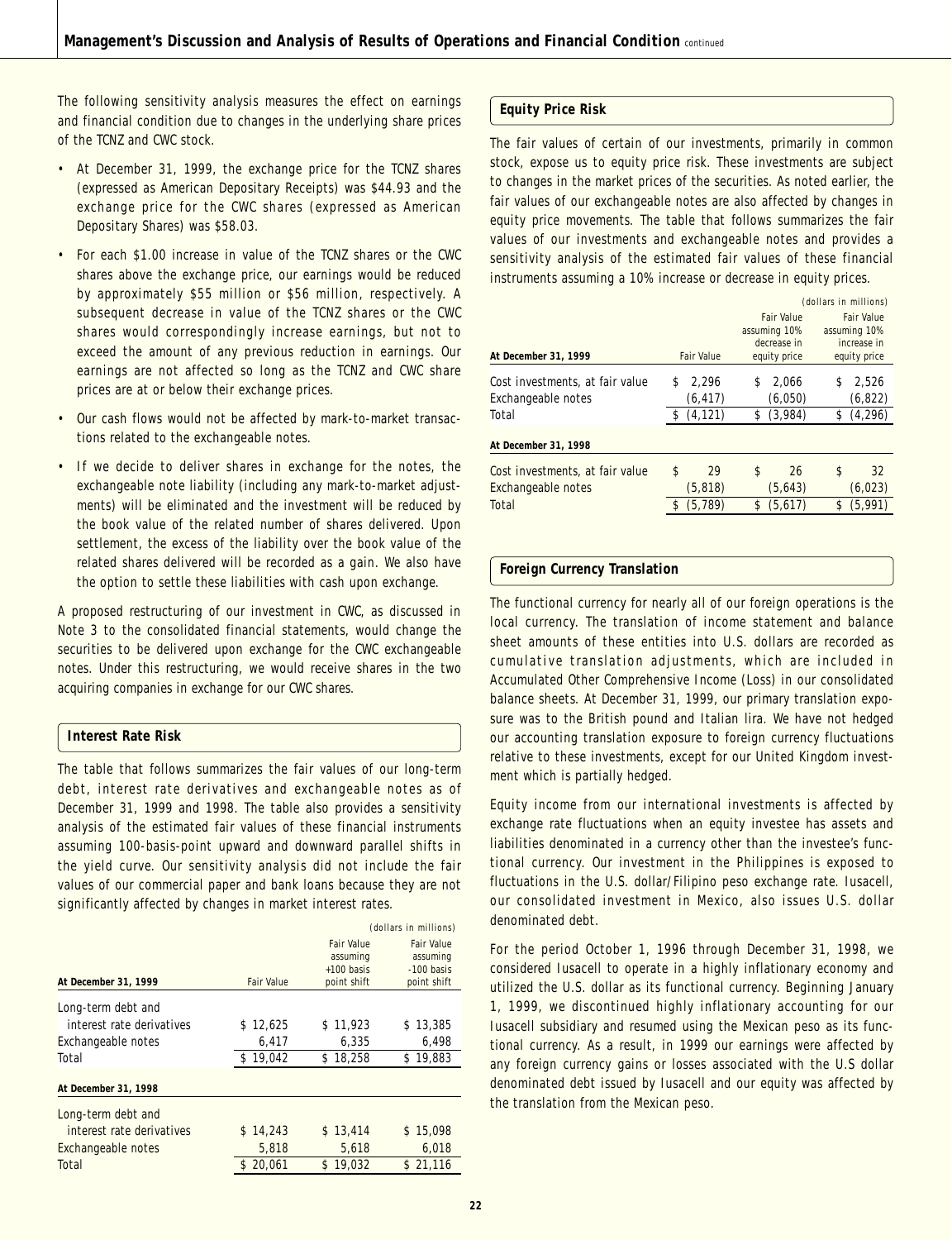The following sensitivity analysis measures the effect on earnings and financial condition due to changes in the underlying share prices of the TCNZ and CWC stock.

- At December 31, 1999, the exchange price for the TCNZ shares (expressed as American Depositary Receipts) was $44.93 and the exchange price for the CWC shares (expressed as American Depositary Shares) was $58.03.
- For each $1.00 increase in value of the TCNZ shares or the CWC shares above the exchange price, our earnings would be reduced by approximately $55 million or $56 million, respectively. A subsequent decrease in value of the TCNZ shares or the CWC shares would correspondingly increase earnings, but not to exceed the amount of any previous reduction in earnings. Our earnings are not affected so long as the TCNZ and CWC share prices are at or below their exchange prices.
- Our cash flows would not be affected by mark-to-market transactions related to the exchangeable notes.
- If we decide to deliver shares in exchange for the notes, the exchangeable note liability (including any mark-to-market adjustments) will be eliminated and the investment will be reduced by the book value of the related number of shares delivered. Upon settlement, the excess of the liability over the book value of the related shares delivered will be recorded as a gain. We also have the option to settle these liabilities with cash upon exchange.

A proposed restructuring of our investment in CWC, as discussed in Note 3 to the consolidated financial statements, would change the securities to be delivered upon exchange for the CWC exchangeable notes. Under this restructuring, we would receive shares in the two acquiring companies in exchange for our CWC shares.

## Interest Rate Risk

The table that follows summarizes the fair values of our long-term debt, interest rate derivatives and exchangeable notes as of December 31, 1999 and 1998. The table also provides a sensitivity analysis of the estimated fair values of these financial instruments assuming 100-basis-point upward and downward parallel shifts in the yield curve. Our sensitivity analysis did not include the fair values of our commercial paper and bank loans because they are not significantly affected by changes in market interest rates.

(dollars in millions)

| At December 31, 1999 | Fair Value | Fair Value assuming +100 basis point shift | Fair Value assuming -100 basis point shift |
|---|---|---|---|
| Long-term debt and interest rate derivatives | $ 12,625 | $ 11,923 | $ 13,385 |
| Exchangeable notes | 6,417 | 6,335 | 6,498 |
| Total | $ 19,042 | $ 18,258 | $ 19,883 |
| **At December 31, 1998** | | | |
| Long-term debt and interest rate derivatives | $ 14,243 | $ 13,414 | $ 15,098 |
| Exchangeable notes | 5,818 | 5,618 | 6,018 |
| Total | $ 20,061 | $ 19,032 | $ 21,116 |

## Equity Price Risk

The fair values of certain of our investments, primarily in common stock, expose us to equity price risk. These investments are subject to changes in the market prices of the securities. As noted earlier, the fair values of our exchangeable notes are also affected by changes in equity price movements. The table that follows summarizes the fair values of our investments and exchangeable notes and provides a sensitivity analysis of the estimated fair values of these financial instruments assuming a 10% increase or decrease in equity prices.

(dollars in millions)

| At December 31, 1999 | Fair Value | Fair Value assuming 10% decrease in equity price | Fair Value assuming 10% increase in equity price |
|---|---|---|---|
| Cost investments, at fair value | $ 2,296 | $ 2,066 | $ 2,526 |
| Exchangeable notes | (6,417) | (6,050) | (6,822) |
| Total | $ (4,121) | $ (3,984) | $ (4,296) |
| **At December 31, 1998** | | | |
| Cost investments, at fair value | $ 29 | $ 26 | $ 32 |
| Exchangeable notes | (5,818) | (5,643) | (6,023) |
| Total | $ (5,789) | $ (5,617) | $ (5,991) |

## Foreign Currency Translation

The functional currency for nearly all of our foreign operations is the local currency. The translation of income statement and balance sheet amounts of these entities into U.S. dollars are recorded as cumulative translation adjustments, which are included in Accumulated Other Comprehensive Income (Loss) in our consolidated balance sheets. At December 31, 1999, our primary translation exposure was to the British pound and Italian lira. We have not hedged our accounting translation exposure to foreign currency fluctuations relative to these investments, except for our United Kingdom investment which is partially hedged.

Equity income from our international investments is affected by exchange rate fluctuations when an equity investee has assets and liabilities denominated in a currency other than the investee's functional currency. Our investment in the Philippines is exposed to fluctuations in the U.S. dollar/Filipino peso exchange rate. Iusacell, our consolidated investment in Mexico, also issues U.S. dollar denominated debt.

For the period October 1, 1996 through December 31, 1998, we considered Iusacell to operate in a highly inflationary economy and utilized the U.S. dollar as its functional currency. Beginning January 1, 1999, we discontinued highly inflationary accounting for our Iusacell subsidiary and resumed using the Mexican peso as its functional currency. As a result, in 1999 our earnings were affected by any foreign currency gains or losses associated with the U.S dollar denominated debt issued by Iusacell and our equity was affected by the translation from the Mexican peso.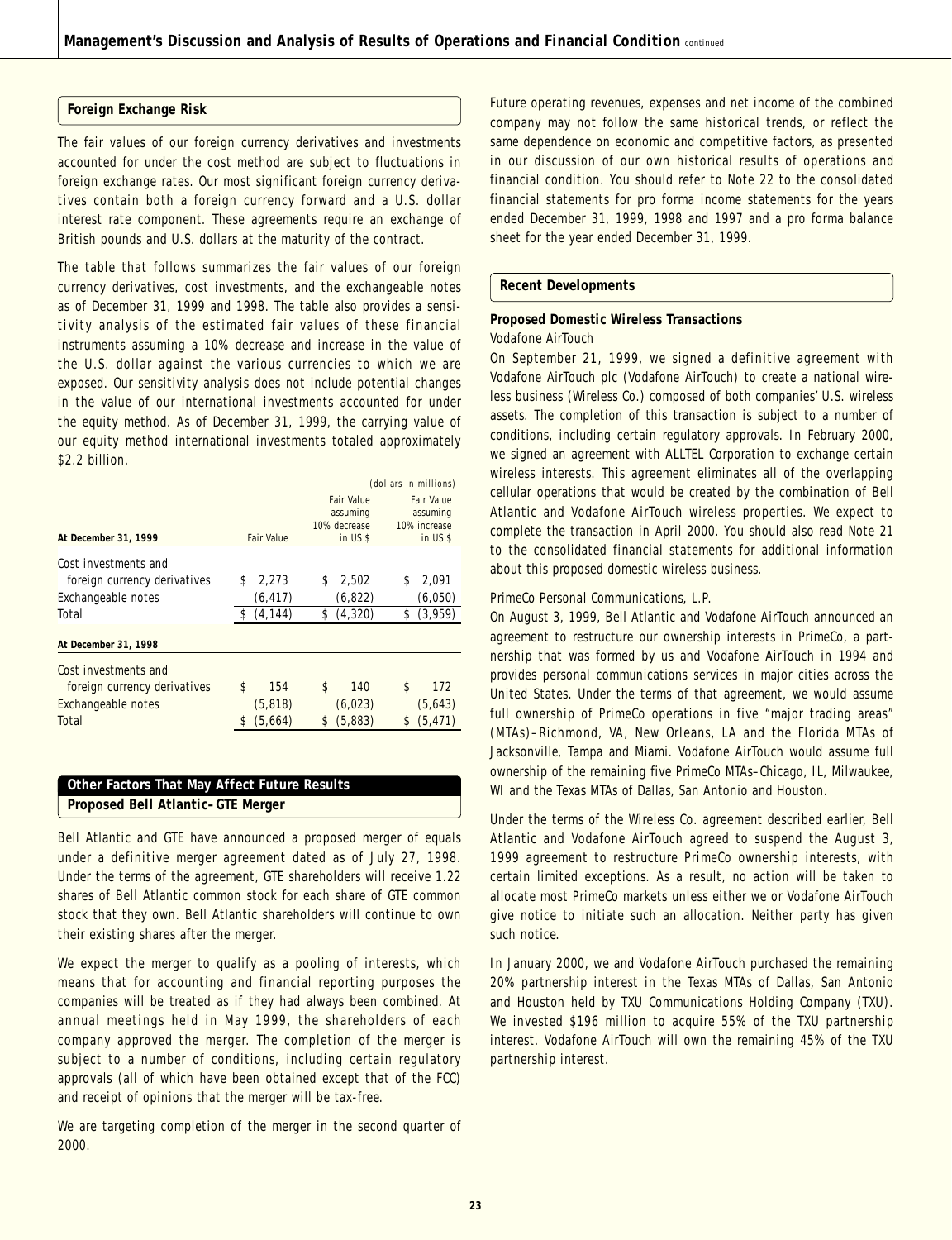## Foreign Exchange Risk

The fair values of our foreign currency derivatives and investments accounted for under the cost method are subject to fluctuations in foreign exchange rates. Our most significant foreign currency derivatives contain both a foreign currency forward and a U.S. dollar interest rate component. These agreements require an exchange of British pounds and U.S. dollars at the maturity of the contract.

The table that follows summarizes the fair values of our foreign currency derivatives, cost investments, and the exchangeable notes as of December 31, 1999 and 1998. The table also provides a sensitivity analysis of the estimated fair values of these financial instruments assuming a 10% decrease and increase in the value of the U.S. dollar against the various currencies to which we are exposed. Our sensitivity analysis does not include potential changes in the value of our international investments accounted for under the equity method. As of December 31, 1999, the carrying value of our equity method international investments totaled approximately $2.2 billion.

(dollars in millions)

| At December 31, 1999 | Fair Value | Fair Value assuming 10% decrease in US $ | Fair Value assuming 10% increase in US $ |
|---|---|---|---|
| Cost investments and foreign currency derivatives | $ 2,273 | $ 2,502 | $ 2,091 |
| Exchangeable notes | (6,417) | (6,822) | (6,050) |
| Total | $ (4,144) | $ (4,320) | $ (3,959) |
| **At December 31, 1998** | | | |
| Cost investments and foreign currency derivatives | $ 154 | $ 140 | $ 172 |
| Exchangeable notes | (5,818) | (6,023) | (5,643) |
| Total | $ (5,664) | $ (5,883) | $ (5,471) |

## Other Factors That May Affect Future Results

### Proposed Bell Atlantic–GTE Merger

Bell Atlantic and GTE have announced a proposed merger of equals under a definitive merger agreement dated as of July 27, 1998. Under the terms of the agreement, GTE shareholders will receive 1.22 shares of Bell Atlantic common stock for each share of GTE common stock that they own. Bell Atlantic shareholders will continue to own their existing shares after the merger.

We expect the merger to qualify as a pooling of interests, which means that for accounting and financial reporting purposes the companies will be treated as if they had always been combined. At annual meetings held in May 1999, the shareholders of each company approved the merger. The completion of the merger is subject to a number of conditions, including certain regulatory approvals (all of which have been obtained except that of the FCC) and receipt of opinions that the merger will be tax-free.

We are targeting completion of the merger in the second quarter of 2000.

Future operating revenues, expenses and net income of the combined company may not follow the same historical trends, or reflect the same dependence on economic and competitive factors, as presented in our discussion of our own historical results of operations and financial condition. You should refer to Note 22 to the consolidated financial statements for pro forma income statements for the years ended December 31, 1999, 1998 and 1997 and a pro forma balance sheet for the year ended December 31, 1999.

## Recent Developments

### Proposed Domestic Wireless Transactions

*Vodafone AirTouch*

On September 21, 1999, we signed a definitive agreement with Vodafone AirTouch plc (Vodafone AirTouch) to create a national wireless business (Wireless Co.) composed of both companies' U.S. wireless assets. The completion of this transaction is subject to a number of conditions, including certain regulatory approvals. In February 2000, we signed an agreement with ALLTEL Corporation to exchange certain wireless interests. This agreement eliminates all of the overlapping cellular operations that would be created by the combination of Bell Atlantic and Vodafone AirTouch wireless properties. We expect to complete the transaction in April 2000. You should also read Note 21 to the consolidated financial statements for additional information about this proposed domestic wireless business.

*PrimeCo Personal Communications, L.P.*

On August 3, 1999, Bell Atlantic and Vodafone AirTouch announced an agreement to restructure our ownership interests in PrimeCo, a partnership that was formed by us and Vodafone AirTouch in 1994 and provides personal communications services in major cities across the United States. Under the terms of that agreement, we would assume full ownership of PrimeCo operations in five "major trading areas" (MTAs)–Richmond, VA, New Orleans, LA and the Florida MTAs of Jacksonville, Tampa and Miami. Vodafone AirTouch would assume full ownership of the remaining five PrimeCo MTAs–Chicago, IL, Milwaukee, WI and the Texas MTAs of Dallas, San Antonio and Houston.

Under the terms of the Wireless Co. agreement described earlier, Bell Atlantic and Vodafone AirTouch agreed to suspend the August 3, 1999 agreement to restructure PrimeCo ownership interests, with certain limited exceptions. As a result, no action will be taken to allocate most PrimeCo markets unless either we or Vodafone AirTouch give notice to initiate such an allocation. Neither party has given such notice.

In January 2000, we and Vodafone AirTouch purchased the remaining 20% partnership interest in the Texas MTAs of Dallas, San Antonio and Houston held by TXU Communications Holding Company (TXU). We invested $196 million to acquire 55% of the TXU partnership interest. Vodafone AirTouch will own the remaining 45% of the TXU partnership interest.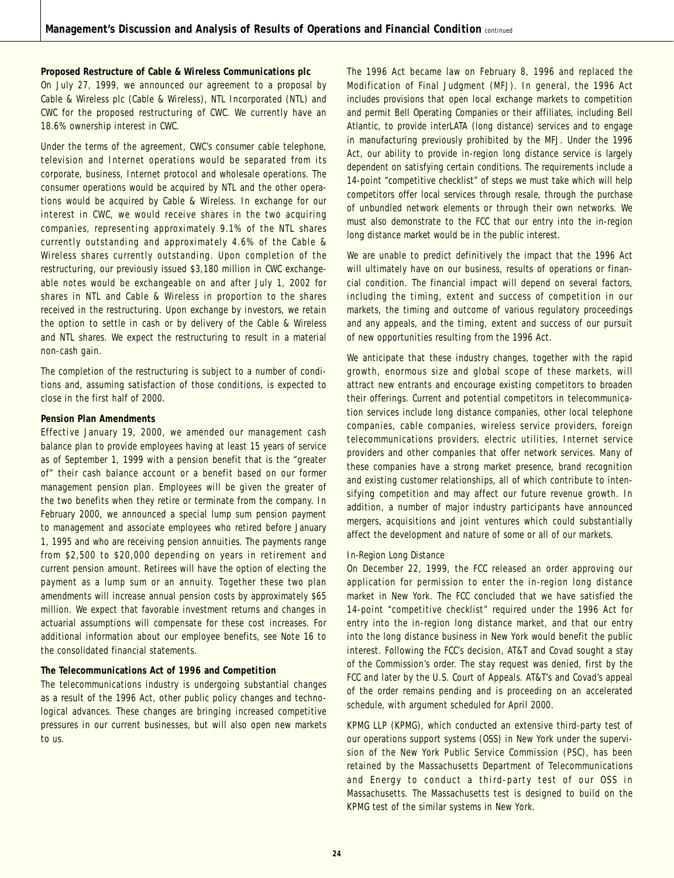### Proposed Restructure of Cable & Wireless Communications plc

On July 27, 1999, we announced our agreement to a proposal by Cable & Wireless plc (Cable & Wireless), NTL Incorporated (NTL) and CWC for the proposed restructuring of CWC. We currently have an 18.6% ownership interest in CWC.

Under the terms of the agreement, CWC's consumer cable telephone, television and Internet operations would be separated from its corporate, business, Internet protocol and wholesale operations. The consumer operations would be acquired by NTL and the other operations would be acquired by Cable & Wireless. In exchange for our interest in CWC, we would receive shares in the two acquiring companies, representing approximately 9.1% of the NTL shares currently outstanding and approximately 4.6% of the Cable & Wireless shares currently outstanding. Upon completion of the restructuring, our previously issued $3,180 million in CWC exchangeable notes would be exchangeable on and after July 1, 2002 for shares in NTL and Cable & Wireless in proportion to the shares received in the restructuring. Upon exchange by investors, we retain the option to settle in cash or by delivery of the Cable & Wireless and NTL shares. We expect the restructuring to result in a material non-cash gain.

The completion of the restructuring is subject to a number of conditions and, assuming satisfaction of those conditions, is expected to close in the first half of 2000.

### Pension Plan Amendments

Effective January 19, 2000, we amended our management cash balance plan to provide employees having at least 15 years of service as of September 1, 1999 with a pension benefit that is the "greater of" their cash balance account or a benefit based on our former management pension plan. Employees will be given the greater of the two benefits when they retire or terminate from the company. In February 2000, we announced a special lump sum pension payment to management and associate employees who retired before January 1, 1995 and who are receiving pension annuities. The payments range from $2,500 to $20,000 depending on years in retirement and current pension amount. Retirees will have the option of electing the payment as a lump sum or an annuity. Together these two plan amendments will increase annual pension costs by approximately $65 million. We expect that favorable investment returns and changes in actuarial assumptions will compensate for these cost increases. For additional information about our employee benefits, see Note 16 to the consolidated financial statements.

### The Telecommunications Act of 1996 and Competition

The telecommunications industry is undergoing substantial changes as a result of the 1996 Act, other public policy changes and technological advances. These changes are bringing increased competitive pressures in our current businesses, but will also open new markets to us.

The 1996 Act became law on February 8, 1996 and replaced the Modification of Final Judgment (MFJ). In general, the 1996 Act includes provisions that open local exchange markets to competition and permit Bell Operating Companies or their affiliates, including Bell Atlantic, to provide interLATA (long distance) services and to engage in manufacturing previously prohibited by the MFJ. Under the 1996 Act, our ability to provide in-region long distance service is largely dependent on satisfying certain conditions. The requirements include a 14-point "competitive checklist" of steps we must take which will help competitors offer local services through resale, through the purchase of unbundled network elements or through their own networks. We must also demonstrate to the FCC that our entry into the in-region long distance market would be in the public interest.

We are unable to predict definitively the impact that the 1996 Act will ultimately have on our business, results of operations or financial condition. The financial impact will depend on several factors, including the timing, extent and success of competition in our markets, the timing and outcome of various regulatory proceedings and any appeals, and the timing, extent and success of our pursuit of new opportunities resulting from the 1996 Act.

We anticipate that these industry changes, together with the rapid growth, enormous size and global scope of these markets, will attract new entrants and encourage existing competitors to broaden their offerings. Current and potential competitors in telecommunication services include long distance companies, other local telephone companies, cable companies, wireless service providers, foreign telecommunications providers, electric utilities, Internet service providers and other companies that offer network services. Many of these companies have a strong market presence, brand recognition and existing customer relationships, all of which contribute to intensifying competition and may affect our future revenue growth. In addition, a number of major industry participants have announced mergers, acquisitions and joint ventures which could substantially affect the development and nature of some or all of our markets.

#### In-Region Long Distance

On December 22, 1999, the FCC released an order approving our application for permission to enter the in-region long distance market in New York. The FCC concluded that we have satisfied the 14-point "competitive checklist" required under the 1996 Act for entry into the in-region long distance market, and that our entry into the long distance business in New York would benefit the public interest. Following the FCC's decision, AT&T and Covad sought a stay of the Commission's order. The stay request was denied, first by the FCC and later by the U.S. Court of Appeals. AT&T's and Covad's appeal of the order remains pending and is proceeding on an accelerated schedule, with argument scheduled for April 2000.

KPMG LLP (KPMG), which conducted an extensive third-party test of our operations support systems (OSS) in New York under the supervision of the New York Public Service Commission (PSC), has been retained by the Massachusetts Department of Telecommunications and Energy to conduct a third-party test of our OSS in Massachusetts. The Massachusetts test is designed to build on the KPMG test of the similar systems in New York.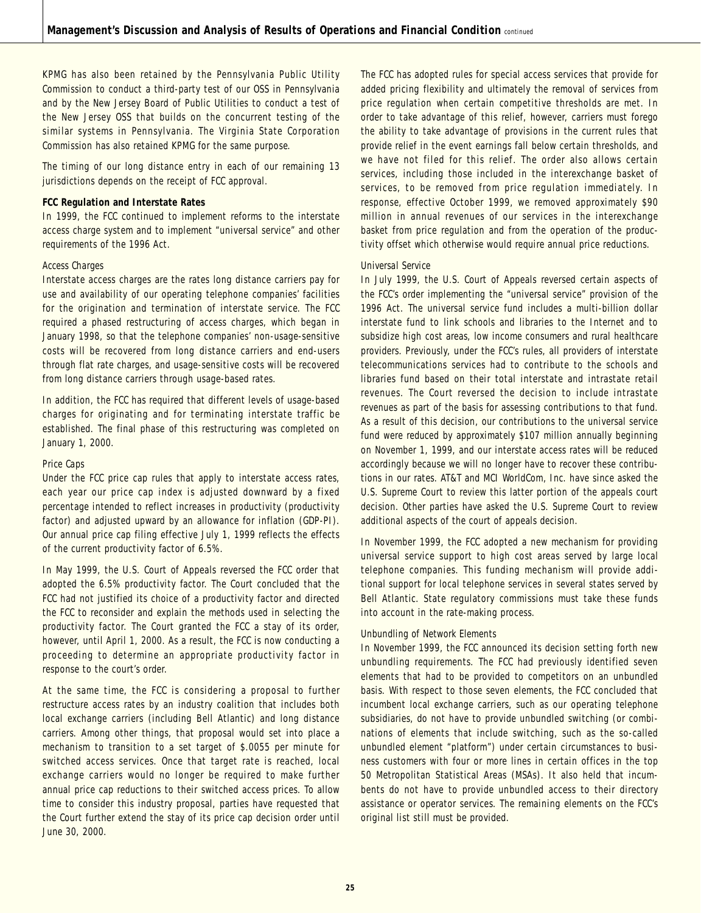KPMG has also been retained by the Pennsylvania Public Utility Commission to conduct a third-party test of our OSS in Pennsylvania and by the New Jersey Board of Public Utilities to conduct a test of the New Jersey OSS that builds on the concurrent testing of the similar systems in Pennsylvania. The Virginia State Corporation Commission has also retained KPMG for the same purpose.

The timing of our long distance entry in each of our remaining 13 jurisdictions depends on the receipt of FCC approval.

**FCC Regulation and Interstate Rates**

In 1999, the FCC continued to implement reforms to the interstate access charge system and to implement "universal service" and other requirements of the 1996 Act.

*Access Charges*

Interstate access charges are the rates long distance carriers pay for use and availability of our operating telephone companies' facilities for the origination and termination of interstate service. The FCC required a phased restructuring of access charges, which began in January 1998, so that the telephone companies' non-usage-sensitive costs will be recovered from long distance carriers and end-users through flat rate charges, and usage-sensitive costs will be recovered from long distance carriers through usage-based rates.

In addition, the FCC has required that different levels of usage-based charges for originating and for terminating interstate traffic be established. The final phase of this restructuring was completed on January 1, 2000.

*Price Caps*

Under the FCC price cap rules that apply to interstate access rates, each year our price cap index is adjusted downward by a fixed percentage intended to reflect increases in productivity (productivity factor) and adjusted upward by an allowance for inflation (GDP-PI). Our annual price cap filing effective July 1, 1999 reflects the effects of the current productivity factor of 6.5%.

In May 1999, the U.S. Court of Appeals reversed the FCC order that adopted the 6.5% productivity factor. The Court concluded that the FCC had not justified its choice of a productivity factor and directed the FCC to reconsider and explain the methods used in selecting the productivity factor. The Court granted the FCC a stay of its order, however, until April 1, 2000. As a result, the FCC is now conducting a proceeding to determine an appropriate productivity factor in response to the court's order.

At the same time, the FCC is considering a proposal to further restructure access rates by an industry coalition that includes both local exchange carriers (including Bell Atlantic) and long distance carriers. Among other things, that proposal would set into place a mechanism to transition to a set target of $.0055 per minute for switched access services. Once that target rate is reached, local exchange carriers would no longer be required to make further annual price cap reductions to their switched access prices. To allow time to consider this industry proposal, parties have requested that the Court further extend the stay of its price cap decision order until June 30, 2000.

The FCC has adopted rules for special access services that provide for added pricing flexibility and ultimately the removal of services from price regulation when certain competitive thresholds are met. In order to take advantage of this relief, however, carriers must forego the ability to take advantage of provisions in the current rules that provide relief in the event earnings fall below certain thresholds, and we have not filed for this relief. The order also allows certain services, including those included in the interexchange basket of services, to be removed from price regulation immediately. In response, effective October 1999, we removed approximately $90 million in annual revenues of our services in the interexchange basket from price regulation and from the operation of the productivity offset which otherwise would require annual price reductions.

*Universal Service*

In July 1999, the U.S. Court of Appeals reversed certain aspects of the FCC's order implementing the "universal service" provision of the 1996 Act. The universal service fund includes a multi-billion dollar interstate fund to link schools and libraries to the Internet and to subsidize high cost areas, low income consumers and rural healthcare providers. Previously, under the FCC's rules, all providers of interstate telecommunications services had to contribute to the schools and libraries fund based on their total interstate and intrastate retail revenues. The Court reversed the decision to include intrastate revenues as part of the basis for assessing contributions to that fund. As a result of this decision, our contributions to the universal service fund were reduced by approximately $107 million annually beginning on November 1, 1999, and our interstate access rates will be reduced accordingly because we will no longer have to recover these contributions in our rates. AT&T and MCI WorldCom, Inc. have since asked the U.S. Supreme Court to review this latter portion of the appeals court decision. Other parties have asked the U.S. Supreme Court to review additional aspects of the court of appeals decision.

In November 1999, the FCC adopted a new mechanism for providing universal service support to high cost areas served by large local telephone companies. This funding mechanism will provide additional support for local telephone services in several states served by Bell Atlantic. State regulatory commissions must take these funds into account in the rate-making process.

*Unbundling of Network Elements*

In November 1999, the FCC announced its decision setting forth new unbundling requirements. The FCC had previously identified seven elements that had to be provided to competitors on an unbundled basis. With respect to those seven elements, the FCC concluded that incumbent local exchange carriers, such as our operating telephone subsidiaries, do not have to provide unbundled switching (or combinations of elements that include switching, such as the so-called unbundled element "platform") under certain circumstances to business customers with four or more lines in certain offices in the top 50 Metropolitan Statistical Areas (MSAs). It also held that incumbents do not have to provide unbundled access to their directory assistance or operator services. The remaining elements on the FCC's original list still must be provided.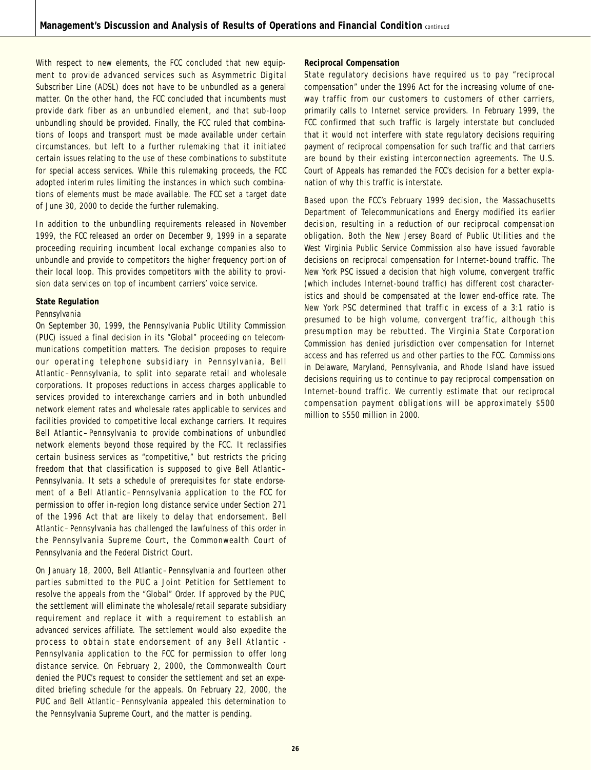With respect to new elements, the FCC concluded that new equipment to provide advanced services such as Asymmetric Digital Subscriber Line (ADSL) does not have to be unbundled as a general matter. On the other hand, the FCC concluded that incumbents must provide dark fiber as an unbundled element, and that sub-loop unbundling should be provided. Finally, the FCC ruled that combinations of loops and transport must be made available under certain circumstances, but left to a further rulemaking that it initiated certain issues relating to the use of these combinations to substitute for special access services. While this rulemaking proceeds, the FCC adopted interim rules limiting the instances in which such combinations of elements must be made available. The FCC set a target date of June 30, 2000 to decide the further rulemaking.

In addition to the unbundling requirements released in November 1999, the FCC released an order on December 9, 1999 in a separate proceeding requiring incumbent local exchange companies also to unbundle and provide to competitors the higher frequency portion of their local loop. This provides competitors with the ability to provision data services on top of incumbent carriers' voice service.

**State Regulation**

*Pennsylvania*

On September 30, 1999, the Pennsylvania Public Utility Commission (PUC) issued a final decision in its "Global" proceeding on telecommunications competition matters. The decision proposes to require our operating telephone subsidiary in Pennsylvania, Bell Atlantic – Pennsylvania, to split into separate retail and wholesale corporations. It proposes reductions in access charges applicable to services provided to interexchange carriers and in both unbundled network element rates and wholesale rates applicable to services and facilities provided to competitive local exchange carriers. It requires Bell Atlantic – Pennsylvania to provide combinations of unbundled network elements beyond those required by the FCC. It reclassifies certain business services as "competitive," but restricts the pricing freedom that that classification is supposed to give Bell Atlantic – Pennsylvania. It sets a schedule of prerequisites for state endorsement of a Bell Atlantic – Pennsylvania application to the FCC for permission to offer in-region long distance service under Section 271 of the 1996 Act that are likely to delay that endorsement. Bell Atlantic – Pennsylvania has challenged the lawfulness of this order in the Pennsylvania Supreme Court, the Commonwealth Court of Pennsylvania and the Federal District Court.

On January 18, 2000, Bell Atlantic – Pennsylvania and fourteen other parties submitted to the PUC a Joint Petition for Settlement to resolve the appeals from the "Global" Order. If approved by the PUC, the settlement will eliminate the wholesale/retail separate subsidiary requirement and replace it with a requirement to establish an advanced services affiliate. The settlement would also expedite the process to obtain state endorsement of any Bell Atlantic - Pennsylvania application to the FCC for permission to offer long distance service. On February 2, 2000, the Commonwealth Court denied the PUC's request to consider the settlement and set an expedited briefing schedule for the appeals. On February 22, 2000, the PUC and Bell Atlantic – Pennsylvania appealed this determination to the Pennsylvania Supreme Court, and the matter is pending.

**Reciprocal Compensation**

State regulatory decisions have required us to pay "reciprocal compensation" under the 1996 Act for the increasing volume of one-way traffic from our customers to customers of other carriers, primarily calls to Internet service providers. In February 1999, the FCC confirmed that such traffic is largely interstate but concluded that it would not interfere with state regulatory decisions requiring payment of reciprocal compensation for such traffic and that carriers are bound by their existing interconnection agreements. The U.S. Court of Appeals has remanded the FCC's decision for a better explanation of why this traffic is interstate.

Based upon the FCC's February 1999 decision, the Massachusetts Department of Telecommunications and Energy modified its earlier decision, resulting in a reduction of our reciprocal compensation obligation. Both the New Jersey Board of Public Utilities and the West Virginia Public Service Commission also have issued favorable decisions on reciprocal compensation for Internet-bound traffic. The New York PSC issued a decision that high volume, convergent traffic (which includes Internet-bound traffic) has different cost characteristics and should be compensated at the lower end-office rate. The New York PSC determined that traffic in excess of a 3:1 ratio is presumed to be high volume, convergent traffic, although this presumption may be rebutted. The Virginia State Corporation Commission has denied jurisdiction over compensation for Internet access and has referred us and other parties to the FCC. Commissions in Delaware, Maryland, Pennsylvania, and Rhode Island have issued decisions requiring us to continue to pay reciprocal compensation on Internet-bound traffic. We currently estimate that our reciprocal compensation payment obligations will be approximately $500 million to $550 million in 2000.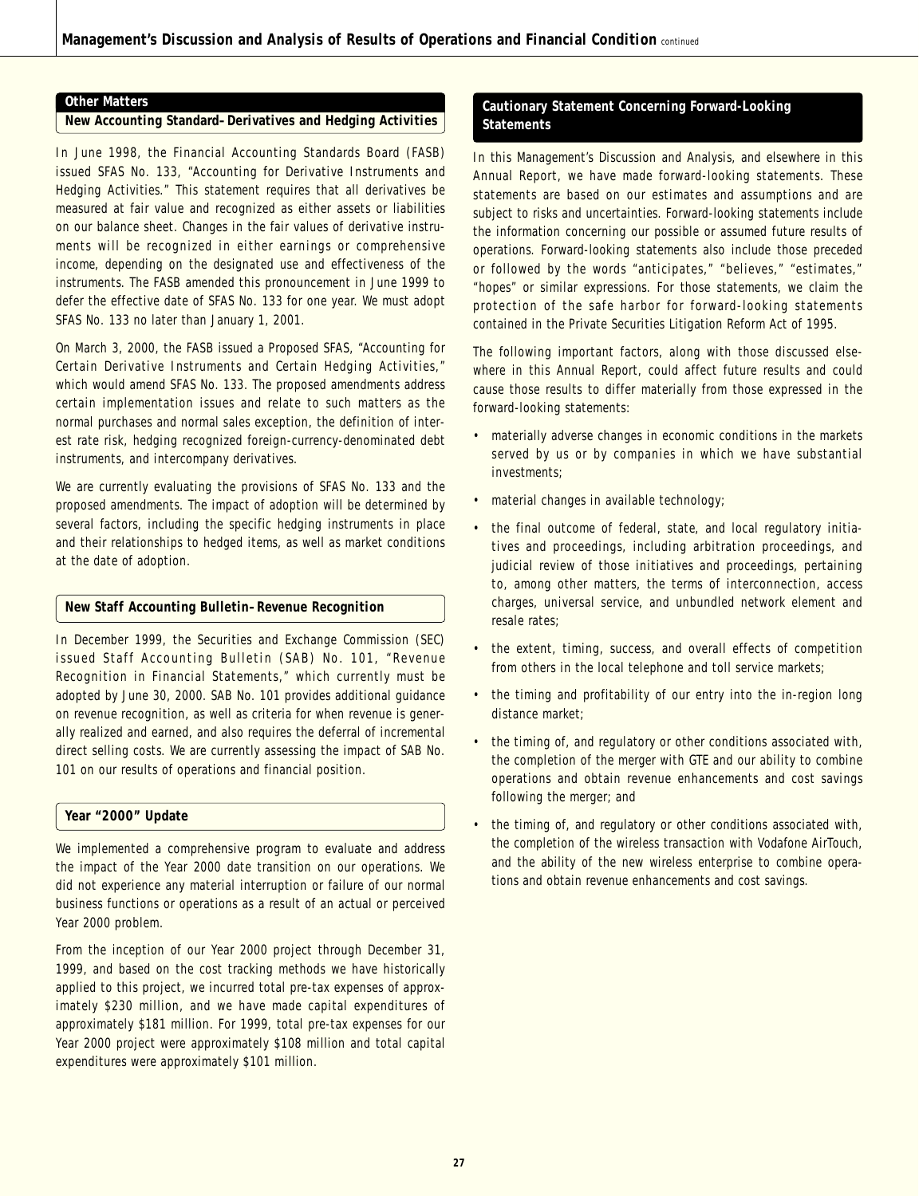## Other Matters

### New Accounting Standard–Derivatives and Hedging Activities

In June 1998, the Financial Accounting Standards Board (FASB) issued SFAS No. 133, "Accounting for Derivative Instruments and Hedging Activities." This statement requires that all derivatives be measured at fair value and recognized as either assets or liabilities on our balance sheet. Changes in the fair values of derivative instruments will be recognized in either earnings or comprehensive income, depending on the designated use and effectiveness of the instruments. The FASB amended this pronouncement in June 1999 to defer the effective date of SFAS No. 133 for one year. We must adopt SFAS No. 133 no later than January 1, 2001.

On March 3, 2000, the FASB issued a Proposed SFAS, "Accounting for Certain Derivative Instruments and Certain Hedging Activities," which would amend SFAS No. 133. The proposed amendments address certain implementation issues and relate to such matters as the normal purchases and normal sales exception, the definition of interest rate risk, hedging recognized foreign-currency-denominated debt instruments, and intercompany derivatives.

We are currently evaluating the provisions of SFAS No. 133 and the proposed amendments. The impact of adoption will be determined by several factors, including the specific hedging instruments in place and their relationships to hedged items, as well as market conditions at the date of adoption.

### New Staff Accounting Bulletin–Revenue Recognition

In December 1999, the Securities and Exchange Commission (SEC) issued Staff Accounting Bulletin (SAB) No. 101, "Revenue Recognition in Financial Statements," which currently must be adopted by June 30, 2000. SAB No. 101 provides additional guidance on revenue recognition, as well as criteria for when revenue is generally realized and earned, and also requires the deferral of incremental direct selling costs. We are currently assessing the impact of SAB No. 101 on our results of operations and financial position.

### Year "2000" Update

We implemented a comprehensive program to evaluate and address the impact of the Year 2000 date transition on our operations. We did not experience any material interruption or failure of our normal business functions or operations as a result of an actual or perceived Year 2000 problem.

From the inception of our Year 2000 project through December 31, 1999, and based on the cost tracking methods we have historically applied to this project, we incurred total pre-tax expenses of approximately $230 million, and we have made capital expenditures of approximately $181 million. For 1999, total pre-tax expenses for our Year 2000 project were approximately $108 million and total capital expenditures were approximately $101 million.

## Cautionary Statement Concerning Forward-Looking Statements

In this Management's Discussion and Analysis, and elsewhere in this Annual Report, we have made forward-looking statements. These statements are based on our estimates and assumptions and are subject to risks and uncertainties. Forward-looking statements include the information concerning our possible or assumed future results of operations. Forward-looking statements also include those preceded or followed by the words "anticipates," "believes," "estimates," "hopes" or similar expressions. For those statements, we claim the protection of the safe harbor for forward-looking statements contained in the Private Securities Litigation Reform Act of 1995.

The following important factors, along with those discussed elsewhere in this Annual Report, could affect future results and could cause those results to differ materially from those expressed in the forward-looking statements:

- materially adverse changes in economic conditions in the markets served by us or by companies in which we have substantial investments;
- material changes in available technology;
- the final outcome of federal, state, and local regulatory initiatives and proceedings, including arbitration proceedings, and judicial review of those initiatives and proceedings, pertaining to, among other matters, the terms of interconnection, access charges, universal service, and unbundled network element and resale rates;
- the extent, timing, success, and overall effects of competition from others in the local telephone and toll service markets;
- the timing and profitability of our entry into the in-region long distance market;
- the timing of, and regulatory or other conditions associated with, the completion of the merger with GTE and our ability to combine operations and obtain revenue enhancements and cost savings following the merger; and
- the timing of, and regulatory or other conditions associated with, the completion of the wireless transaction with Vodafone AirTouch, and the ability of the new wireless enterprise to combine operations and obtain revenue enhancements and cost savings.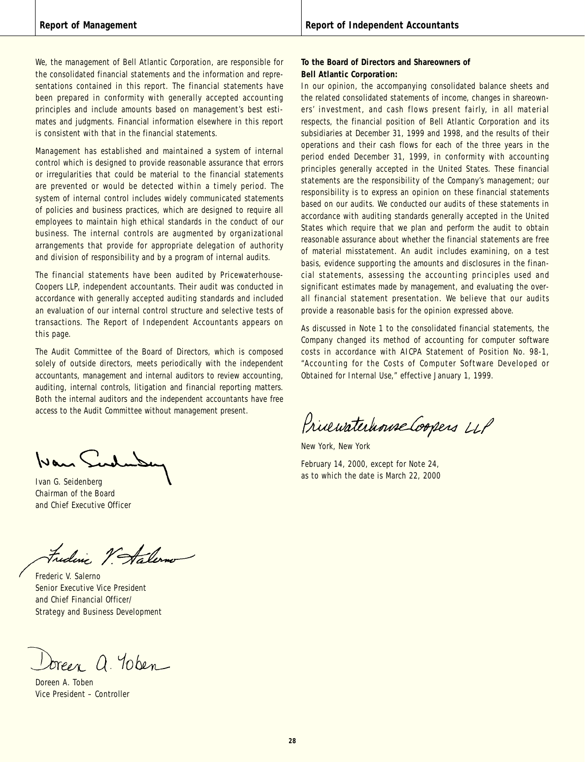## Report of Management

We, the management of Bell Atlantic Corporation, are responsible for the consolidated financial statements and the information and representations contained in this report. The financial statements have been prepared in conformity with generally accepted accounting principles and include amounts based on management's best estimates and judgments. Financial information elsewhere in this report is consistent with that in the financial statements.

Management has established and maintained a system of internal control which is designed to provide reasonable assurance that errors or irregularities that could be material to the financial statements are prevented or would be detected within a timely period. The system of internal control includes widely communicated statements of policies and business practices, which are designed to require all employees to maintain high ethical standards in the conduct of our business. The internal controls are augmented by organizational arrangements that provide for appropriate delegation of authority and division of responsibility and by a program of internal audits.

The financial statements have been audited by PricewaterhouseCoopers LLP, independent accountants. Their audit was conducted in accordance with generally accepted auditing standards and included an evaluation of our internal control structure and selective tests of transactions. The Report of Independent Accountants appears on this page.

The Audit Committee of the Board of Directors, which is composed solely of outside directors, meets periodically with the independent accountants, management and internal auditors to review accounting, auditing, internal controls, litigation and financial reporting matters. Both the internal auditors and the independent accountants have free access to the Audit Committee without management present.

Ivan G. Seidenberg
*Chairman of the Board*
*and Chief Executive Officer*

Frederic V. Salerno
*Senior Executive Vice President*
*and Chief Financial Officer/*
*Strategy and Business Development*

Doreen A. Toben
*Vice President – Controller*

## Report of Independent Accountants

**To the Board of Directors and Shareowners of Bell Atlantic Corporation:**

In our opinion, the accompanying consolidated balance sheets and the related consolidated statements of income, changes in shareowners' investment, and cash flows present fairly, in all material respects, the financial position of Bell Atlantic Corporation and its subsidiaries at December 31, 1999 and 1998, and the results of their operations and their cash flows for each of the three years in the period ended December 31, 1999, in conformity with accounting principles generally accepted in the United States. These financial statements are the responsibility of the Company's management; our responsibility is to express an opinion on these financial statements based on our audits. We conducted our audits of these statements in accordance with auditing standards generally accepted in the United States which require that we plan and perform the audit to obtain reasonable assurance about whether the financial statements are free of material misstatement. An audit includes examining, on a test basis, evidence supporting the amounts and disclosures in the financial statements, assessing the accounting principles used and significant estimates made by management, and evaluating the overall financial statement presentation. We believe that our audits provide a reasonable basis for the opinion expressed above.

As discussed in Note 1 to the consolidated financial statements, the Company changed its method of accounting for computer software costs in accordance with AICPA Statement of Position No. 98-1, "Accounting for the Costs of Computer Software Developed or Obtained for Internal Use," effective January 1, 1999.

PricewaterhouseCoopers LLP

New York, New York

February 14, 2000, except for Note 24, as to which the date is March 22, 2000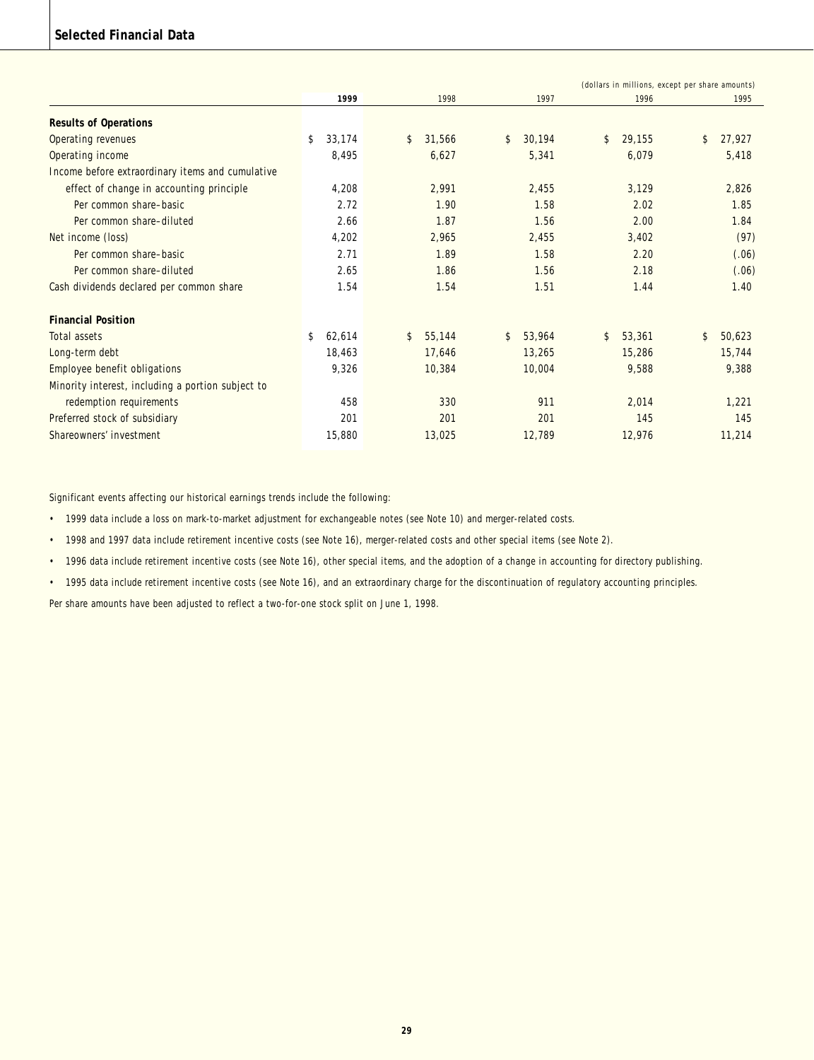## Selected Financial Data

(dollars in millions, except per share amounts)

| | 1999 | 1998 | 1997 | 1996 | 1995 |
|---|---|---|---|---|---|
| **Results of Operations** | | | | | |
| Operating revenues | $ 33,174 | $ 31,566 | $ 30,194 | $ 29,155 | $ 27,927 |
| Operating income | 8,495 | 6,627 | 5,341 | 6,079 | 5,418 |
| Income before extraordinary items and cumulative effect of change in accounting principle | 4,208 | 2,991 | 2,455 | 3,129 | 2,826 |
| Per common share–basic | 2.72 | 1.90 | 1.58 | 2.02 | 1.85 |
| Per common share–diluted | 2.66 | 1.87 | 1.56 | 2.00 | 1.84 |
| Net income (loss) | 4,202 | 2,965 | 2,455 | 3,402 | (97) |
| Per common share–basic | 2.71 | 1.89 | 1.58 | 2.20 | (.06) |
| Per common share–diluted | 2.65 | 1.86 | 1.56 | 2.18 | (.06) |
| Cash dividends declared per common share | 1.54 | 1.54 | 1.51 | 1.44 | 1.40 |
| **Financial Position** | | | | | |
| Total assets | $ 62,614 | $ 55,144 | $ 53,964 | $ 53,361 | $ 50,623 |
| Long-term debt | 18,463 | 17,646 | 13,265 | 15,286 | 15,744 |
| Employee benefit obligations | 9,326 | 10,384 | 10,004 | 9,588 | 9,388 |
| Minority interest, including a portion subject to redemption requirements | 458 | 330 | 911 | 2,014 | 1,221 |
| Preferred stock of subsidiary | 201 | 201 | 201 | 145 | 145 |
| Shareowners' investment | 15,880 | 13,025 | 12,789 | 12,976 | 11,214 |

Significant events affecting our historical earnings trends include the following:

- 1999 data include a loss on mark-to-market adjustment for exchangeable notes (see Note 10) and merger-related costs.
- 1998 and 1997 data include retirement incentive costs (see Note 16), merger-related costs and other special items (see Note 2).
- 1996 data include retirement incentive costs (see Note 16), other special items, and the adoption of a change in accounting for directory publishing.
- 1995 data include retirement incentive costs (see Note 16), and an extraordinary charge for the discontinuation of regulatory accounting principles.

Per share amounts have been adjusted to reflect a two-for-one stock split on June 1, 1998.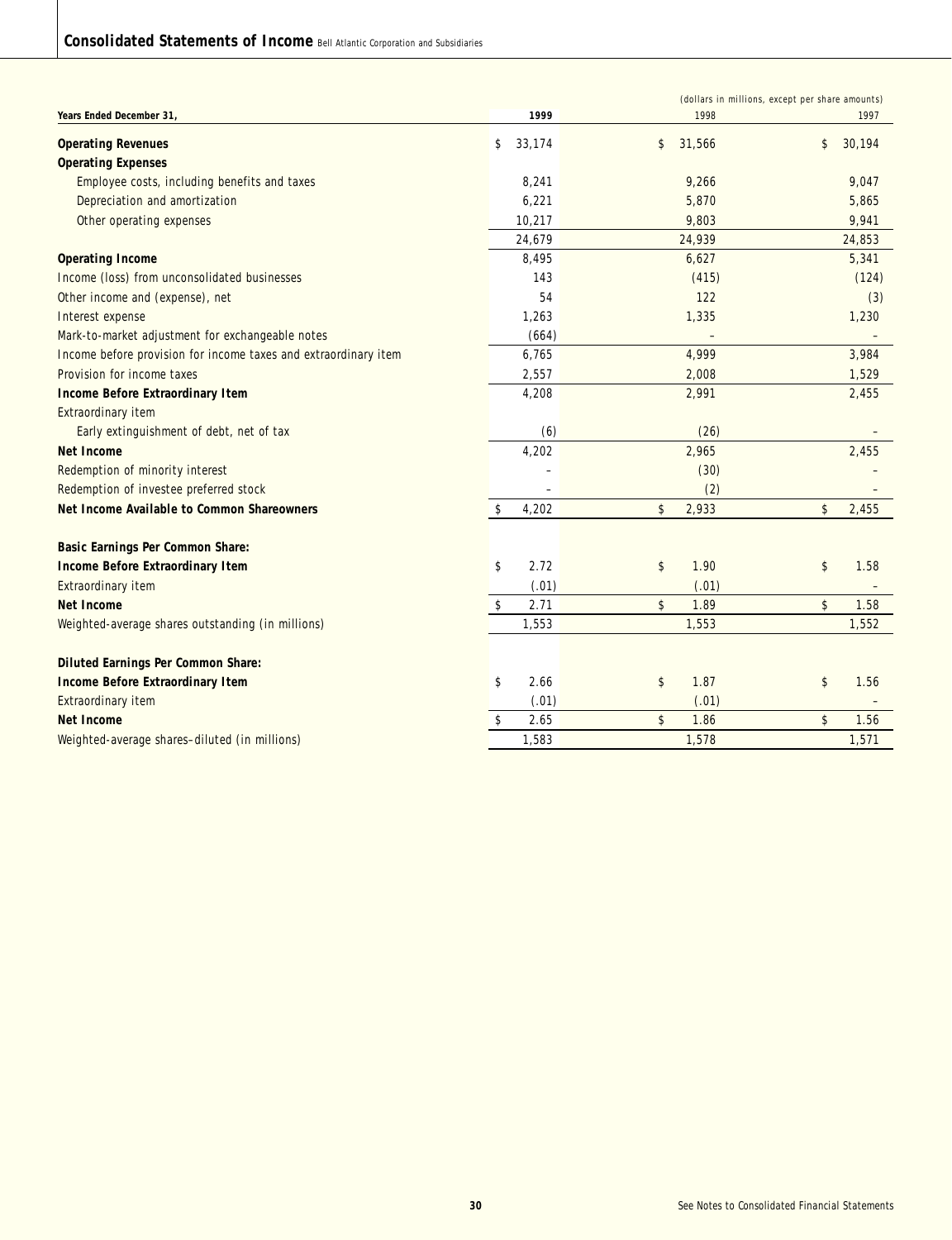## Consolidated Statements of Income Bell Atlantic Corporation and Subsidiaries

(dollars in millions, except per share amounts)

| Years Ended December 31, | 1999 | 1998 | 1997 |
|---|---|---|---|
| **Operating Revenues** | $ 33,174 | $ 31,566 | $ 30,194 |
| **Operating Expenses** | | | |
| Employee costs, including benefits and taxes | 8,241 | 9,266 | 9,047 |
| Depreciation and amortization | 6,221 | 5,870 | 5,865 |
| Other operating expenses | 10,217 | 9,803 | 9,941 |
| | 24,679 | 24,939 | 24,853 |
| **Operating Income** | 8,495 | 6,627 | 5,341 |
| Income (loss) from unconsolidated businesses | 143 | (415) | (124) |
| Other income and (expense), net | 54 | 122 | (3) |
| Interest expense | 1,263 | 1,335 | 1,230 |
| Mark-to-market adjustment for exchangeable notes | (664) | – | – |
| Income before provision for income taxes and extraordinary item | 6,765 | 4,999 | 3,984 |
| Provision for income taxes | 2,557 | 2,008 | 1,529 |
| **Income Before Extraordinary Item** | 4,208 | 2,991 | 2,455 |
| Extraordinary item | | | |
| Early extinguishment of debt, net of tax | (6) | (26) | – |
| **Net Income** | 4,202 | 2,965 | 2,455 |
| Redemption of minority interest | – | (30) | – |
| Redemption of investee preferred stock | – | (2) | – |
| **Net Income Available to Common Shareowners** | $ 4,202 | $ 2,933 | $ 2,455 |
| | | | |
| **Basic Earnings Per Common Share:** | | | |
| **Income Before Extraordinary Item** | $ 2.72 | $ 1.90 | $ 1.58 |
| Extraordinary item | (.01) | (.01) | – |
| **Net Income** | $ 2.71 | $ 1.89 | $ 1.58 |
| Weighted-average shares outstanding (in millions) | 1,553 | 1,553 | 1,552 |
| | | | |
| **Diluted Earnings Per Common Share:** | | | |
| **Income Before Extraordinary Item** | $ 2.66 | $ 1.87 | $ 1.56 |
| Extraordinary item | (.01) | (.01) | – |
| **Net Income** | $ 2.65 | $ 1.86 | $ 1.56 |
| Weighted-average shares–diluted (in millions) | 1,583 | 1,578 | 1,571 |

See Notes to Consolidated Financial Statements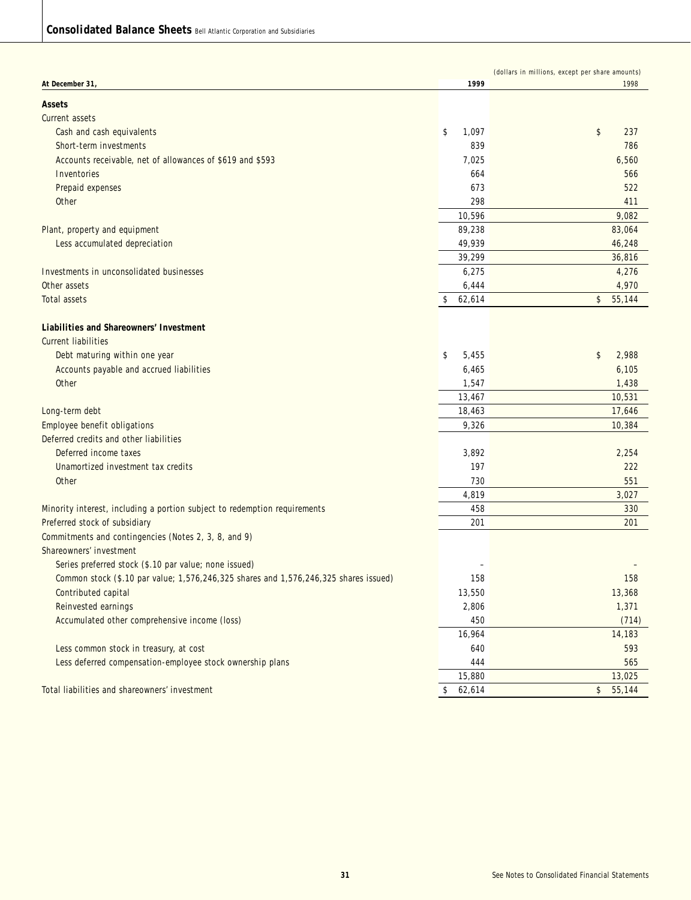## Consolidated Balance Sheets Bell Atlantic Corporation and Subsidiaries

(dollars in millions, except per share amounts)

| At December 31, | 1999 | 1998 |
|---|---|---|
| **Assets** | | |
| Current assets | | |
| Cash and cash equivalents | $ 1,097 | $ 237 |
| Short-term investments | 839 | 786 |
| Accounts receivable, net of allowances of $619 and $593 | 7,025 | 6,560 |
| Inventories | 664 | 566 |
| Prepaid expenses | 673 | 522 |
| Other | 298 | 411 |
| | 10,596 | 9,082 |
| Plant, property and equipment | 89,238 | 83,064 |
| Less accumulated depreciation | 49,939 | 46,248 |
| | 39,299 | 36,816 |
| Investments in unconsolidated businesses | 6,275 | 4,276 |
| Other assets | 6,444 | 4,970 |
| Total assets | $ 62,614 | $ 55,144 |
| **Liabilities and Shareowners' Investment** | | |
| Current liabilities | | |
| Debt maturing within one year | $ 5,455 | $ 2,988 |
| Accounts payable and accrued liabilities | 6,465 | 6,105 |
| Other | 1,547 | 1,438 |
| | 13,467 | 10,531 |
| Long-term debt | 18,463 | 17,646 |
| Employee benefit obligations | 9,326 | 10,384 |
| Deferred credits and other liabilities | | |
| Deferred income taxes | 3,892 | 2,254 |
| Unamortized investment tax credits | 197 | 222 |
| Other | 730 | 551 |
| | 4,819 | 3,027 |
| Minority interest, including a portion subject to redemption requirements | 458 | 330 |
| Preferred stock of subsidiary | 201 | 201 |
| Commitments and contingencies (Notes 2, 3, 8, and 9) | | |
| Shareowners' investment | | |
| Series preferred stock ($.10 par value; none issued) | – | – |
| Common stock ($.10 par value; 1,576,246,325 shares and 1,576,246,325 shares issued) | 158 | 158 |
| Contributed capital | 13,550 | 13,368 |
| Reinvested earnings | 2,806 | 1,371 |
| Accumulated other comprehensive income (loss) | 450 | (714) |
| | 16,964 | 14,183 |
| Less common stock in treasury, at cost | 640 | 593 |
| Less deferred compensation-employee stock ownership plans | 444 | 565 |
| | 15,880 | 13,025 |
| Total liabilities and shareowners' investment | $ 62,614 | $ 55,144 |

See Notes to Consolidated Financial Statements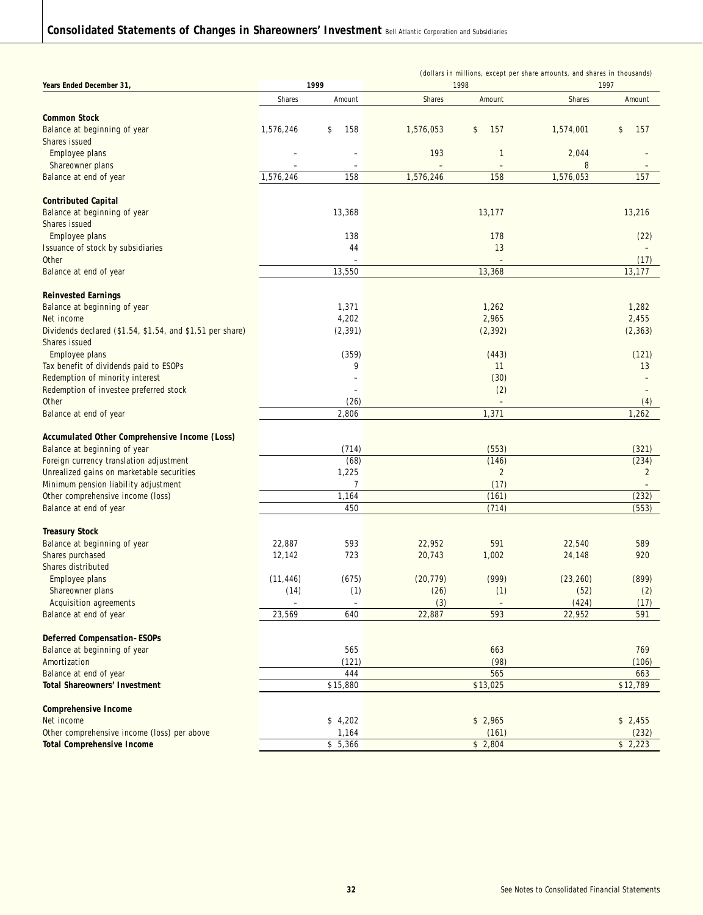## Consolidated Statements of Changes in Shareowners' Investment Bell Atlantic Corporation and Subsidiaries

(dollars in millions, except per share amounts, and shares in thousands)

| Years Ended December 31, | 1999 | | 1998 | | 1997 | |
|---|---|---|---|---|---|---|
| | Shares | Amount | Shares | Amount | Shares | Amount |
| **Common Stock** | | | | | | |
| Balance at beginning of year | 1,576,246 | $ 158 | 1,576,053 | $ 157 | 1,574,001 | $ 157 |
| Shares issued | | | | | | |
| Employee plans | – | – | 193 | 1 | 2,044 | – |
| Shareowner plans | – | – | – | – | 8 | – |
| Balance at end of year | 1,576,246 | 158 | 1,576,246 | 158 | 1,576,053 | 157 |
| **Contributed Capital** | | | | | | |
| Balance at beginning of year | | 13,368 | | 13,177 | | 13,216 |
| Shares issued | | | | | | |
| Employee plans | | 138 | | 178 | | (22) |
| Issuance of stock by subsidiaries | | 44 | | 13 | | – |
| Other | | – | | – | | (17) |
| Balance at end of year | | 13,550 | | 13,368 | | 13,177 |
| **Reinvested Earnings** | | | | | | |
| Balance at beginning of year | | 1,371 | | 1,262 | | 1,282 |
| Net income | | 4,202 | | 2,965 | | 2,455 |
| Dividends declared ($1.54, $1.54, and $1.51 per share) | | (2,391) | | (2,392) | | (2,363) |
| Shares issued | | | | | | |
| Employee plans | | (359) | | (443) | | (121) |
| Tax benefit of dividends paid to ESOPs | | 9 | | 11 | | 13 |
| Redemption of minority interest | | – | | (30) | | – |
| Redemption of investee preferred stock | | – | | (2) | | – |
| Other | | (26) | | – | | (4) |
| Balance at end of year | | 2,806 | | 1,371 | | 1,262 |
| **Accumulated Other Comprehensive Income (Loss)** | | | | | | |
| Balance at beginning of year | | (714) | | (553) | | (321) |
| Foreign currency translation adjustment | | (68) | | (146) | | (234) |
| Unrealized gains on marketable securities | | 1,225 | | 2 | | 2 |
| Minimum pension liability adjustment | | 7 | | (17) | | – |
| Other comprehensive income (loss) | | 1,164 | | (161) | | (232) |
| Balance at end of year | | 450 | | (714) | | (553) |
| **Treasury Stock** | | | | | | |
| Balance at beginning of year | 22,887 | 593 | 22,952 | 591 | 22,540 | 589 |
| Shares purchased | 12,142 | 723 | 20,743 | 1,002 | 24,148 | 920 |
| Shares distributed | | | | | | |
| Employee plans | (11,446) | (675) | (20,779) | (999) | (23,260) | (899) |
| Shareowner plans | (14) | (1) | (26) | (1) | (52) | (2) |
| Acquisition agreements | – | – | (3) | – | (424) | (17) |
| Balance at end of year | 23,569 | 640 | 22,887 | 593 | 22,952 | 591 |
| **Deferred Compensation–ESOPs** | | | | | | |
| Balance at beginning of year | | 565 | | 663 | | 769 |
| Amortization | | (121) | | (98) | | (106) |
| Balance at end of year | | 444 | | 565 | | 663 |
| **Total Shareowners' Investment** | | $15,880 | | $13,025 | | $12,789 |
| **Comprehensive Income** | | | | | | |
| Net income | | $ 4,202 | | $ 2,965 | | $ 2,455 |
| Other comprehensive income (loss) per above | | 1,164 | | (161) | | (232) |
| **Total Comprehensive Income** | | $ 5,366 | | $ 2,804 | | $ 2,223 |

See Notes to Consolidated Financial Statements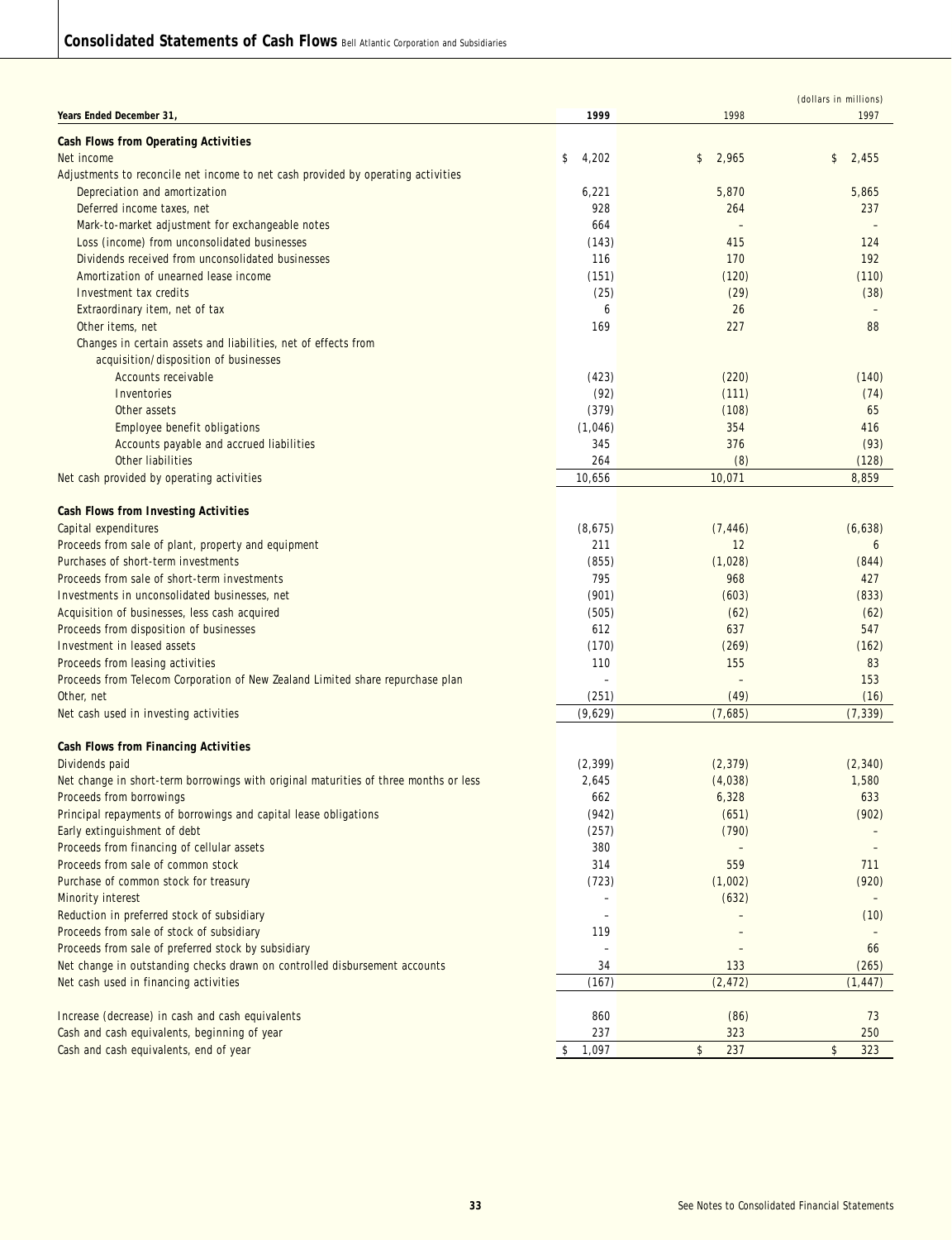## Consolidated Statements of Cash Flows Bell Atlantic Corporation and Subsidiaries

(dollars in millions)

| Years Ended December 31, | 1999 | 1998 | 1997 |
|---|---|---|---|
| **Cash Flows from Operating Activities** | | | |
| Net income | $ 4,202 | $ 2,965 | $ 2,455 |
| Adjustments to reconcile net income to net cash provided by operating activities | | | |
| Depreciation and amortization | 6,221 | 5,870 | 5,865 |
| Deferred income taxes, net | 928 | 264 | 237 |
| Mark-to-market adjustment for exchangeable notes | 664 | – | – |
| Loss (income) from unconsolidated businesses | (143) | 415 | 124 |
| Dividends received from unconsolidated businesses | 116 | 170 | 192 |
| Amortization of unearned lease income | (151) | (120) | (110) |
| Investment tax credits | (25) | (29) | (38) |
| Extraordinary item, net of tax | 6 | 26 | – |
| Other items, net | 169 | 227 | 88 |
| Changes in certain assets and liabilities, net of effects from acquisition/disposition of businesses | | | |
| Accounts receivable | (423) | (220) | (140) |
| Inventories | (92) | (111) | (74) |
| Other assets | (379) | (108) | 65 |
| Employee benefit obligations | (1,046) | 354 | 416 |
| Accounts payable and accrued liabilities | 345 | 376 | (93) |
| Other liabilities | 264 | (8) | (128) |
| Net cash provided by operating activities | 10,656 | 10,071 | 8,859 |
| **Cash Flows from Investing Activities** | | | |
| Capital expenditures | (8,675) | (7,446) | (6,638) |
| Proceeds from sale of plant, property and equipment | 211 | 12 | 6 |
| Purchases of short-term investments | (855) | (1,028) | (844) |
| Proceeds from sale of short-term investments | 795 | 968 | 427 |
| Investments in unconsolidated businesses, net | (901) | (603) | (833) |
| Acquisition of businesses, less cash acquired | (505) | (62) | (62) |
| Proceeds from disposition of businesses | 612 | 637 | 547 |
| Investment in leased assets | (170) | (269) | (162) |
| Proceeds from leasing activities | 110 | 155 | 83 |
| Proceeds from Telecom Corporation of New Zealand Limited share repurchase plan | – | – | 153 |
| Other, net | (251) | (49) | (16) |
| Net cash used in investing activities | (9,629) | (7,685) | (7,339) |
| **Cash Flows from Financing Activities** | | | |
| Dividends paid | (2,399) | (2,379) | (2,340) |
| Net change in short-term borrowings with original maturities of three months or less | 2,645 | (4,038) | 1,580 |
| Proceeds from borrowings | 662 | 6,328 | 633 |
| Principal repayments of borrowings and capital lease obligations | (942) | (651) | (902) |
| Early extinguishment of debt | (257) | (790) | – |
| Proceeds from financing of cellular assets | 380 | – | – |
| Proceeds from sale of common stock | 314 | 559 | 711 |
| Purchase of common stock for treasury | (723) | (1,002) | (920) |
| Minority interest | – | (632) | – |
| Reduction in preferred stock of subsidiary | – | – | (10) |
| Proceeds from sale of stock of subsidiary | 119 | – | – |
| Proceeds from sale of preferred stock by subsidiary | – | – | 66 |
| Net change in outstanding checks drawn on controlled disbursement accounts | 34 | 133 | (265) |
| Net cash used in financing activities | (167) | (2,472) | (1,447) |
| Increase (decrease) in cash and cash equivalents | 860 | (86) | 73 |
| Cash and cash equivalents, beginning of year | 237 | 323 | 250 |
| Cash and cash equivalents, end of year | $ 1,097 | $ 237 | $ 323 |

See Notes to Consolidated Financial Statements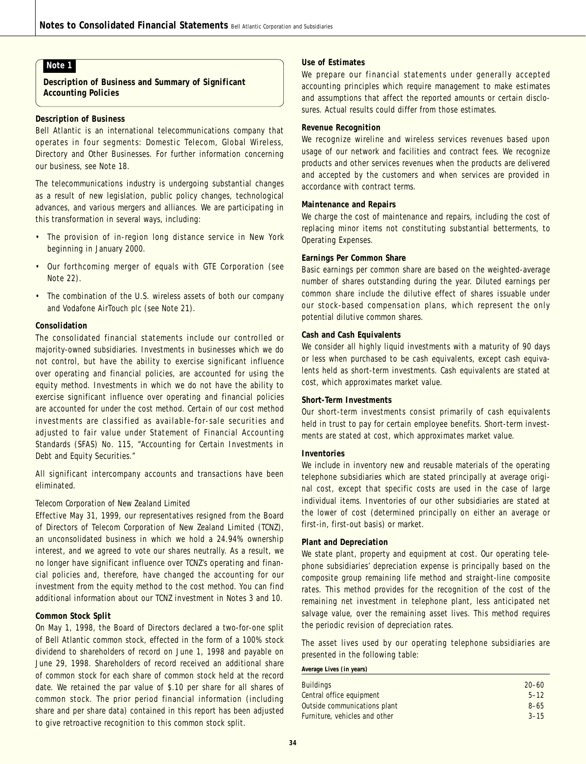## Note 1

### Description of Business and Summary of Significant Accounting Policies

**Description of Business**

Bell Atlantic is an international telecommunications company that operates in four segments: Domestic Telecom, Global Wireless, Directory and Other Businesses. For further information concerning our business, see Note 18.

The telecommunications industry is undergoing substantial changes as a result of new legislation, public policy changes, technological advances, and various mergers and alliances. We are participating in this transformation in several ways, including:

- The provision of in-region long distance service in New York beginning in January 2000.
- Our forthcoming merger of equals with GTE Corporation (see Note 22).
- The combination of the U.S. wireless assets of both our company and Vodafone AirTouch plc (see Note 21).

**Consolidation**

The consolidated financial statements include our controlled or majority-owned subsidiaries. Investments in businesses which we do not control, but have the ability to exercise significant influence over operating and financial policies, are accounted for using the equity method. Investments in which we do not have the ability to exercise significant influence over operating and financial policies are accounted for under the cost method. Certain of our cost method investments are classified as available-for-sale securities and adjusted to fair value under Statement of Financial Accounting Standards (SFAS) No. 115, "Accounting for Certain Investments in Debt and Equity Securities."

All significant intercompany accounts and transactions have been eliminated.

*Telecom Corporation of New Zealand Limited*

Effective May 31, 1999, our representatives resigned from the Board of Directors of Telecom Corporation of New Zealand Limited (TCNZ), an unconsolidated business in which we hold a 24.94% ownership interest, and we agreed to vote our shares neutrally. As a result, we no longer have significant influence over TCNZ's operating and financial policies and, therefore, have changed the accounting for our investment from the equity method to the cost method. You can find additional information about our TCNZ investment in Notes 3 and 10.

**Common Stock Split**

On May 1, 1998, the Board of Directors declared a two-for-one split of Bell Atlantic common stock, effected in the form of a 100% stock dividend to shareholders of record on June 1, 1998 and payable on June 29, 1998. Shareholders of record received an additional share of common stock for each share of common stock held at the record date. We retained the par value of $.10 per share for all shares of common stock. The prior period financial information (including share and per share data) contained in this report has been adjusted to give retroactive recognition to this common stock split.

**Use of Estimates**

We prepare our financial statements under generally accepted accounting principles which require management to make estimates and assumptions that affect the reported amounts or certain disclosures. Actual results could differ from those estimates.

**Revenue Recognition**

We recognize wireline and wireless services revenues based upon usage of our network and facilities and contract fees. We recognize products and other services revenues when the products are delivered and accepted by the customers and when services are provided in accordance with contract terms.

**Maintenance and Repairs**

We charge the cost of maintenance and repairs, including the cost of replacing minor items not constituting substantial betterments, to Operating Expenses.

**Earnings Per Common Share**

Basic earnings per common share are based on the weighted-average number of shares outstanding during the year. Diluted earnings per common share include the dilutive effect of shares issuable under our stock-based compensation plans, which represent the only potential dilutive common shares.

**Cash and Cash Equivalents**

We consider all highly liquid investments with a maturity of 90 days or less when purchased to be cash equivalents, except cash equivalents held as short-term investments. Cash equivalents are stated at cost, which approximates market value.

**Short-Term Investments**

Our short-term investments consist primarily of cash equivalents held in trust to pay for certain employee benefits. Short-term investments are stated at cost, which approximates market value.

**Inventories**

We include in inventory new and reusable materials of the operating telephone subsidiaries which are stated principally at average original cost, except that specific costs are used in the case of large individual items. Inventories of our other subsidiaries are stated at the lower of cost (determined principally on either an average or first-in, first-out basis) or market.

**Plant and Depreciation**

We state plant, property and equipment at cost. Our operating telephone subsidiaries' depreciation expense is principally based on the composite group remaining life method and straight-line composite rates. This method provides for the recognition of the cost of the remaining net investment in telephone plant, less anticipated net salvage value, over the remaining asset lives. This method requires the periodic revision of depreciation rates.

The asset lives used by our operating telephone subsidiaries are presented in the following table:

| Average Lives (in years) | |
|---|---|
| Buildings | 20–60 |
| Central office equipment | 5–12 |
| Outside communications plant | 8–65 |
| Furniture, vehicles and other | 3–15 |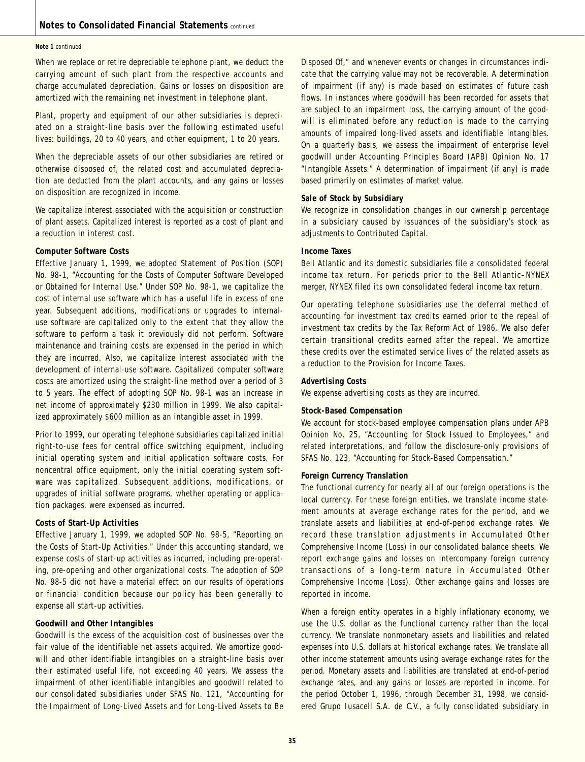**Note 1** *continued*

When we replace or retire depreciable telephone plant, we deduct the carrying amount of such plant from the respective accounts and charge accumulated depreciation. Gains or losses on disposition are amortized with the remaining net investment in telephone plant.

Plant, property and equipment of our other subsidiaries is depreciated on a straight-line basis over the following estimated useful lives: buildings, 20 to 40 years, and other equipment, 1 to 20 years.

When the depreciable assets of our other subsidiaries are retired or otherwise disposed of, the related cost and accumulated depreciation are deducted from the plant accounts, and any gains or losses on disposition are recognized in income.

We capitalize interest associated with the acquisition or construction of plant assets. Capitalized interest is reported as a cost of plant and a reduction in interest cost.

**Computer Software Costs**

Effective January 1, 1999, we adopted Statement of Position (SOP) No. 98-1, "Accounting for the Costs of Computer Software Developed or Obtained for Internal Use." Under SOP No. 98-1, we capitalize the cost of internal use software which has a useful life in excess of one year. Subsequent additions, modifications or upgrades to internal-use software are capitalized only to the extent that they allow the software to perform a task it previously did not perform. Software maintenance and training costs are expensed in the period in which they are incurred. Also, we capitalize interest associated with the development of internal-use software. Capitalized computer software costs are amortized using the straight-line method over a period of 3 to 5 years. The effect of adopting SOP No. 98-1 was an increase in net income of approximately $230 million in 1999. We also capitalized approximately $600 million as an intangible asset in 1999.

Prior to 1999, our operating telephone subsidiaries capitalized initial right-to-use fees for central office switching equipment, including initial operating system and initial application software costs. For noncentral office equipment, only the initial operating system software was capitalized. Subsequent additions, modifications, or upgrades of initial software programs, whether operating or application packages, were expensed as incurred.

**Costs of Start-Up Activities**

Effective January 1, 1999, we adopted SOP No. 98-5, "Reporting on the Costs of Start-Up Activities." Under this accounting standard, we expense costs of start-up activities as incurred, including pre-operating, pre-opening and other organizational costs. The adoption of SOP No. 98-5 did not have a material effect on our results of operations or financial condition because our policy has been generally to expense all start-up activities.

**Goodwill and Other Intangibles**

Goodwill is the excess of the acquisition cost of businesses over the fair value of the identifiable net assets acquired. We amortize goodwill and other identifiable intangibles on a straight-line basis over their estimated useful life, not exceeding 40 years. We assess the impairment of other identifiable intangibles and goodwill related to our consolidated subsidiaries under SFAS No. 121, "Accounting for the Impairment of Long-Lived Assets and for Long-Lived Assets to Be Disposed Of," and whenever events or changes in circumstances indicate that the carrying value may not be recoverable. A determination of impairment (if any) is made based on estimates of future cash flows. In instances where goodwill has been recorded for assets that are subject to an impairment loss, the carrying amount of the goodwill is eliminated before any reduction is made to the carrying amounts of impaired long-lived assets and identifiable intangibles. On a quarterly basis, we assess the impairment of enterprise level goodwill under Accounting Principles Board (APB) Opinion No. 17 "Intangible Assets." A determination of impairment (if any) is made based primarily on estimates of market value.

**Sale of Stock by Subsidiary**

We recognize in consolidation changes in our ownership percentage in a subsidiary caused by issuances of the subsidiary's stock as adjustments to Contributed Capital.

**Income Taxes**

Bell Atlantic and its domestic subsidiaries file a consolidated federal income tax return. For periods prior to the Bell Atlantic–NYNEX merger, NYNEX filed its own consolidated federal income tax return.

Our operating telephone subsidiaries use the deferral method of accounting for investment tax credits earned prior to the repeal of investment tax credits by the Tax Reform Act of 1986. We also defer certain transitional credits earned after the repeal. We amortize these credits over the estimated service lives of the related assets as a reduction to the Provision for Income Taxes.

**Advertising Costs**

We expense advertising costs as they are incurred.

**Stock-Based Compensation**

We account for stock-based employee compensation plans under APB Opinion No. 25, "Accounting for Stock Issued to Employees," and related interpretations, and follow the disclosure-only provisions of SFAS No. 123, "Accounting for Stock-Based Compensation."

**Foreign Currency Translation**

The functional currency for nearly all of our foreign operations is the local currency. For these foreign entities, we translate income statement amounts at average exchange rates for the period, and we translate assets and liabilities at end-of-period exchange rates. We record these translation adjustments in Accumulated Other Comprehensive Income (Loss) in our consolidated balance sheets. We report exchange gains and losses on intercompany foreign currency transactions of a long-term nature in Accumulated Other Comprehensive Income (Loss). Other exchange gains and losses are reported in income.

When a foreign entity operates in a highly inflationary economy, we use the U.S. dollar as the functional currency rather than the local currency. We translate nonmonetary assets and liabilities and related expenses into U.S. dollars at historical exchange rates. We translate all other income statement amounts using average exchange rates for the period. Monetary assets and liabilities are translated at end-of-period exchange rates, and any gains or losses are reported in income. For the period October 1, 1996, through December 31, 1998, we considered Grupo Iusacell S.A. de C.V., a fully consolidated subsidiary in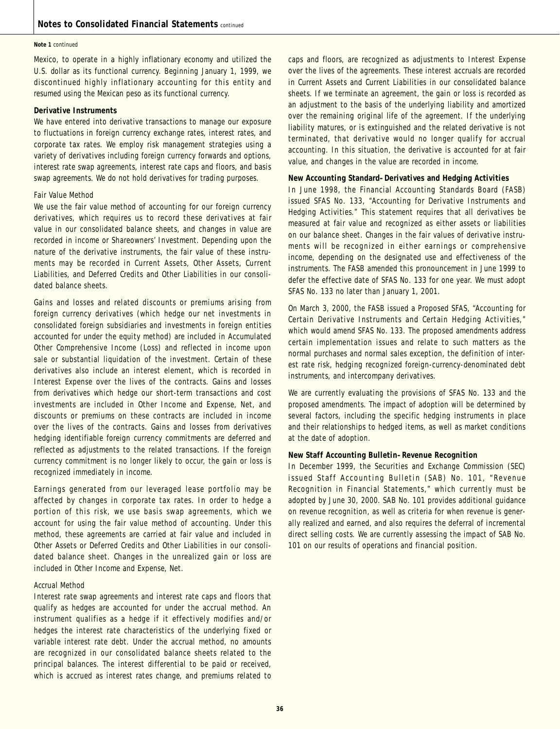**Note 1** *continued*

Mexico, to operate in a highly inflationary economy and utilized the U.S. dollar as its functional currency. Beginning January 1, 1999, we discontinued highly inflationary accounting for this entity and resumed using the Mexican peso as its functional currency.

**Derivative Instruments**

We have entered into derivative transactions to manage our exposure to fluctuations in foreign currency exchange rates, interest rates, and corporate tax rates. We employ risk management strategies using a variety of derivatives including foreign currency forwards and options, interest rate swap agreements, interest rate caps and floors, and basis swap agreements. We do not hold derivatives for trading purposes.

*Fair Value Method*

We use the fair value method of accounting for our foreign currency derivatives, which requires us to record these derivatives at fair value in our consolidated balance sheets, and changes in value are recorded in income or Shareowners' Investment. Depending upon the nature of the derivative instruments, the fair value of these instruments may be recorded in Current Assets, Other Assets, Current Liabilities, and Deferred Credits and Other Liabilities in our consolidated balance sheets.

Gains and losses and related discounts or premiums arising from foreign currency derivatives (which hedge our net investments in consolidated foreign subsidiaries and investments in foreign entities accounted for under the equity method) are included in Accumulated Other Comprehensive Income (Loss) and reflected in income upon sale or substantial liquidation of the investment. Certain of these derivatives also include an interest element, which is recorded in Interest Expense over the lives of the contracts. Gains and losses from derivatives which hedge our short-term transactions and cost investments are included in Other Income and Expense, Net, and discounts or premiums on these contracts are included in income over the lives of the contracts. Gains and losses from derivatives hedging identifiable foreign currency commitments are deferred and reflected as adjustments to the related transactions. If the foreign currency commitment is no longer likely to occur, the gain or loss is recognized immediately in income.

Earnings generated from our leveraged lease portfolio may be affected by changes in corporate tax rates. In order to hedge a portion of this risk, we use basis swap agreements, which we account for using the fair value method of accounting. Under this method, these agreements are carried at fair value and included in Other Assets or Deferred Credits and Other Liabilities in our consolidated balance sheet. Changes in the unrealized gain or loss are included in Other Income and Expense, Net.

*Accrual Method*

Interest rate swap agreements and interest rate caps and floors that qualify as hedges are accounted for under the accrual method. An instrument qualifies as a hedge if it effectively modifies and/or hedges the interest rate characteristics of the underlying fixed or variable interest rate debt. Under the accrual method, no amounts are recognized in our consolidated balance sheets related to the principal balances. The interest differential to be paid or received, which is accrued as interest rates change, and premiums related to caps and floors, are recognized as adjustments to Interest Expense over the lives of the agreements. These interest accruals are recorded in Current Assets and Current Liabilities in our consolidated balance sheets. If we terminate an agreement, the gain or loss is recorded as an adjustment to the basis of the underlying liability and amortized over the remaining original life of the agreement. If the underlying liability matures, or is extinguished and the related derivative is not terminated, that derivative would no longer qualify for accrual accounting. In this situation, the derivative is accounted for at fair value, and changes in the value are recorded in income.

**New Accounting Standard–Derivatives and Hedging Activities**

In June 1998, the Financial Accounting Standards Board (FASB) issued SFAS No. 133, "Accounting for Derivative Instruments and Hedging Activities." This statement requires that all derivatives be measured at fair value and recognized as either assets or liabilities on our balance sheet. Changes in the fair values of derivative instruments will be recognized in either earnings or comprehensive income, depending on the designated use and effectiveness of the instruments. The FASB amended this pronouncement in June 1999 to defer the effective date of SFAS No. 133 for one year. We must adopt SFAS No. 133 no later than January 1, 2001.

On March 3, 2000, the FASB issued a Proposed SFAS, "Accounting for Certain Derivative Instruments and Certain Hedging Activities," which would amend SFAS No. 133. The proposed amendments address certain implementation issues and relate to such matters as the normal purchases and normal sales exception, the definition of interest rate risk, hedging recognized foreign-currency-denominated debt instruments, and intercompany derivatives.

We are currently evaluating the provisions of SFAS No. 133 and the proposed amendments. The impact of adoption will be determined by several factors, including the specific hedging instruments in place and their relationships to hedged items, as well as market conditions at the date of adoption.

**New Staff Accounting Bulletin–Revenue Recognition**

In December 1999, the Securities and Exchange Commission (SEC) issued Staff Accounting Bulletin (SAB) No. 101, "Revenue Recognition in Financial Statements," which currently must be adopted by June 30, 2000. SAB No. 101 provides additional guidance on revenue recognition, as well as criteria for when revenue is generally realized and earned, and also requires the deferral of incremental direct selling costs. We are currently assessing the impact of SAB No. 101 on our results of operations and financial position.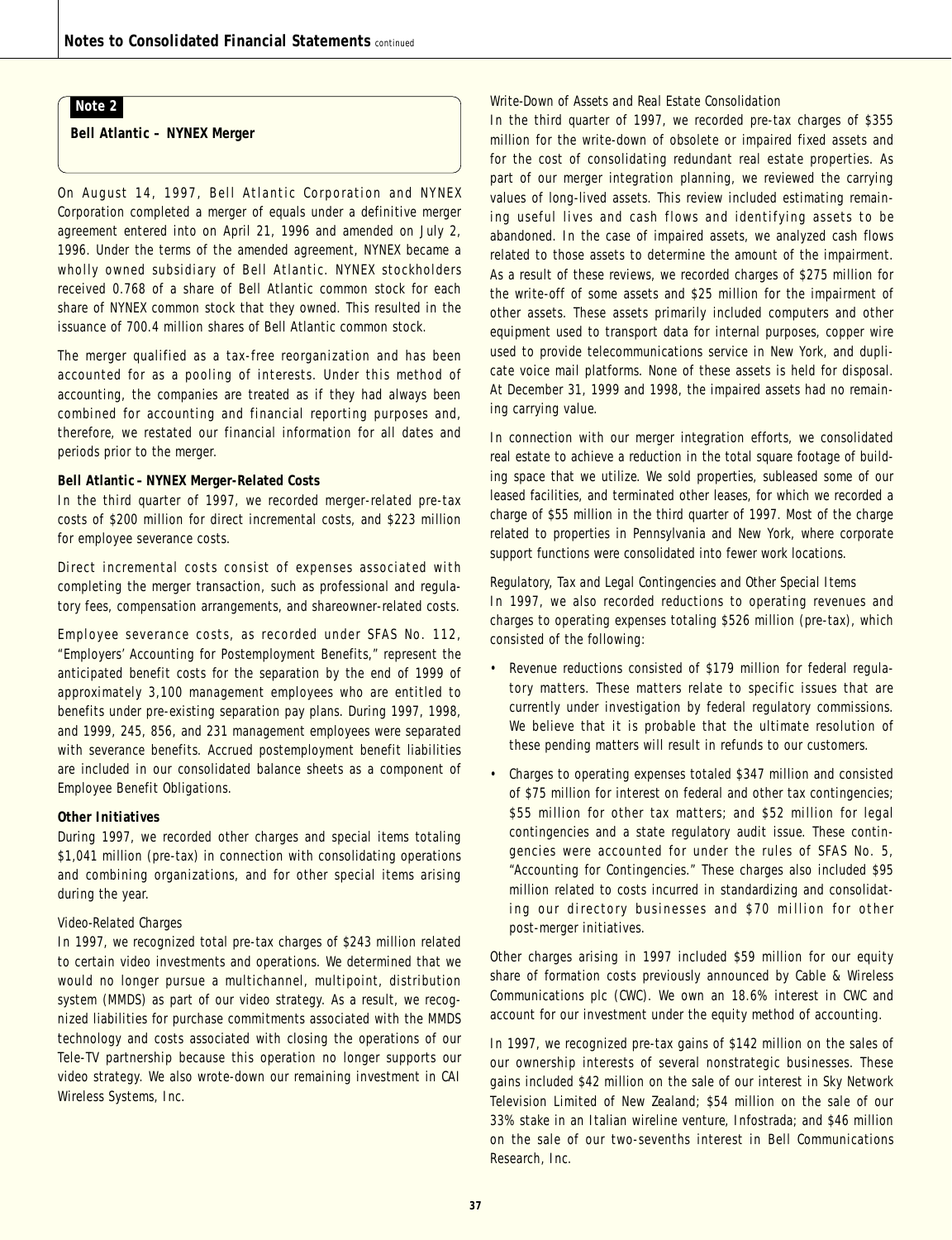## Note 2

**Bell Atlantic – NYNEX Merger**

On August 14, 1997, Bell Atlantic Corporation and NYNEX Corporation completed a merger of equals under a definitive merger agreement entered into on April 21, 1996 and amended on July 2, 1996. Under the terms of the amended agreement, NYNEX became a wholly owned subsidiary of Bell Atlantic. NYNEX stockholders received 0.768 of a share of Bell Atlantic common stock for each share of NYNEX common stock that they owned. This resulted in the issuance of 700.4 million shares of Bell Atlantic common stock.

The merger qualified as a tax-free reorganization and has been accounted for as a pooling of interests. Under this method of accounting, the companies are treated as if they had always been combined for accounting and financial reporting purposes and, therefore, we restated our financial information for all dates and periods prior to the merger.

**Bell Atlantic – NYNEX Merger-Related Costs**

In the third quarter of 1997, we recorded merger-related pre-tax costs of $200 million for direct incremental costs, and $223 million for employee severance costs.

Direct incremental costs consist of expenses associated with completing the merger transaction, such as professional and regulatory fees, compensation arrangements, and shareowner-related costs.

Employee severance costs, as recorded under SFAS No. 112, "Employers' Accounting for Postemployment Benefits," represent the anticipated benefit costs for the separation by the end of 1999 of approximately 3,100 management employees who are entitled to benefits under pre-existing separation pay plans. During 1997, 1998, and 1999, 245, 856, and 231 management employees were separated with severance benefits. Accrued postemployment benefit liabilities are included in our consolidated balance sheets as a component of Employee Benefit Obligations.

**Other Initiatives**

During 1997, we recorded other charges and special items totaling $1,041 million (pre-tax) in connection with consolidating operations and combining organizations, and for other special items arising during the year.

*Video-Related Charges*

In 1997, we recognized total pre-tax charges of $243 million related to certain video investments and operations. We determined that we would no longer pursue a multichannel, multipoint, distribution system (MMDS) as part of our video strategy. As a result, we recognized liabilities for purchase commitments associated with the MMDS technology and costs associated with closing the operations of our Tele-TV partnership because this operation no longer supports our video strategy. We also wrote-down our remaining investment in CAI Wireless Systems, Inc.

*Write-Down of Assets and Real Estate Consolidation*

In the third quarter of 1997, we recorded pre-tax charges of $355 million for the write-down of obsolete or impaired fixed assets and for the cost of consolidating redundant real estate properties. As part of our merger integration planning, we reviewed the carrying values of long-lived assets. This review included estimating remaining useful lives and cash flows and identifying assets to be abandoned. In the case of impaired assets, we analyzed cash flows related to those assets to determine the amount of the impairment. As a result of these reviews, we recorded charges of $275 million for the write-off of some assets and $25 million for the impairment of other assets. These assets primarily included computers and other equipment used to transport data for internal purposes, copper wire used to provide telecommunications service in New York, and duplicate voice mail platforms. None of these assets is held for disposal. At December 31, 1999 and 1998, the impaired assets had no remaining carrying value.

In connection with our merger integration efforts, we consolidated real estate to achieve a reduction in the total square footage of building space that we utilize. We sold properties, subleased some of our leased facilities, and terminated other leases, for which we recorded a charge of $55 million in the third quarter of 1997. Most of the charge related to properties in Pennsylvania and New York, where corporate support functions were consolidated into fewer work locations.

*Regulatory, Tax and Legal Contingencies and Other Special Items*

In 1997, we also recorded reductions to operating revenues and charges to operating expenses totaling $526 million (pre-tax), which consisted of the following:

- Revenue reductions consisted of $179 million for federal regulatory matters. These matters relate to specific issues that are currently under investigation by federal regulatory commissions. We believe that it is probable that the ultimate resolution of these pending matters will result in refunds to our customers.
- Charges to operating expenses totaled $347 million and consisted of $75 million for interest on federal and other tax contingencies; $55 million for other tax matters; and $52 million for legal contingencies and a state regulatory audit issue. These contingencies were accounted for under the rules of SFAS No. 5, "Accounting for Contingencies." These charges also included $95 million related to costs incurred in standardizing and consolidating our directory businesses and $70 million for other post-merger initiatives.

Other charges arising in 1997 included $59 million for our equity share of formation costs previously announced by Cable & Wireless Communications plc (CWC). We own an 18.6% interest in CWC and account for our investment under the equity method of accounting.

In 1997, we recognized pre-tax gains of $142 million on the sales of our ownership interests of several nonstrategic businesses. These gains included $42 million on the sale of our interest in Sky Network Television Limited of New Zealand; $54 million on the sale of our 33% stake in an Italian wireline venture, Infostrada; and $46 million on the sale of our two-sevenths interest in Bell Communications Research, Inc.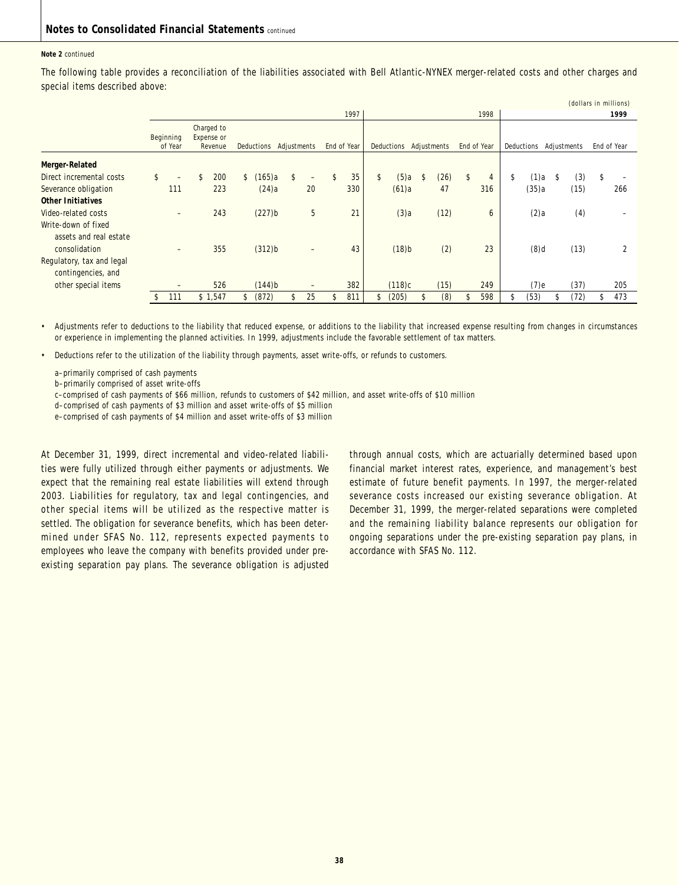**Note 2** continued

The following table provides a reconciliation of the liabilities associated with Bell Atlantic-NYNEX merger-related costs and other charges and special items described above:

(dollars in millions)

| | | | | | 1997 | | | 1998 | | | 1999 |
|---|---|---|---|---|---|---|---|---|---|---|---|
| | Beginning of Year | Charged to Expense or Revenue | Deductions | Adjustments | End of Year | Deductions | Adjustments | End of Year | Deductions | Adjustments | End of Year |
| **Merger-Related** | | | | | | | | | | | |
| Direct incremental costs | $ – | $ 200 | $ (165)a | $ – | $ 35 | $ (5)a | $ (26) | $ 4 | $ (1)a | $ (3) | $ – |
| Severance obligation | 111 | 223 | (24)a | 20 | 330 | (61)a | 47 | 316 | (35)a | (15) | 266 |
| **Other Initiatives** | | | | | | | | | | | |
| Video-related costs | – | 243 | (227)b | 5 | 21 | (3)a | (12) | 6 | (2)a | (4) | – |
| Write-down of fixed assets and real estate consolidation | – | 355 | (312)b | – | 43 | (18)b | (2) | 23 | (8)d | (13) | 2 |
| Regulatory, tax and legal contingencies, and other special items | – | 526 | (144)b | – | 382 | (118)c | (15) | 249 | (7)e | (37) | 205 |
| | $ 111 | $ 1,547 | $ (872) | $ 25 | $ 811 | $ (205) | $ (8) | $ 598 | $ (53) | $ (72) | $ 473 |

- Adjustments refer to deductions to the liability that reduced expense, or additions to the liability that increased expense resulting from changes in circumstances or experience in implementing the planned activities. In 1999, adjustments include the favorable settlement of tax matters.
- Deductions refer to the utilization of the liability through payments, asset write-offs, or refunds to customers.

a–primarily comprised of cash payments
b–primarily comprised of asset write-offs
c–comprised of cash payments of $66 million, refunds to customers of $42 million, and asset write-offs of $10 million
d–comprised of cash payments of $3 million and asset write-offs of $5 million
e–comprised of cash payments of $4 million and asset write-offs of $3 million

At December 31, 1999, direct incremental and video-related liabilities were fully utilized through either payments or adjustments. We expect that the remaining real estate liabilities will extend through 2003. Liabilities for regulatory, tax and legal contingencies, and other special items will be utilized as the respective matter is settled. The obligation for severance benefits, which has been determined under SFAS No. 112, represents expected payments to employees who leave the company with benefits provided under pre-existing separation pay plans. The severance obligation is adjusted through annual costs, which are actuarially determined based upon financial market interest rates, experience, and management's best estimate of future benefit payments. In 1997, the merger-related severance costs increased our existing severance obligation. At December 31, 1999, the merger-related separations were completed and the remaining liability balance represents our obligation for ongoing separations under the pre-existing separation pay plans, in accordance with SFAS No. 112.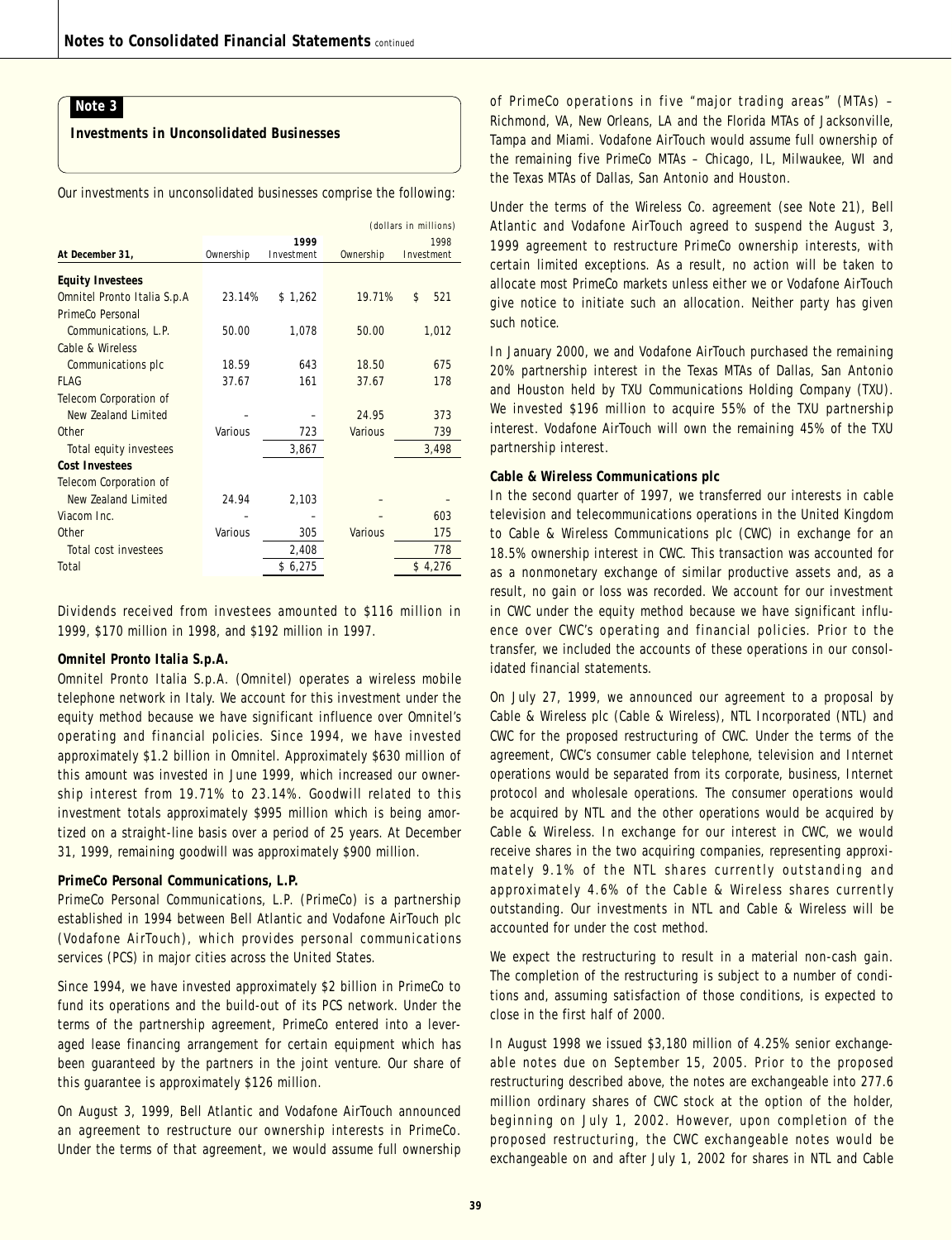## Note 3

### Investments in Unconsolidated Businesses

Our investments in unconsolidated businesses comprise the following:

(dollars in millions)

| At December 31, | Ownership | 1999 Investment | Ownership | 1998 Investment |
|---|---|---|---|---|
| **Equity Investees** | | | | |
| Omnitel Pronto Italia S.p.A | 23.14% | $ 1,262 | 19.71% | $ 521 |
| PrimeCo Personal Communications, L.P. | 50.00 | 1,078 | 50.00 | 1,012 |
| Cable & Wireless Communications plc | 18.59 | 643 | 18.50 | 675 |
| FLAG | 37.67 | 161 | 37.67 | 178 |
| Telecom Corporation of New Zealand Limited | – | – | 24.95 | 373 |
| Other | Various | 723 | Various | 739 |
| Total equity investees | | 3,867 | | 3,498 |
| **Cost Investees** | | | | |
| Telecom Corporation of New Zealand Limited | 24.94 | 2,103 | – | – |
| Viacom Inc. | – | – | – | 603 |
| Other | Various | 305 | Various | 175 |
| Total cost investees | | 2,408 | | 778 |
| Total | | $ 6,275 | | $ 4,276 |

Dividends received from investees amounted to $116 million in 1999, $170 million in 1998, and $192 million in 1997.

**Omnitel Pronto Italia S.p.A.**

Omnitel Pronto Italia S.p.A. (Omnitel) operates a wireless mobile telephone network in Italy. We account for this investment under the equity method because we have significant influence over Omnitel's operating and financial policies. Since 1994, we have invested approximately $1.2 billion in Omnitel. Approximately $630 million of this amount was invested in June 1999, which increased our ownership interest from 19.71% to 23.14%. Goodwill related to this investment totals approximately $995 million which is being amortized on a straight-line basis over a period of 25 years. At December 31, 1999, remaining goodwill was approximately $900 million.

**PrimeCo Personal Communications, L.P.**

PrimeCo Personal Communications, L.P. (PrimeCo) is a partnership established in 1994 between Bell Atlantic and Vodafone AirTouch plc (Vodafone AirTouch), which provides personal communications services (PCS) in major cities across the United States.

Since 1994, we have invested approximately $2 billion in PrimeCo to fund its operations and the build-out of its PCS network. Under the terms of the partnership agreement, PrimeCo entered into a leveraged lease financing arrangement for certain equipment which has been guaranteed by the partners in the joint venture. Our share of this guarantee is approximately $126 million.

On August 3, 1999, Bell Atlantic and Vodafone AirTouch announced an agreement to restructure our ownership interests in PrimeCo. Under the terms of that agreement, we would assume full ownership of PrimeCo operations in five "major trading areas" (MTAs) – Richmond, VA, New Orleans, LA and the Florida MTAs of Jacksonville, Tampa and Miami. Vodafone AirTouch would assume full ownership of the remaining five PrimeCo MTAs – Chicago, IL, Milwaukee, WI and the Texas MTAs of Dallas, San Antonio and Houston.

Under the terms of the Wireless Co. agreement (see Note 21), Bell Atlantic and Vodafone AirTouch agreed to suspend the August 3, 1999 agreement to restructure PrimeCo ownership interests, with certain limited exceptions. As a result, no action will be taken to allocate most PrimeCo markets unless either we or Vodafone AirTouch give notice to initiate such an allocation. Neither party has given such notice.

In January 2000, we and Vodafone AirTouch purchased the remaining 20% partnership interest in the Texas MTAs of Dallas, San Antonio and Houston held by TXU Communications Holding Company (TXU). We invested $196 million to acquire 55% of the TXU partnership interest. Vodafone AirTouch will own the remaining 45% of the TXU partnership interest.

**Cable & Wireless Communications plc**

In the second quarter of 1997, we transferred our interests in cable television and telecommunications operations in the United Kingdom to Cable & Wireless Communications plc (CWC) in exchange for an 18.5% ownership interest in CWC. This transaction was accounted for as a nonmonetary exchange of similar productive assets and, as a result, no gain or loss was recorded. We account for our investment in CWC under the equity method because we have significant influence over CWC's operating and financial policies. Prior to the transfer, we included the accounts of these operations in our consolidated financial statements.

On July 27, 1999, we announced our agreement to a proposal by Cable & Wireless plc (Cable & Wireless), NTL Incorporated (NTL) and CWC for the proposed restructuring of CWC. Under the terms of the agreement, CWC's consumer cable telephone, television and Internet operations would be separated from its corporate, business, Internet protocol and wholesale operations. The consumer operations would be acquired by NTL and the other operations would be acquired by Cable & Wireless. In exchange for our interest in CWC, we would receive shares in the two acquiring companies, representing approximately 9.1% of the NTL shares currently outstanding and approximately 4.6% of the Cable & Wireless shares currently outstanding. Our investments in NTL and Cable & Wireless will be accounted for under the cost method.

We expect the restructuring to result in a material non-cash gain. The completion of the restructuring is subject to a number of conditions and, assuming satisfaction of those conditions, is expected to close in the first half of 2000.

In August 1998 we issued $3,180 million of 4.25% senior exchangeable notes due on September 15, 2005. Prior to the proposed restructuring described above, the notes are exchangeable into 277.6 million ordinary shares of CWC stock at the option of the holder, beginning on July 1, 2002. However, upon completion of the proposed restructuring, the CWC exchangeable notes would be exchangeable on and after July 1, 2002 for shares in NTL and Cable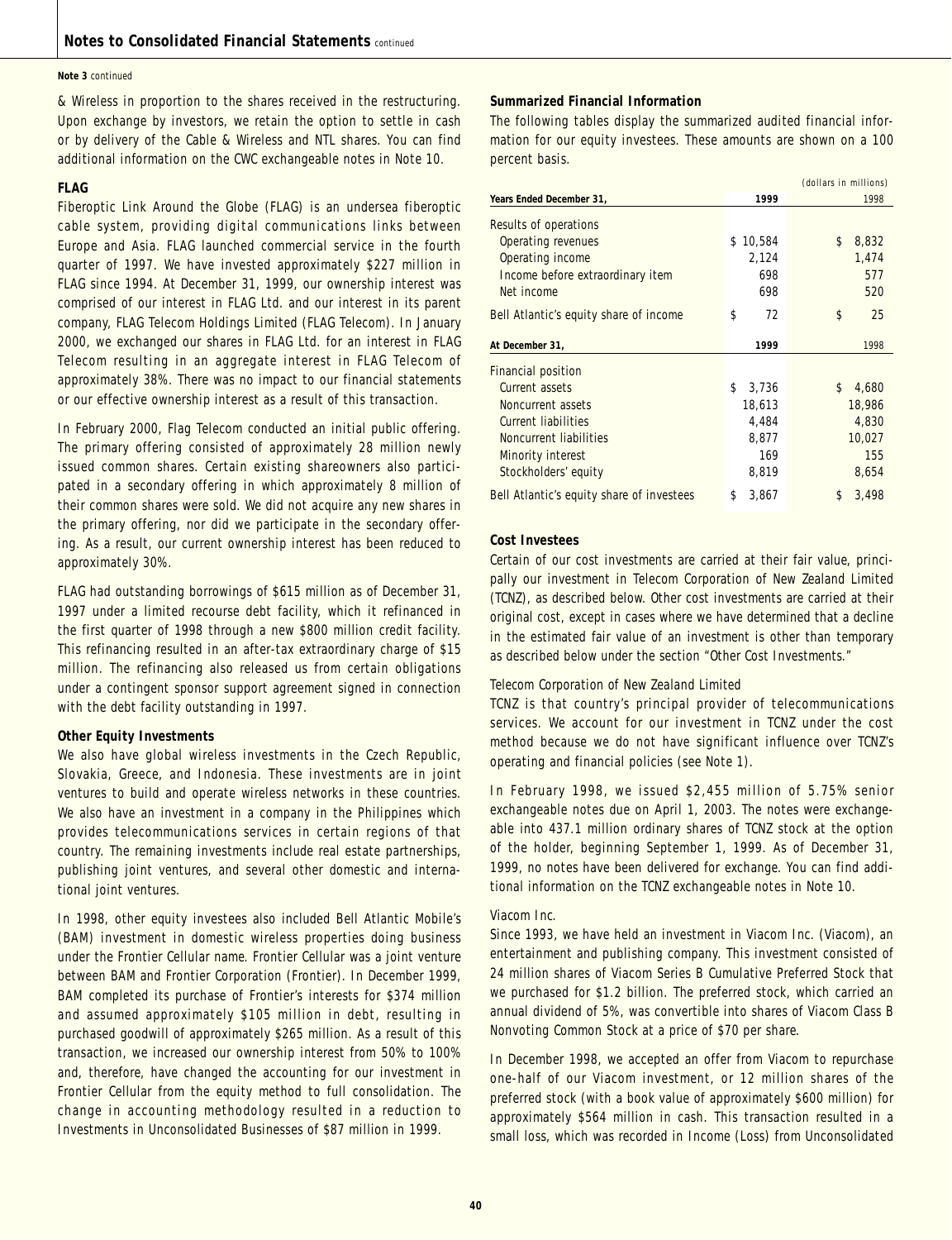**Note 3** continued

& Wireless in proportion to the shares received in the restructuring. Upon exchange by investors, we retain the option to settle in cash or by delivery of the Cable & Wireless and NTL shares. You can find additional information on the CWC exchangeable notes in Note 10.

**FLAG**

Fiberoptic Link Around the Globe (FLAG) is an undersea fiberoptic cable system, providing digital communications links between Europe and Asia. FLAG launched commercial service in the fourth quarter of 1997. We have invested approximately $227 million in FLAG since 1994. At December 31, 1999, our ownership interest was comprised of our interest in FLAG Ltd. and our interest in its parent company, FLAG Telecom Holdings Limited (FLAG Telecom). In January 2000, we exchanged our shares in FLAG Ltd. for an interest in FLAG Telecom resulting in an aggregate interest in FLAG Telecom of approximately 38%. There was no impact to our financial statements or our effective ownership interest as a result of this transaction.

In February 2000, Flag Telecom conducted an initial public offering. The primary offering consisted of approximately 28 million newly issued common shares. Certain existing shareowners also participated in a secondary offering in which approximately 8 million of their common shares were sold. We did not acquire any new shares in the primary offering, nor did we participate in the secondary offering. As a result, our current ownership interest has been reduced to approximately 30%.

FLAG had outstanding borrowings of $615 million as of December 31, 1997 under a limited recourse debt facility, which it refinanced in the first quarter of 1998 through a new $800 million credit facility. This refinancing resulted in an after-tax extraordinary charge of $15 million. The refinancing also released us from certain obligations under a contingent sponsor support agreement signed in connection with the debt facility outstanding in 1997.

**Other Equity Investments**

We also have global wireless investments in the Czech Republic, Slovakia, Greece, and Indonesia. These investments are in joint ventures to build and operate wireless networks in these countries. We also have an investment in a company in the Philippines which provides telecommunications services in certain regions of that country. The remaining investments include real estate partnerships, publishing joint ventures, and several other domestic and international joint ventures.

In 1998, other equity investees also included Bell Atlantic Mobile's (BAM) investment in domestic wireless properties doing business under the Frontier Cellular name. Frontier Cellular was a joint venture between BAM and Frontier Corporation (Frontier). In December 1999, BAM completed its purchase of Frontier's interests for $374 million and assumed approximately $105 million in debt, resulting in purchased goodwill of approximately $265 million. As a result of this transaction, we increased our ownership interest from 50% to 100% and, therefore, have changed the accounting for our investment in Frontier Cellular from the equity method to full consolidation. The change in accounting methodology resulted in a reduction to Investments in Unconsolidated Businesses of $87 million in 1999.

**Summarized Financial Information**

The following tables display the summarized audited financial information for our equity investees. These amounts are shown on a 100 percent basis.

| | | *(dollars in millions)* |
|---|---|---|
| **Years Ended December 31,** | **1999** | 1998 |
| Results of operations | | |
| Operating revenues | $ 10,584 | $ 8,832 |
| Operating income | 2,124 | 1,474 |
| Income before extraordinary item | 698 | 577 |
| Net income | 698 | 520 |
| Bell Atlantic's equity share of income | $ 72 | $ 25 |

| **At December 31,** | **1999** | 1998 |
|---|---|---|
| Financial position | | |
| Current assets | $ 3,736 | $ 4,680 |
| Noncurrent assets | 18,613 | 18,986 |
| Current liabilities | 4,484 | 4,830 |
| Noncurrent liabilities | 8,877 | 10,027 |
| Minority interest | 169 | 155 |
| Stockholders' equity | 8,819 | 8,654 |
| Bell Atlantic's equity share of investees | $ 3,867 | $ 3,498 |

**Cost Investees**

Certain of our cost investments are carried at their fair value, principally our investment in Telecom Corporation of New Zealand Limited (TCNZ), as described below. Other cost investments are carried at their original cost, except in cases where we have determined that a decline in the estimated fair value of an investment is other than temporary as described below under the section "Other Cost Investments."

*Telecom Corporation of New Zealand Limited*

TCNZ is that country's principal provider of telecommunications services. We account for our investment in TCNZ under the cost method because we do not have significant influence over TCNZ's operating and financial policies (see Note 1).

In February 1998, we issued $2,455 million of 5.75% senior exchangeable notes due on April 1, 2003. The notes were exchangeable into 437.1 million ordinary shares of TCNZ stock at the option of the holder, beginning September 1, 1999. As of December 31, 1999, no notes have been delivered for exchange. You can find additional information on the TCNZ exchangeable notes in Note 10.

*Viacom Inc.*

Since 1993, we have held an investment in Viacom Inc. (Viacom), an entertainment and publishing company. This investment consisted of 24 million shares of Viacom Series B Cumulative Preferred Stock that we purchased for $1.2 billion. The preferred stock, which carried an annual dividend of 5%, was convertible into shares of Viacom Class B Nonvoting Common Stock at a price of $70 per share.

In December 1998, we accepted an offer from Viacom to repurchase one-half of our Viacom investment, or 12 million shares of the preferred stock (with a book value of approximately $600 million) for approximately $564 million in cash. This transaction resulted in a small loss, which was recorded in Income (Loss) from Unconsolidated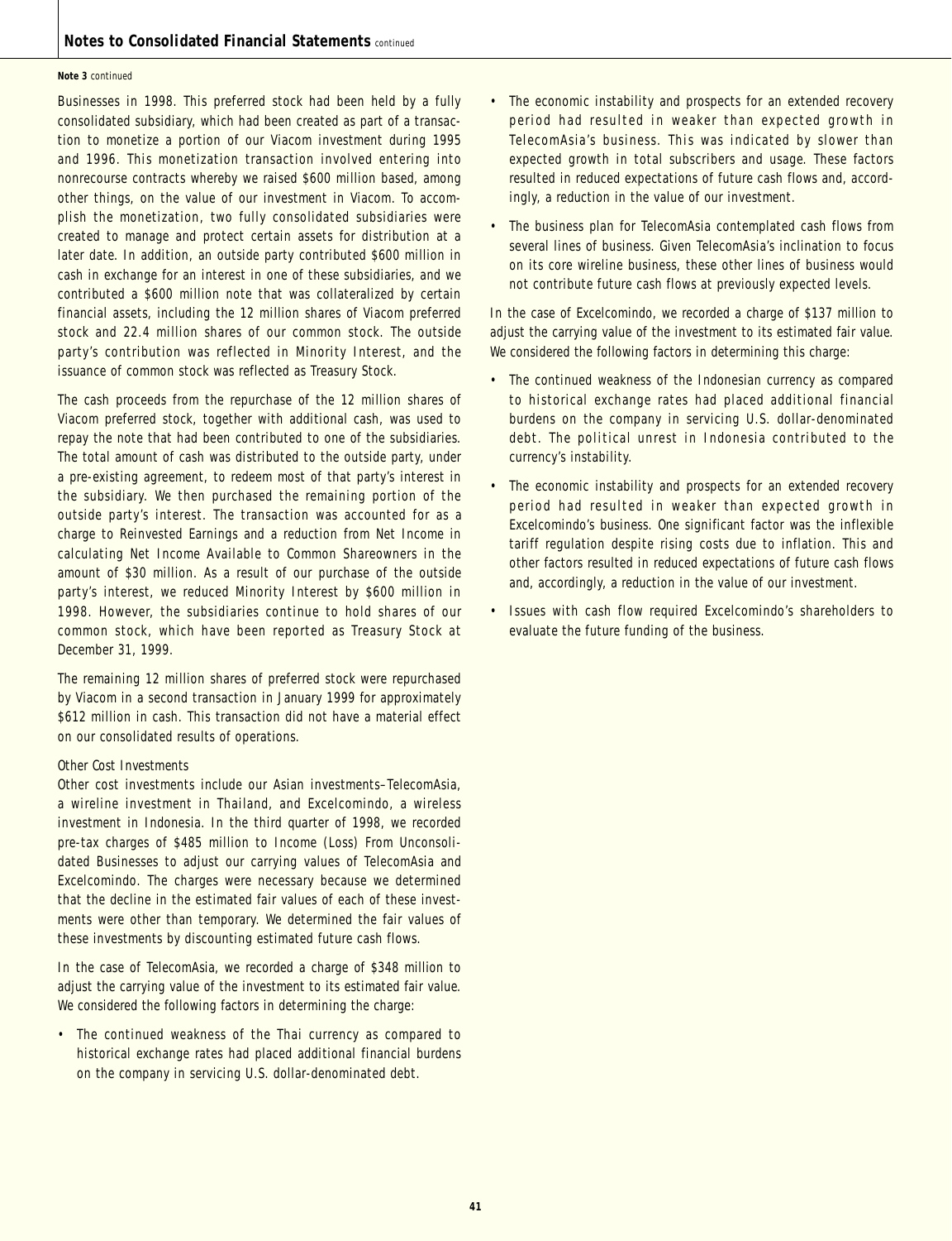**Note 3** *continued*

Businesses in 1998. This preferred stock had been held by a fully consolidated subsidiary, which had been created as part of a transaction to monetize a portion of our Viacom investment during 1995 and 1996. This monetization transaction involved entering into nonrecourse contracts whereby we raised $600 million based, among other things, on the value of our investment in Viacom. To accomplish the monetization, two fully consolidated subsidiaries were created to manage and protect certain assets for distribution at a later date. In addition, an outside party contributed $600 million in cash in exchange for an interest in one of these subsidiaries, and we contributed a $600 million note that was collateralized by certain financial assets, including the 12 million shares of Viacom preferred stock and 22.4 million shares of our common stock. The outside party's contribution was reflected in Minority Interest, and the issuance of common stock was reflected as Treasury Stock.

The cash proceeds from the repurchase of the 12 million shares of Viacom preferred stock, together with additional cash, was used to repay the note that had been contributed to one of the subsidiaries. The total amount of cash was distributed to the outside party, under a pre-existing agreement, to redeem most of that party's interest in the subsidiary. We then purchased the remaining portion of the outside party's interest. The transaction was accounted for as a charge to Reinvested Earnings and a reduction from Net Income in calculating Net Income Available to Common Shareowners in the amount of $30 million. As a result of our purchase of the outside party's interest, we reduced Minority Interest by $600 million in 1998. However, the subsidiaries continue to hold shares of our common stock, which have been reported as Treasury Stock at December 31, 1999.

The remaining 12 million shares of preferred stock were repurchased by Viacom in a second transaction in January 1999 for approximately $612 million in cash. This transaction did not have a material effect on our consolidated results of operations.

*Other Cost Investments*

Other cost investments include our Asian investments–TelecomAsia, a wireline investment in Thailand, and Excelcomindo, a wireless investment in Indonesia. In the third quarter of 1998, we recorded pre-tax charges of $485 million to Income (Loss) From Unconsolidated Businesses to adjust our carrying values of TelecomAsia and Excelcomindo. The charges were necessary because we determined that the decline in the estimated fair values of each of these investments were other than temporary. We determined the fair values of these investments by discounting estimated future cash flows.

In the case of TelecomAsia, we recorded a charge of $348 million to adjust the carrying value of the investment to its estimated fair value. We considered the following factors in determining the charge:

- The continued weakness of the Thai currency as compared to historical exchange rates had placed additional financial burdens on the company in servicing U.S. dollar-denominated debt.
- The economic instability and prospects for an extended recovery period had resulted in weaker than expected growth in TelecomAsia's business. This was indicated by slower than expected growth in total subscribers and usage. These factors resulted in reduced expectations of future cash flows and, accordingly, a reduction in the value of our investment.
- The business plan for TelecomAsia contemplated cash flows from several lines of business. Given TelecomAsia's inclination to focus on its core wireline business, these other lines of business would not contribute future cash flows at previously expected levels.

In the case of Excelcomindo, we recorded a charge of $137 million to adjust the carrying value of the investment to its estimated fair value. We considered the following factors in determining this charge:

- The continued weakness of the Indonesian currency as compared to historical exchange rates had placed additional financial burdens on the company in servicing U.S. dollar-denominated debt. The political unrest in Indonesia contributed to the currency's instability.
- The economic instability and prospects for an extended recovery period had resulted in weaker than expected growth in Excelcomindo's business. One significant factor was the inflexible tariff regulation despite rising costs due to inflation. This and other factors resulted in reduced expectations of future cash flows and, accordingly, a reduction in the value of our investment.
- Issues with cash flow required Excelcomindo's shareholders to evaluate the future funding of the business.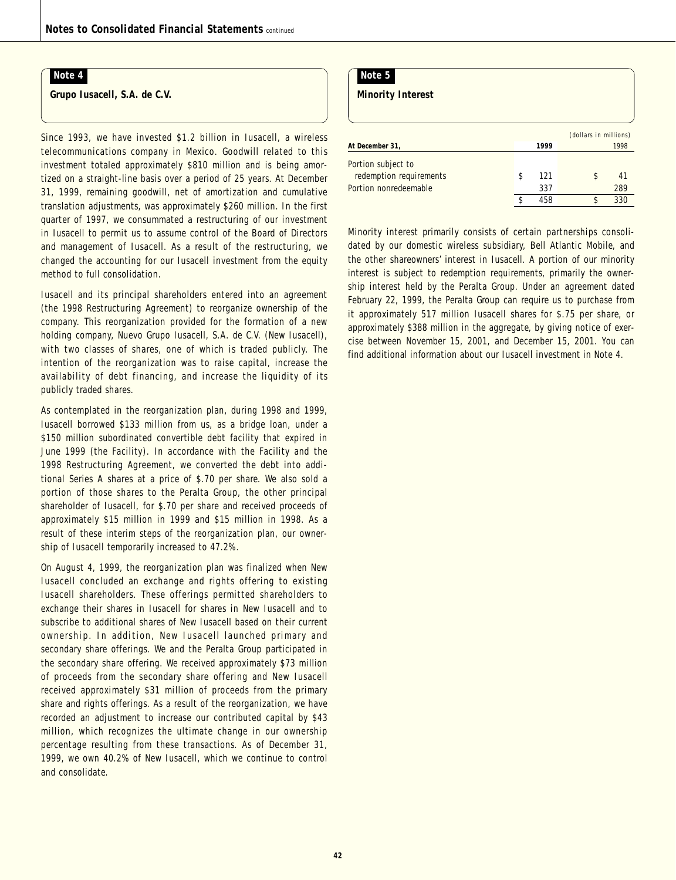## Note 4

### Grupo Iusacell, S.A. de C.V.

Since 1993, we have invested $1.2 billion in Iusacell, a wireless telecommunications company in Mexico. Goodwill related to this investment totaled approximately $810 million and is being amortized on a straight-line basis over a period of 25 years. At December 31, 1999, remaining goodwill, net of amortization and cumulative translation adjustments, was approximately $260 million. In the first quarter of 1997, we consummated a restructuring of our investment in Iusacell to permit us to assume control of the Board of Directors and management of Iusacell. As a result of the restructuring, we changed the accounting for our Iusacell investment from the equity method to full consolidation.

Iusacell and its principal shareholders entered into an agreement (the 1998 Restructuring Agreement) to reorganize ownership of the company. This reorganization provided for the formation of a new holding company, Nuevo Grupo Iusacell, S.A. de C.V. (New Iusacell), with two classes of shares, one of which is traded publicly. The intention of the reorganization was to raise capital, increase the availability of debt financing, and increase the liquidity of its publicly traded shares.

As contemplated in the reorganization plan, during 1998 and 1999, Iusacell borrowed $133 million from us, as a bridge loan, under a $150 million subordinated convertible debt facility that expired in June 1999 (the Facility). In accordance with the Facility and the 1998 Restructuring Agreement, we converted the debt into additional Series A shares at a price of $.70 per share. We also sold a portion of those shares to the Peralta Group, the other principal shareholder of Iusacell, for $.70 per share and received proceeds of approximately $15 million in 1999 and $15 million in 1998. As a result of these interim steps of the reorganization plan, our ownership of Iusacell temporarily increased to 47.2%.

On August 4, 1999, the reorganization plan was finalized when New Iusacell concluded an exchange and rights offering to existing Iusacell shareholders. These offerings permitted shareholders to exchange their shares in Iusacell for shares in New Iusacell and to subscribe to additional shares of New Iusacell based on their current ownership. In addition, New Iusacell launched primary and secondary share offerings. We and the Peralta Group participated in the secondary share offering. We received approximately $73 million of proceeds from the secondary share offering and New Iusacell received approximately $31 million of proceeds from the primary share and rights offerings. As a result of the reorganization, we have recorded an adjustment to increase our contributed capital by $43 million, which recognizes the ultimate change in our ownership percentage resulting from these transactions. As of December 31, 1999, we own 40.2% of New Iusacell, which we continue to control and consolidate.

## Note 5

### Minority Interest

| At December 31, | 1999 | 1998 |
|---|---|---|
| | | *(dollars in millions)* |
| Portion subject to redemption requirements | $ 121 | $ 41 |
| Portion nonredeemable | 337 | 289 |
| | $ 458 | $ 330 |

Minority interest primarily consists of certain partnerships consolidated by our domestic wireless subsidiary, Bell Atlantic Mobile, and the other shareowners' interest in Iusacell. A portion of our minority interest is subject to redemption requirements, primarily the ownership interest held by the Peralta Group. Under an agreement dated February 22, 1999, the Peralta Group can require us to purchase from it approximately 517 million Iusacell shares for $.75 per share, or approximately $388 million in the aggregate, by giving notice of exercise between November 15, 2001, and December 15, 2001. You can find additional information about our Iusacell investment in Note 4.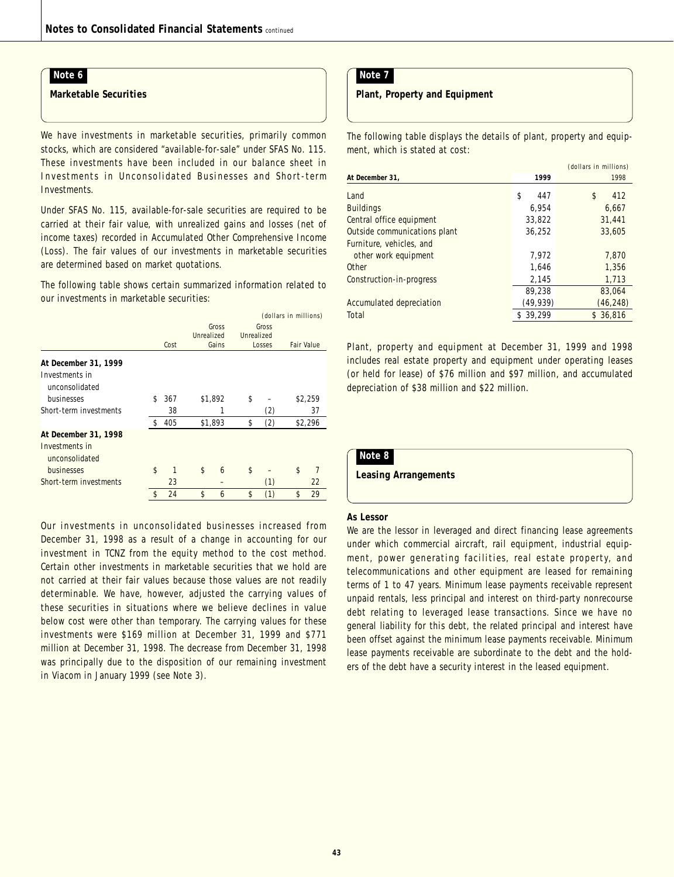## Note 6

### Marketable Securities

We have investments in marketable securities, primarily common stocks, which are considered "available-for-sale" under SFAS No. 115. These investments have been included in our balance sheet in Investments in Unconsolidated Businesses and Short-term Investments.

Under SFAS No. 115, available-for-sale securities are required to be carried at their fair value, with unrealized gains and losses (net of income taxes) recorded in Accumulated Other Comprehensive Income (Loss). The fair values of our investments in marketable securities are determined based on market quotations.

The following table shows certain summarized information related to our investments in marketable securities:

(dollars in millions)

| | Cost | Gross Unrealized Gains | Gross Unrealized Losses | Fair Value |
|---|---|---|---|---|
| **At December 31, 1999** | | | | |
| Investments in unconsolidated businesses | $ 367 | $1,892 | $ – | $2,259 |
| Short-term investments | 38 | 1 | (2) | 37 |
| | $ 405 | $1,893 | $ (2) | $2,296 |
| **At December 31, 1998** | | | | |
| Investments in unconsolidated businesses | $ 1 | $ 6 | $ – | $ 7 |
| Short-term investments | 23 | – | (1) | 22 |
| | $ 24 | $ 6 | $ (1) | $ 29 |

Our investments in unconsolidated businesses increased from December 31, 1998 as a result of a change in accounting for our investment in TCNZ from the equity method to the cost method. Certain other investments in marketable securities that we hold are not carried at their fair values because those values are not readily determinable. We have, however, adjusted the carrying values of these securities in situations where we believe declines in value below cost were other than temporary. The carrying values for these investments were $169 million at December 31, 1999 and $771 million at December 31, 1998. The decrease from December 31, 1998 was principally due to the disposition of our remaining investment in Viacom in January 1999 (see Note 3).

## Note 7

### Plant, Property and Equipment

The following table displays the details of plant, property and equipment, which is stated at cost:

(dollars in millions)

| At December 31, | 1999 | 1998 |
|---|---|---|
| Land | $ 447 | $ 412 |
| Buildings | 6,954 | 6,667 |
| Central office equipment | 33,822 | 31,441 |
| Outside communications plant | 36,252 | 33,605 |
| Furniture, vehicles, and other work equipment | 7,972 | 7,870 |
| Other | 1,646 | 1,356 |
| Construction-in-progress | 2,145 | 1,713 |
| | 89,238 | 83,064 |
| Accumulated depreciation | (49,939) | (46,248) |
| Total | $ 39,299 | $ 36,816 |

Plant, property and equipment at December 31, 1999 and 1998 includes real estate property and equipment under operating leases (or held for lease) of $76 million and $97 million, and accumulated depreciation of $38 million and $22 million.

## Note 8

### Leasing Arrangements

**As Lessor**

We are the lessor in leveraged and direct financing lease agreements under which commercial aircraft, rail equipment, industrial equipment, power generating facilities, real estate property, and telecommunications and other equipment are leased for remaining terms of 1 to 47 years. Minimum lease payments receivable represent unpaid rentals, less principal and interest on third-party nonrecourse debt relating to leveraged lease transactions. Since we have no general liability for this debt, the related principal and interest have been offset against the minimum lease payments receivable. Minimum lease payments receivable are subordinate to the debt and the holders of the debt have a security interest in the leased equipment.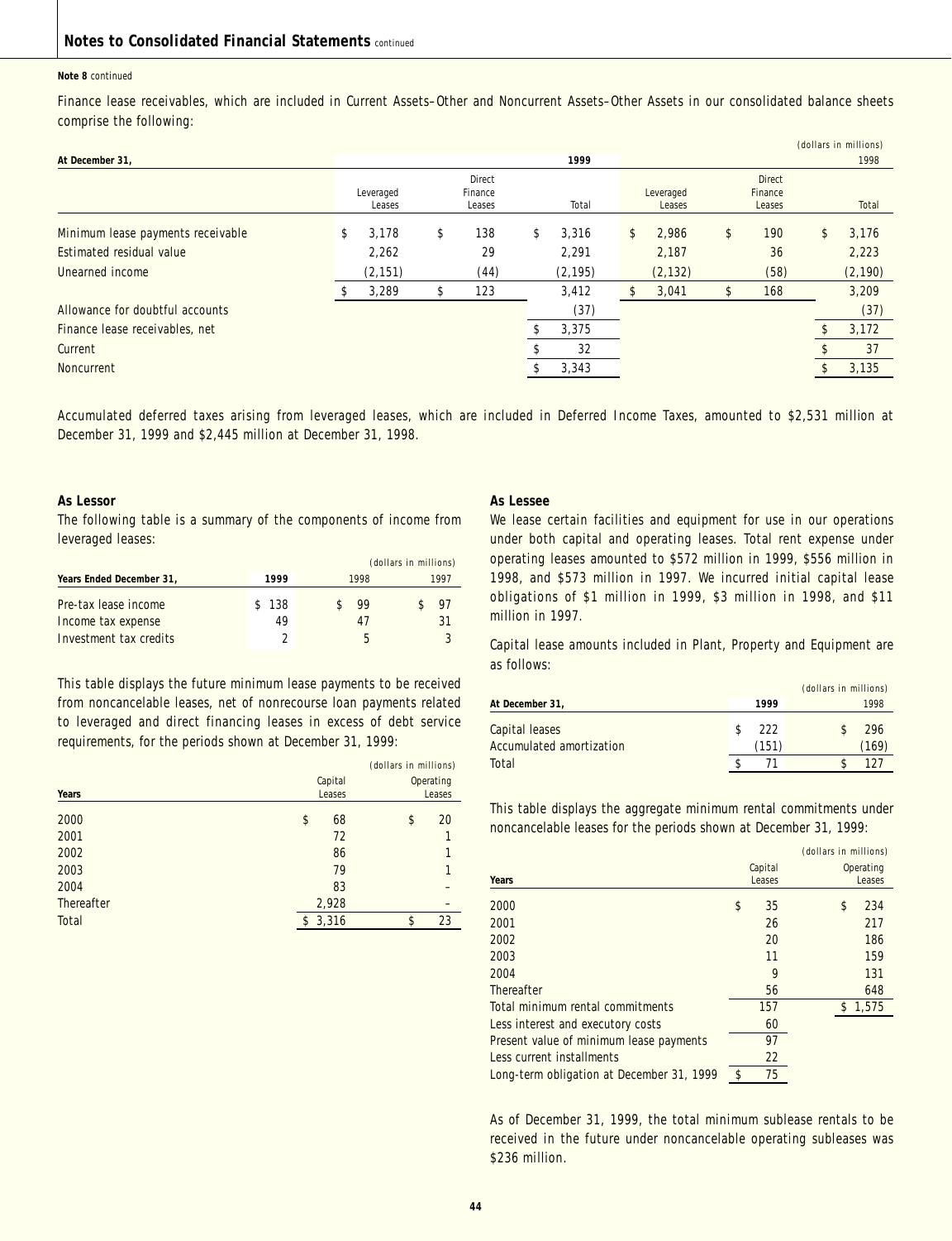**Note 8** continued

Finance lease receivables, which are included in Current Assets–Other and Noncurrent Assets–Other Assets in our consolidated balance sheets comprise the following:

(dollars in millions)

| At December 31, | 1999 | | | 1998 | | |
|---|---|---|---|---|---|---|
| | Leveraged Leases | Direct Finance Leases | Total | Leveraged Leases | Direct Finance Leases | Total |
| Minimum lease payments receivable | $ 3,178 | $ 138 | $ 3,316 | $ 2,986 | $ 190 | $ 3,176 |
| Estimated residual value | 2,262 | 29 | 2,291 | 2,187 | 36 | 2,223 |
| Unearned income | (2,151) | (44) | (2,195) | (2,132) | (58) | (2,190) |
| | $ 3,289 | $ 123 | 3,412 | $ 3,041 | $ 168 | 3,209 |
| Allowance for doubtful accounts | | | (37) | | | (37) |
| Finance lease receivables, net | | | $ 3,375 | | | $ 3,172 |
| Current | | | $ 32 | | | $ 37 |
| Noncurrent | | | $ 3,343 | | | $ 3,135 |

Accumulated deferred taxes arising from leveraged leases, which are included in Deferred Income Taxes, amounted to $2,531 million at December 31, 1999 and $2,445 million at December 31, 1998.

### As Lessor

The following table is a summary of the components of income from leveraged leases:

(dollars in millions)

| Years Ended December 31, | 1999 | 1998 | 1997 |
|---|---|---|---|
| Pre-tax lease income | $ 138 | $ 99 | $ 97 |
| Income tax expense | 49 | 47 | 31 |
| Investment tax credits | 2 | 5 | 3 |

This table displays the future minimum lease payments to be received from noncancelable leases, net of nonrecourse loan payments related to leveraged and direct financing leases in excess of debt service requirements, for the periods shown at December 31, 1999:

(dollars in millions)

| Years | Capital Leases | Operating Leases |
|---|---|---|
| 2000 | $ 68 | $ 20 |
| 2001 | 72 | 1 |
| 2002 | 86 | 1 |
| 2003 | 79 | 1 |
| 2004 | 83 | – |
| Thereafter | 2,928 | – |
| Total | $ 3,316 | $ 23 |

### As Lessee

We lease certain facilities and equipment for use in our operations under both capital and operating leases. Total rent expense under operating leases amounted to $572 million in 1999, $556 million in 1998, and $573 million in 1997. We incurred initial capital lease obligations of $1 million in 1999, $3 million in 1998, and $11 million in 1997.

Capital lease amounts included in Plant, Property and Equipment are as follows:

(dollars in millions)

| At December 31, | 1999 | 1998 |
|---|---|---|
| Capital leases | $ 222 | $ 296 |
| Accumulated amortization | (151) | (169) |
| Total | $ 71 | $ 127 |

This table displays the aggregate minimum rental commitments under noncancelable leases for the periods shown at December 31, 1999:

(dollars in millions)

| Years | Capital Leases | Operating Leases |
|---|---|---|
| 2000 | $ 35 | $ 234 |
| 2001 | 26 | 217 |
| 2002 | 20 | 186 |
| 2003 | 11 | 159 |
| 2004 | 9 | 131 |
| Thereafter | 56 | 648 |
| Total minimum rental commitments | 157 | $ 1,575 |
| Less interest and executory costs | 60 | |
| Present value of minimum lease payments | 97 | |
| Less current installments | 22 | |
| Long-term obligation at December 31, 1999 | $ 75 | |

As of December 31, 1999, the total minimum sublease rentals to be received in the future under noncancelable operating subleases was $236 million.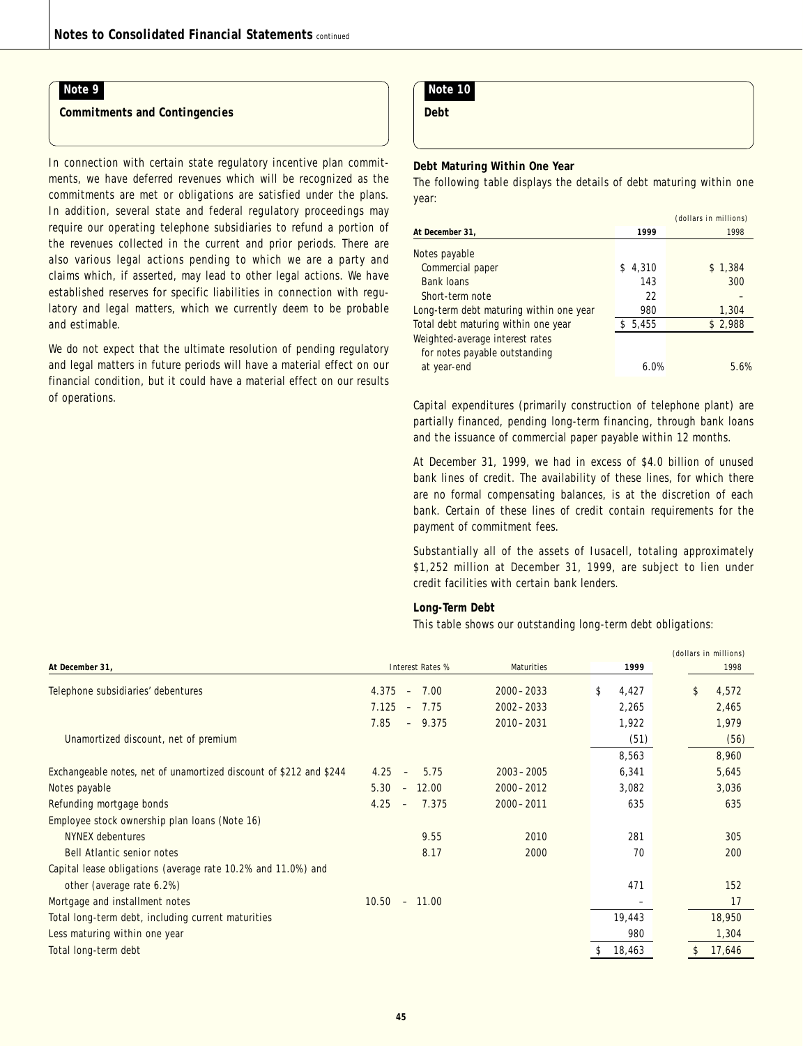## Note 9

### Commitments and Contingencies

In connection with certain state regulatory incentive plan commitments, we have deferred revenues which will be recognized as the commitments are met or obligations are satisfied under the plans. In addition, several state and federal regulatory proceedings may require our operating telephone subsidiaries to refund a portion of the revenues collected in the current and prior periods. There are also various legal actions pending to which we are a party and claims which, if asserted, may lead to other legal actions. We have established reserves for specific liabilities in connection with regulatory and legal matters, which we currently deem to be probable and estimable.

We do not expect that the ultimate resolution of pending regulatory and legal matters in future periods will have a material effect on our financial condition, but it could have a material effect on our results of operations.

## Note 10

### Debt

**Debt Maturing Within One Year**

The following table displays the details of debt maturing within one year:

(dollars in millions)

| At December 31, | 1999 | 1998 |
|---|---|---|
| Notes payable | | |
| Commercial paper | $ 4,310 | $ 1,384 |
| Bank loans | 143 | 300 |
| Short-term note | 22 | – |
| Long-term debt maturing within one year | 980 | 1,304 |
| Total debt maturing within one year | $ 5,455 | $ 2,988 |
| Weighted-average interest rates for notes payable outstanding at year-end | 6.0% | 5.6% |

Capital expenditures (primarily construction of telephone plant) are partially financed, pending long-term financing, through bank loans and the issuance of commercial paper payable within 12 months.

At December 31, 1999, we had in excess of $4.0 billion of unused bank lines of credit. The availability of these lines, for which there are no formal compensating balances, is at the discretion of each bank. Certain of these lines of credit contain requirements for the payment of commitment fees.

Substantially all of the assets of Iusacell, totaling approximately $1,252 million at December 31, 1999, are subject to lien under credit facilities with certain bank lenders.

**Long-Term Debt**

This table shows our outstanding long-term debt obligations:

(dollars in millions)

| At December 31, | Interest Rates % | Maturities | 1999 | 1998 |
|---|---|---|---|---|
| Telephone subsidiaries' debentures | 4.375 – 7.00 | 2000 – 2033 | $ 4,427 | $ 4,572 |
| | 7.125 – 7.75 | 2002 – 2033 | 2,265 | 2,465 |
| | 7.85 – 9.375 | 2010 – 2031 | 1,922 | 1,979 |
| Unamortized discount, net of premium | | | (51) | (56) |
| | | | 8,563 | 8,960 |
| Exchangeable notes, net of unamortized discount of $212 and $244 | 4.25 – 5.75 | 2003 – 2005 | 6,341 | 5,645 |
| Notes payable | 5.30 – 12.00 | 2000 – 2012 | 3,082 | 3,036 |
| Refunding mortgage bonds | 4.25 – 7.375 | 2000 – 2011 | 635 | 635 |
| Employee stock ownership plan loans (Note 16) | | | | |
| NYNEX debentures | 9.55 | 2010 | 281 | 305 |
| Bell Atlantic senior notes | 8.17 | 2000 | 70 | 200 |
| Capital lease obligations (average rate 10.2% and 11.0%) and other (average rate 6.2%) | | | 471 | 152 |
| Mortgage and installment notes | 10.50 – 11.00 | | – | 17 |
| Total long-term debt, including current maturities | | | 19,443 | 18,950 |
| Less maturing within one year | | | 980 | 1,304 |
| Total long-term debt | | | $ 18,463 | $ 17,646 |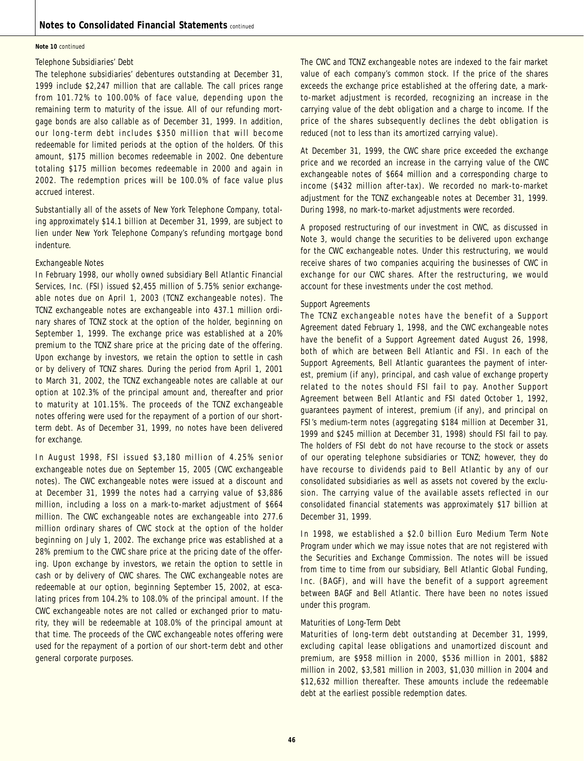**Note 10** continued

### Telephone Subsidiaries' Debt

The telephone subsidiaries' debentures outstanding at December 31, 1999 include $2,247 million that are callable. The call prices range from 101.72% to 100.00% of face value, depending upon the remaining term to maturity of the issue. All of our refunding mortgage bonds are also callable as of December 31, 1999. In addition, our long-term debt includes $350 million that will become redeemable for limited periods at the option of the holders. Of this amount, $175 million becomes redeemable in 2002. One debenture totaling $175 million becomes redeemable in 2000 and again in 2002. The redemption prices will be 100.0% of face value plus accrued interest.

Substantially all of the assets of New York Telephone Company, totaling approximately $14.1 billion at December 31, 1999, are subject to lien under New York Telephone Company's refunding mortgage bond indenture.

### Exchangeable Notes

In February 1998, our wholly owned subsidiary Bell Atlantic Financial Services, Inc. (FSI) issued $2,455 million of 5.75% senior exchangeable notes due on April 1, 2003 (TCNZ exchangeable notes). The TCNZ exchangeable notes are exchangeable into 437.1 million ordinary shares of TCNZ stock at the option of the holder, beginning on September 1, 1999. The exchange price was established at a 20% premium to the TCNZ share price at the pricing date of the offering. Upon exchange by investors, we retain the option to settle in cash or by delivery of TCNZ shares. During the period from April 1, 2001 to March 31, 2002, the TCNZ exchangeable notes are callable at our option at 102.3% of the principal amount and, thereafter and prior to maturity at 101.15%. The proceeds of the TCNZ exchangeable notes offering were used for the repayment of a portion of our short-term debt. As of December 31, 1999, no notes have been delivered for exchange.

In August 1998, FSI issued $3,180 million of 4.25% senior exchangeable notes due on September 15, 2005 (CWC exchangeable notes). The CWC exchangeable notes were issued at a discount and at December 31, 1999 the notes had a carrying value of $3,886 million, including a loss on a mark-to-market adjustment of $664 million. The CWC exchangeable notes are exchangeable into 277.6 million ordinary shares of CWC stock at the option of the holder beginning on July 1, 2002. The exchange price was established at a 28% premium to the CWC share price at the pricing date of the offering. Upon exchange by investors, we retain the option to settle in cash or by delivery of CWC shares. The CWC exchangeable notes are redeemable at our option, beginning September 15, 2002, at escalating prices from 104.2% to 108.0% of the principal amount. If the CWC exchangeable notes are not called or exchanged prior to maturity, they will be redeemable at 108.0% of the principal amount at that time. The proceeds of the CWC exchangeable notes offering were used for the repayment of a portion of our short-term debt and other general corporate purposes.

The CWC and TCNZ exchangeable notes are indexed to the fair market value of each company's common stock. If the price of the shares exceeds the exchange price established at the offering date, a mark-to-market adjustment is recorded, recognizing an increase in the carrying value of the debt obligation and a charge to income. If the price of the shares subsequently declines the debt obligation is reduced (not to less than its amortized carrying value).

At December 31, 1999, the CWC share price exceeded the exchange price and we recorded an increase in the carrying value of the CWC exchangeable notes of $664 million and a corresponding charge to income ($432 million after-tax). We recorded no mark-to-market adjustment for the TCNZ exchangeable notes at December 31, 1999. During 1998, no mark-to-market adjustments were recorded.

A proposed restructuring of our investment in CWC, as discussed in Note 3, would change the securities to be delivered upon exchange for the CWC exchangeable notes. Under this restructuring, we would receive shares of two companies acquiring the businesses of CWC in exchange for our CWC shares. After the restructuring, we would account for these investments under the cost method.

### Support Agreements

The TCNZ exchangeable notes have the benefit of a Support Agreement dated February 1, 1998, and the CWC exchangeable notes have the benefit of a Support Agreement dated August 26, 1998, both of which are between Bell Atlantic and FSI. In each of the Support Agreements, Bell Atlantic guarantees the payment of interest, premium (if any), principal, and cash value of exchange property related to the notes should FSI fail to pay. Another Support Agreement between Bell Atlantic and FSI dated October 1, 1992, guarantees payment of interest, premium (if any), and principal on FSI's medium-term notes (aggregating $184 million at December 31, 1999 and $245 million at December 31, 1998) should FSI fail to pay. The holders of FSI debt do not have recourse to the stock or assets of our operating telephone subsidiaries or TCNZ; however, they do have recourse to dividends paid to Bell Atlantic by any of our consolidated subsidiaries as well as assets not covered by the exclusion. The carrying value of the available assets reflected in our consolidated financial statements was approximately $17 billion at December 31, 1999.

In 1998, we established a $2.0 billion Euro Medium Term Note Program under which we may issue notes that are not registered with the Securities and Exchange Commission. The notes will be issued from time to time from our subsidiary, Bell Atlantic Global Funding, Inc. (BAGF), and will have the benefit of a support agreement between BAGF and Bell Atlantic. There have been no notes issued under this program.

### Maturities of Long-Term Debt

Maturities of long-term debt outstanding at December 31, 1999, excluding capital lease obligations and unamortized discount and premium, are $958 million in 2000, $536 million in 2001, $882 million in 2002, $3,581 million in 2003, $1,030 million in 2004 and $12,632 million thereafter. These amounts include the redeemable debt at the earliest possible redemption dates.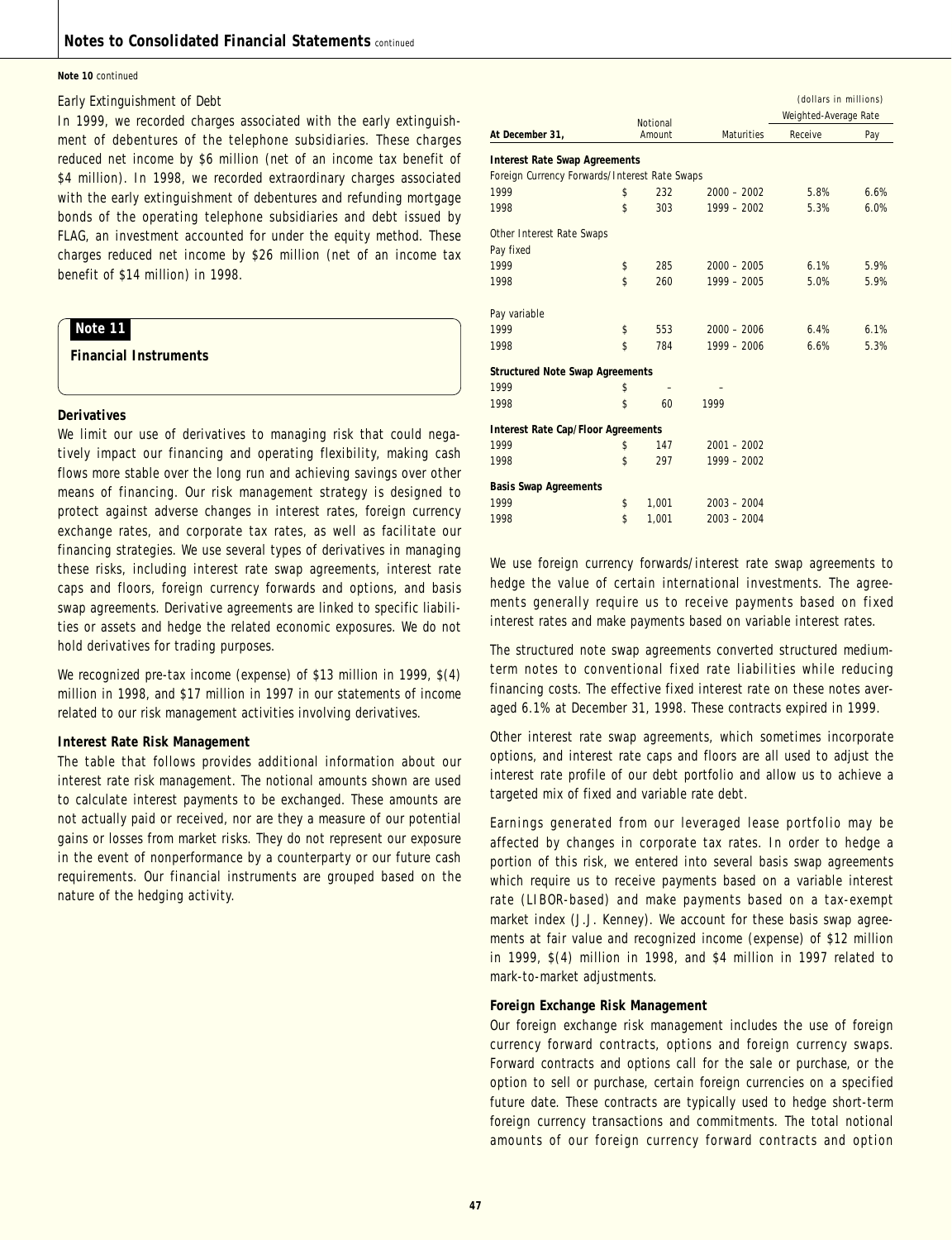**Note 10** continued

*Early Extinguishment of Debt*

In 1999, we recorded charges associated with the early extinguishment of debentures of the telephone subsidiaries. These charges reduced net income by $6 million (net of an income tax benefit of $4 million). In 1998, we recorded extraordinary charges associated with the early extinguishment of debentures and refunding mortgage bonds of the operating telephone subsidiaries and debt issued by FLAG, an investment accounted for under the equity method. These charges reduced net income by $26 million (net of an income tax benefit of $14 million) in 1998.

## Note 11

### Financial Instruments

**Derivatives**

We limit our use of derivatives to managing risk that could negatively impact our financing and operating flexibility, making cash flows more stable over the long run and achieving savings over other means of financing. Our risk management strategy is designed to protect against adverse changes in interest rates, foreign currency exchange rates, and corporate tax rates, as well as facilitate our financing strategies. We use several types of derivatives in managing these risks, including interest rate swap agreements, interest rate caps and floors, foreign currency forwards and options, and basis swap agreements. Derivative agreements are linked to specific liabilities or assets and hedge the related economic exposures. We do not hold derivatives for trading purposes.

We recognized pre-tax income (expense) of $13 million in 1999, $(4) million in 1998, and $17 million in 1997 in our statements of income related to our risk management activities involving derivatives.

**Interest Rate Risk Management**

The table that follows provides additional information about our interest rate risk management. The notional amounts shown are used to calculate interest payments to be exchanged. These amounts are not actually paid or received, nor are they a measure of our potential gains or losses from market risks. They do not represent our exposure in the event of nonperformance by a counterparty or our future cash requirements. Our financial instruments are grouped based on the nature of the hedging activity.

(dollars in millions)

| At December 31, | Notional Amount | Maturities | Weighted-Average Rate Receive | Weighted-Average Rate Pay |
|---|---|---|---|---|
| **Interest Rate Swap Agreements** | | | | |
| Foreign Currency Forwards/Interest Rate Swaps | | | | |
| 1999 | $ 232 | 2000 – 2002 | 5.8% | 6.6% |
| 1998 | $ 303 | 1999 – 2002 | 5.3% | 6.0% |
| Other Interest Rate Swaps | | | | |
| Pay fixed | | | | |
| 1999 | $ 285 | 2000 – 2005 | 6.1% | 5.9% |
| 1998 | $ 260 | 1999 – 2005 | 5.0% | 5.9% |
| Pay variable | | | | |
| 1999 | $ 553 | 2000 – 2006 | 6.4% | 6.1% |
| 1998 | $ 784 | 1999 – 2006 | 6.6% | 5.3% |
| **Structured Note Swap Agreements** | | | | |
| 1999 | $ – | – | | |
| 1998 | $ 60 | 1999 | | |
| **Interest Rate Cap/Floor Agreements** | | | | |
| 1999 | $ 147 | 2001 – 2002 | | |
| 1998 | $ 297 | 1999 – 2002 | | |
| **Basis Swap Agreements** | | | | |
| 1999 | $ 1,001 | 2003 – 2004 | | |
| 1998 | $ 1,001 | 2003 – 2004 | | |

We use foreign currency forwards/interest rate swap agreements to hedge the value of certain international investments. The agreements generally require us to receive payments based on fixed interest rates and make payments based on variable interest rates.

The structured note swap agreements converted structured medium-term notes to conventional fixed rate liabilities while reducing financing costs. The effective fixed interest rate on these notes averaged 6.1% at December 31, 1998. These contracts expired in 1999.

Other interest rate swap agreements, which sometimes incorporate options, and interest rate caps and floors are all used to adjust the interest rate profile of our debt portfolio and allow us to achieve a targeted mix of fixed and variable rate debt.

Earnings generated from our leveraged lease portfolio may be affected by changes in corporate tax rates. In order to hedge a portion of this risk, we entered into several basis swap agreements which require us to receive payments based on a variable interest rate (LIBOR-based) and make payments based on a tax-exempt market index (J.J. Kenney). We account for these basis swap agreements at fair value and recognized income (expense) of $12 million in 1999, $(4) million in 1998, and $4 million in 1997 related to mark-to-market adjustments.

**Foreign Exchange Risk Management**

Our foreign exchange risk management includes the use of foreign currency forward contracts, options and foreign currency swaps. Forward contracts and options call for the sale or purchase, or the option to sell or purchase, certain foreign currencies on a specified future date. These contracts are typically used to hedge short-term foreign currency transactions and commitments. The total notional amounts of our foreign currency forward contracts and option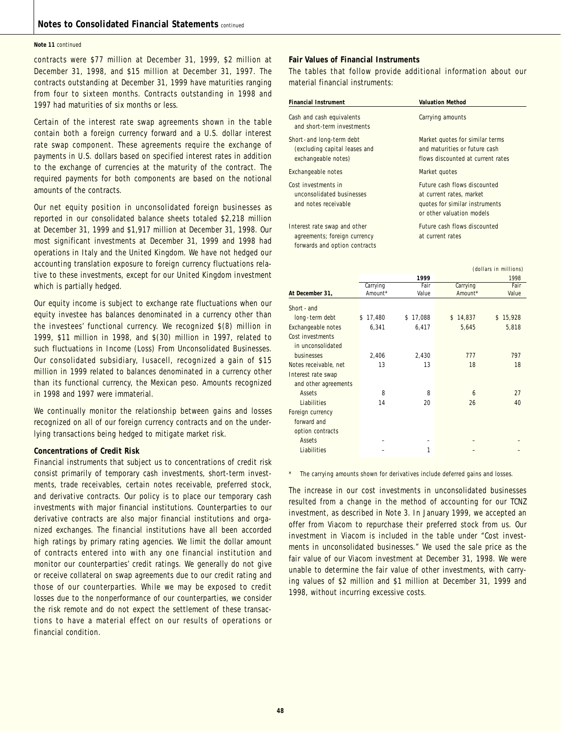**Note 11** continued

contracts were $77 million at December 31, 1999, $2 million at December 31, 1998, and $15 million at December 31, 1997. The contracts outstanding at December 31, 1999 have maturities ranging from four to sixteen months. Contracts outstanding in 1998 and 1997 had maturities of six months or less.

Certain of the interest rate swap agreements shown in the table contain both a foreign currency forward and a U.S. dollar interest rate swap component. These agreements require the exchange of payments in U.S. dollars based on specified interest rates in addition to the exchange of currencies at the maturity of the contract. The required payments for both components are based on the notional amounts of the contracts.

Our net equity position in unconsolidated foreign businesses as reported in our consolidated balance sheets totaled $2,218 million at December 31, 1999 and $1,917 million at December 31, 1998. Our most significant investments at December 31, 1999 and 1998 had operations in Italy and the United Kingdom. We have not hedged our accounting translation exposure to foreign currency fluctuations relative to these investments, except for our United Kingdom investment which is partially hedged.

Our equity income is subject to exchange rate fluctuations when our equity investee has balances denominated in a currency other than the investees' functional currency. We recognized $(8) million in 1999, $11 million in 1998, and $(30) million in 1997, related to such fluctuations in Income (Loss) From Unconsolidated Businesses. Our consolidated subsidiary, Iusacell, recognized a gain of $15 million in 1999 related to balances denominated in a currency other than its functional currency, the Mexican peso. Amounts recognized in 1998 and 1997 were immaterial.

We continually monitor the relationship between gains and losses recognized on all of our foreign currency contracts and on the underlying transactions being hedged to mitigate market risk.

**Concentrations of Credit Risk**

Financial instruments that subject us to concentrations of credit risk consist primarily of temporary cash investments, short-term investments, trade receivables, certain notes receivable, preferred stock, and derivative contracts. Our policy is to place our temporary cash investments with major financial institutions. Counterparties to our derivative contracts are also major financial institutions and organized exchanges. The financial institutions have all been accorded high ratings by primary rating agencies. We limit the dollar amount of contracts entered into with any one financial institution and monitor our counterparties' credit ratings. We generally do not give or receive collateral on swap agreements due to our credit rating and those of our counterparties. While we may be exposed to credit losses due to the nonperformance of our counterparties, we consider the risk remote and do not expect the settlement of these transactions to have a material effect on our results of operations or financial condition.

**Fair Values of Financial Instruments**

The tables that follow provide additional information about our material financial instruments:

| Financial Instrument | Valuation Method |
|---|---|
| Cash and cash equivalents and short-term investments | Carrying amounts |
| Short- and long-term debt (excluding capital leases and exchangeable notes) | Market quotes for similar terms and maturities or future cash flows discounted at current rates |
| Exchangeable notes | Market quotes |
| Cost investments in unconsolidated businesses and notes receivable | Future cash flows discounted at current rates, market quotes for similar instruments or other valuation models |
| Interest rate swap and other agreements; foreign currency forwards and option contracts | Future cash flows discounted at current rates |

(dollars in millions)

| | 1999 | | 1998 | |
|---|---|---|---|---|
| At December 31, | Carrying Amount* | Fair Value | Carrying Amount* | Fair Value |
| Short- and long-term debt | $ 17,480 | $ 17,088 | $ 14,837 | $ 15,928 |
| Exchangeable notes | 6,341 | 6,417 | 5,645 | 5,818 |
| Cost investments in unconsolidated businesses | 2,406 | 2,430 | 777 | 797 |
| Notes receivable, net | 13 | 13 | 18 | 18 |
| Interest rate swap and other agreements | | | | |
| Assets | 8 | 8 | 6 | 27 |
| Liabilities | 14 | 20 | 26 | 40 |
| Foreign currency forward and option contracts | | | | |
| Assets | – | – | – | – |
| Liabilities | – | 1 | – | – |

\* The carrying amounts shown for derivatives include deferred gains and losses.

The increase in our cost investments in unconsolidated businesses resulted from a change in the method of accounting for our TCNZ investment, as described in Note 3. In January 1999, we accepted an offer from Viacom to repurchase their preferred stock from us. Our investment in Viacom is included in the table under "Cost investments in unconsolidated businesses." We used the sale price as the fair value of our Viacom investment at December 31, 1998. We were unable to determine the fair value of other investments, with carrying values of $2 million and $1 million at December 31, 1999 and 1998, without incurring excessive costs.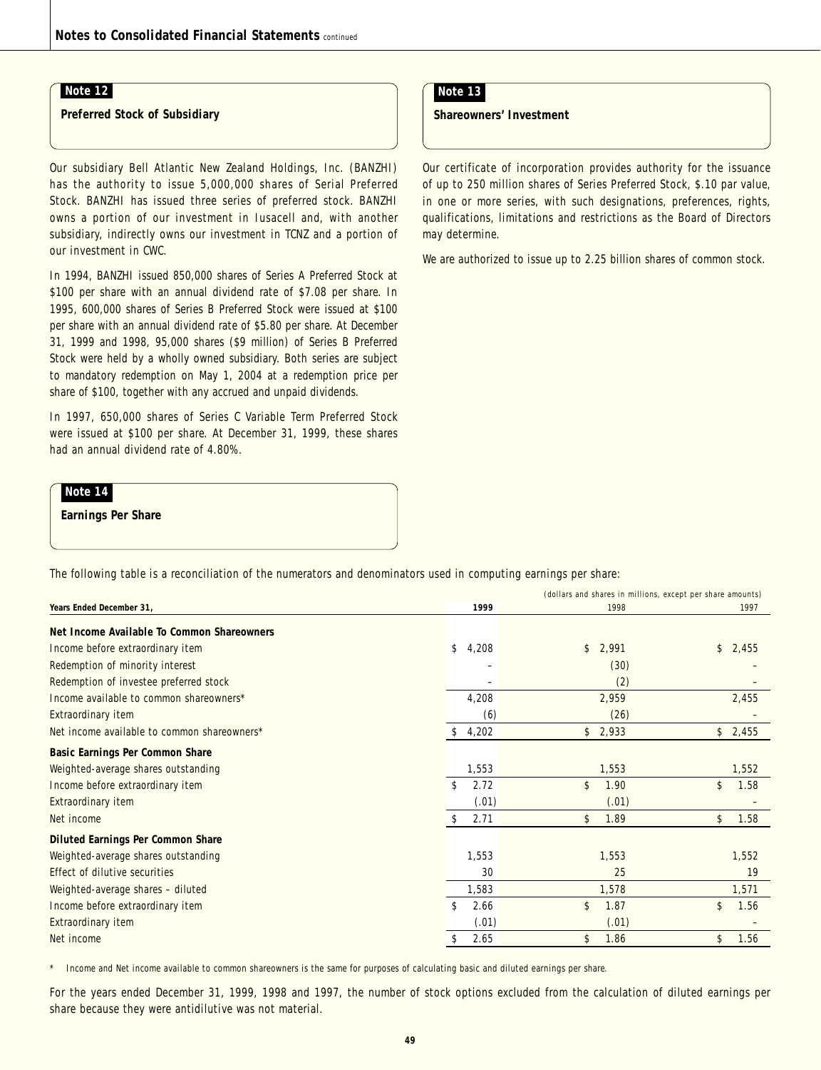## Note 12

### Preferred Stock of Subsidiary

Our subsidiary Bell Atlantic New Zealand Holdings, Inc. (BANZHI) has the authority to issue 5,000,000 shares of Serial Preferred Stock. BANZHI has issued three series of preferred stock. BANZHI owns a portion of our investment in Iusacell and, with another subsidiary, indirectly owns our investment in TCNZ and a portion of our investment in CWC.

In 1994, BANZHI issued 850,000 shares of Series A Preferred Stock at $100 per share with an annual dividend rate of $7.08 per share. In 1995, 600,000 shares of Series B Preferred Stock were issued at $100 per share with an annual dividend rate of $5.80 per share. At December 31, 1999 and 1998, 95,000 shares ($9 million) of Series B Preferred Stock were held by a wholly owned subsidiary. Both series are subject to mandatory redemption on May 1, 2004 at a redemption price per share of $100, together with any accrued and unpaid dividends.

In 1997, 650,000 shares of Series C Variable Term Preferred Stock were issued at $100 per share. At December 31, 1999, these shares had an annual dividend rate of 4.80%.

## Note 13

### Shareowners' Investment

Our certificate of incorporation provides authority for the issuance of up to 250 million shares of Series Preferred Stock, $.10 par value, in one or more series, with such designations, preferences, rights, qualifications, limitations and restrictions as the Board of Directors may determine.

We are authorized to issue up to 2.25 billion shares of common stock.

## Note 14

### Earnings Per Share

The following table is a reconciliation of the numerators and denominators used in computing earnings per share:

*(dollars and shares in millions, except per share amounts)*

| Years Ended December 31, | 1999 | 1998 | 1997 |
|---|---|---|---|
| **Net Income Available To Common Shareowners** | | | |
| Income before extraordinary item | $ 4,208 | $ 2,991 | $ 2,455 |
| Redemption of minority interest | – | (30) | – |
| Redemption of investee preferred stock | – | (2) | – |
| Income available to common shareowners* | 4,208 | 2,959 | 2,455 |
| Extraordinary item | (6) | (26) | – |
| Net income available to common shareowners* | $ 4,202 | $ 2,933 | $ 2,455 |
| **Basic Earnings Per Common Share** | | | |
| Weighted-average shares outstanding | 1,553 | 1,553 | 1,552 |
| Income before extraordinary item | $ 2.72 | $ 1.90 | $ 1.58 |
| Extraordinary item | (.01) | (.01) | – |
| Net income | $ 2.71 | $ 1.89 | $ 1.58 |
| **Diluted Earnings Per Common Share** | | | |
| Weighted-average shares outstanding | 1,553 | 1,553 | 1,552 |
| Effect of dilutive securities | 30 | 25 | 19 |
| Weighted-average shares – diluted | 1,583 | 1,578 | 1,571 |
| Income before extraordinary item | $ 2.66 | $ 1.87 | $ 1.56 |
| Extraordinary item | (.01) | (.01) | – |
| Net income | $ 2.65 | $ 1.86 | $ 1.56 |

\* Income and Net income available to common shareowners is the same for purposes of calculating basic and diluted earnings per share.

For the years ended December 31, 1999, 1998 and 1997, the number of stock options excluded from the calculation of diluted earnings per share because they were antidilutive was not material.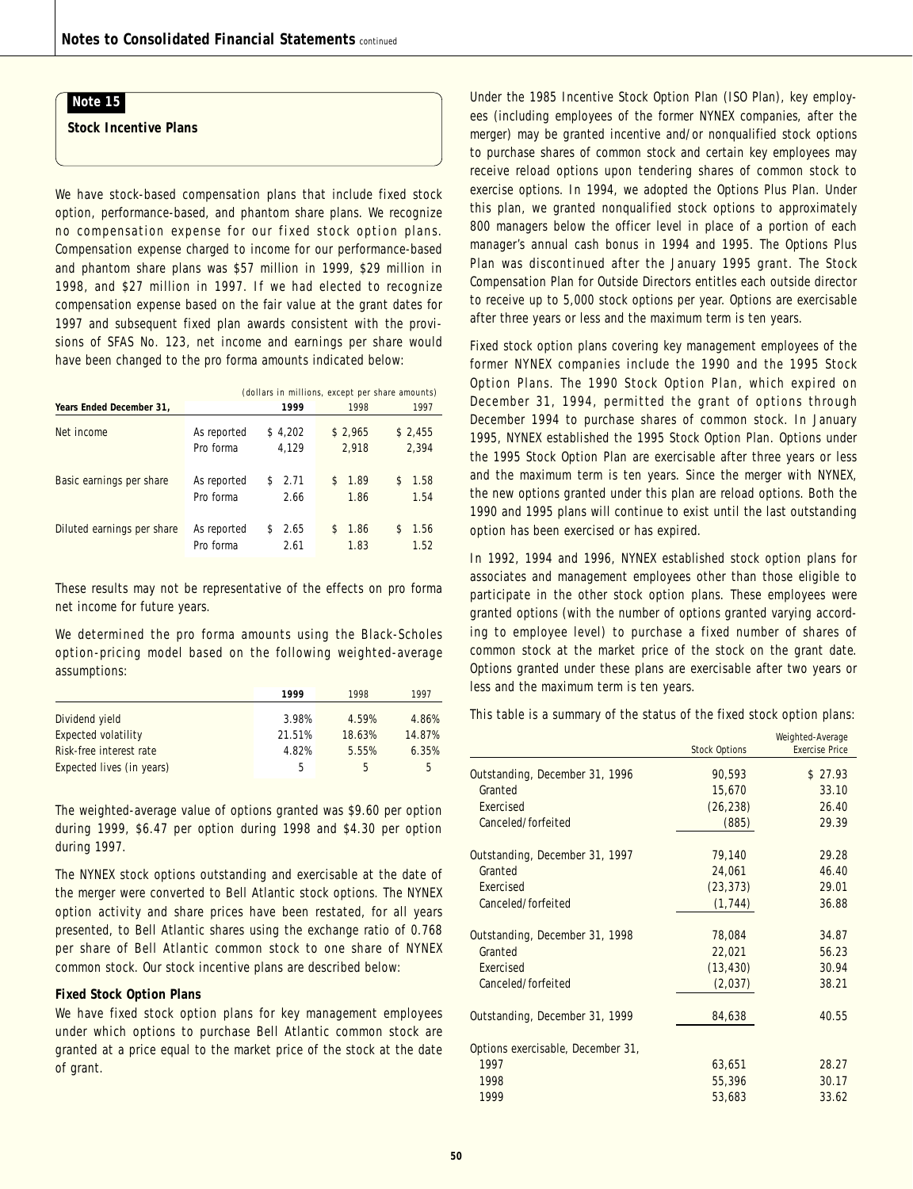## Note 15

**Stock Incentive Plans**

We have stock-based compensation plans that include fixed stock option, performance-based, and phantom share plans. We recognize no compensation expense for our fixed stock option plans. Compensation expense charged to income for our performance-based and phantom share plans was $57 million in 1999, $29 million in 1998, and $27 million in 1997. If we had elected to recognize compensation expense based on the fair value at the grant dates for 1997 and subsequent fixed plan awards consistent with the provisions of SFAS No. 123, net income and earnings per share would have been changed to the pro forma amounts indicated below:

(dollars in millions, except per share amounts)

| Years Ended December 31, | | 1999 | 1998 | 1997 |
|---|---|---|---|---|
| Net income | As reported | $ 4,202 | $ 2,965 | $ 2,455 |
| | Pro forma | 4,129 | 2,918 | 2,394 |
| Basic earnings per share | As reported | $ 2.71 | $ 1.89 | $ 1.58 |
| | Pro forma | 2.66 | 1.86 | 1.54 |
| Diluted earnings per share | As reported | $ 2.65 | $ 1.86 | $ 1.56 |
| | Pro forma | 2.61 | 1.83 | 1.52 |

These results may not be representative of the effects on pro forma net income for future years.

We determined the pro forma amounts using the Black-Scholes option-pricing model based on the following weighted-average assumptions:

| | 1999 | 1998 | 1997 |
|---|---|---|---|
| Dividend yield | 3.98% | 4.59% | 4.86% |
| Expected volatility | 21.51% | 18.63% | 14.87% |
| Risk-free interest rate | 4.82% | 5.55% | 6.35% |
| Expected lives (in years) | 5 | 5 | 5 |

The weighted-average value of options granted was $9.60 per option during 1999, $6.47 per option during 1998 and $4.30 per option during 1997.

The NYNEX stock options outstanding and exercisable at the date of the merger were converted to Bell Atlantic stock options. The NYNEX option activity and share prices have been restated, for all years presented, to Bell Atlantic shares using the exchange ratio of 0.768 per share of Bell Atlantic common stock to one share of NYNEX common stock. Our stock incentive plans are described below:

**Fixed Stock Option Plans**

We have fixed stock option plans for key management employees under which options to purchase Bell Atlantic common stock are granted at a price equal to the market price of the stock at the date of grant.

Under the 1985 Incentive Stock Option Plan (ISO Plan), key employees (including employees of the former NYNEX companies, after the merger) may be granted incentive and/or nonqualified stock options to purchase shares of common stock and certain key employees may receive reload options upon tendering shares of common stock to exercise options. In 1994, we adopted the Options Plus Plan. Under this plan, we granted nonqualified stock options to approximately 800 managers below the officer level in place of a portion of each manager's annual cash bonus in 1994 and 1995. The Options Plus Plan was discontinued after the January 1995 grant. The Stock Compensation Plan for Outside Directors entitles each outside director to receive up to 5,000 stock options per year. Options are exercisable after three years or less and the maximum term is ten years.

Fixed stock option plans covering key management employees of the former NYNEX companies include the 1990 and the 1995 Stock Option Plans. The 1990 Stock Option Plan, which expired on December 31, 1994, permitted the grant of options through December 1994 to purchase shares of common stock. In January 1995, NYNEX established the 1995 Stock Option Plan. Options under the 1995 Stock Option Plan are exercisable after three years or less and the maximum term is ten years. Since the merger with NYNEX, the new options granted under this plan are reload options. Both the 1990 and 1995 plans will continue to exist until the last outstanding option has been exercised or has expired.

In 1992, 1994 and 1996, NYNEX established stock option plans for associates and management employees other than those eligible to participate in the other stock option plans. These employees were granted options (with the number of options granted varying according to employee level) to purchase a fixed number of shares of common stock at the market price of the stock on the grant date. Options granted under these plans are exercisable after two years or less and the maximum term is ten years.

This table is a summary of the status of the fixed stock option plans:

| | Stock Options | Weighted-Average Exercise Price |
|---|---|---|
| Outstanding, December 31, 1996 | 90,593 | $ 27.93 |
| Granted | 15,670 | 33.10 |
| Exercised | (26,238) | 26.40 |
| Canceled/forfeited | (885) | 29.39 |
| Outstanding, December 31, 1997 | 79,140 | 29.28 |
| Granted | 24,061 | 46.40 |
| Exercised | (23,373) | 29.01 |
| Canceled/forfeited | (1,744) | 36.88 |
| Outstanding, December 31, 1998 | 78,084 | 34.87 |
| Granted | 22,021 | 56.23 |
| Exercised | (13,430) | 30.94 |
| Canceled/forfeited | (2,037) | 38.21 |
| Outstanding, December 31, 1999 | 84,638 | 40.55 |
| Options exercisable, December 31, | | |
| 1997 | 63,651 | 28.27 |
| 1998 | 55,396 | 30.17 |
| 1999 | 53,683 | 33.62 |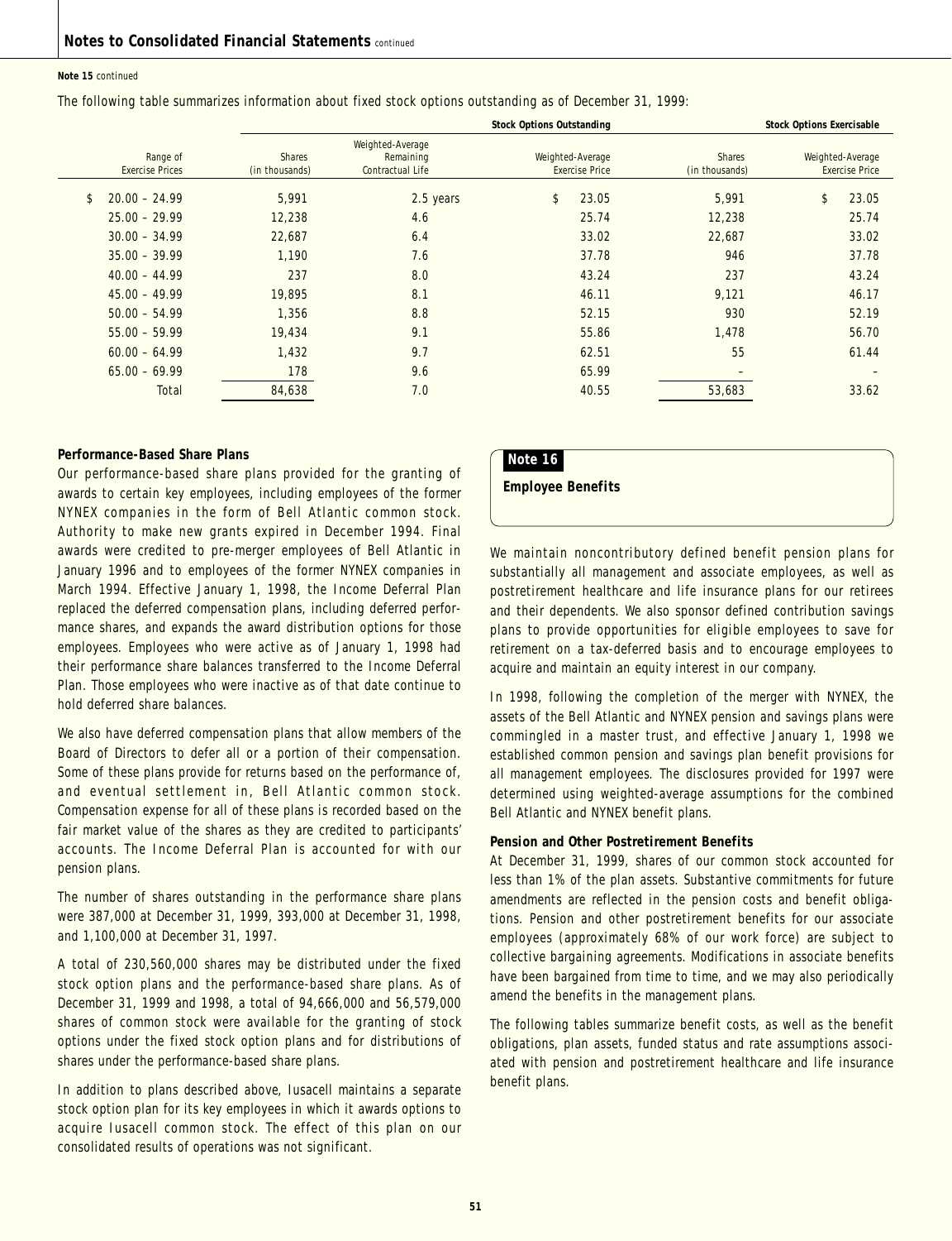**Note 15** continued

The following table summarizes information about fixed stock options outstanding as of December 31, 1999:

| | Stock Options Outstanding | | | Stock Options Exercisable | |
|---|---|---|---|---|---|
| Range of Exercise Prices | Shares (in thousands) | Weighted-Average Remaining Contractual Life | Weighted-Average Exercise Price | Shares (in thousands) | Weighted-Average Exercise Price |
| $ 20.00 – 24.99 | 5,991 | 2.5 years | $ 23.05 | 5,991 | $ 23.05 |
| 25.00 – 29.99 | 12,238 | 4.6 | 25.74 | 12,238 | 25.74 |
| 30.00 – 34.99 | 22,687 | 6.4 | 33.02 | 22,687 | 33.02 |
| 35.00 – 39.99 | 1,190 | 7.6 | 37.78 | 946 | 37.78 |
| 40.00 – 44.99 | 237 | 8.0 | 43.24 | 237 | 43.24 |
| 45.00 – 49.99 | 19,895 | 8.1 | 46.11 | 9,121 | 46.17 |
| 50.00 – 54.99 | 1,356 | 8.8 | 52.15 | 930 | 52.19 |
| 55.00 – 59.99 | 19,434 | 9.1 | 55.86 | 1,478 | 56.70 |
| 60.00 – 64.99 | 1,432 | 9.7 | 62.51 | 55 | 61.44 |
| 65.00 – 69.99 | 178 | 9.6 | 65.99 | – | – |
| Total | 84,638 | 7.0 | 40.55 | 53,683 | 33.62 |

**Performance-Based Share Plans**

Our performance-based share plans provided for the granting of awards to certain key employees, including employees of the former NYNEX companies in the form of Bell Atlantic common stock. Authority to make new grants expired in December 1994. Final awards were credited to pre-merger employees of Bell Atlantic in January 1996 and to employees of the former NYNEX companies in March 1994. Effective January 1, 1998, the Income Deferral Plan replaced the deferred compensation plans, including deferred performance shares, and expands the award distribution options for those employees. Employees who were active as of January 1, 1998 had their performance share balances transferred to the Income Deferral Plan. Those employees who were inactive as of that date continue to hold deferred share balances.

We also have deferred compensation plans that allow members of the Board of Directors to defer all or a portion of their compensation. Some of these plans provide for returns based on the performance of, and eventual settlement in, Bell Atlantic common stock. Compensation expense for all of these plans is recorded based on the fair market value of the shares as they are credited to participants' accounts. The Income Deferral Plan is accounted for with our pension plans.

The number of shares outstanding in the performance share plans were 387,000 at December 31, 1999, 393,000 at December 31, 1998, and 1,100,000 at December 31, 1997.

A total of 230,560,000 shares may be distributed under the fixed stock option plans and the performance-based share plans. As of December 31, 1999 and 1998, a total of 94,666,000 and 56,579,000 shares of common stock were available for the granting of stock options under the fixed stock option plans and for distributions of shares under the performance-based share plans.

In addition to plans described above, Iusacell maintains a separate stock option plan for its key employees in which it awards options to acquire Iusacell common stock. The effect of this plan on our consolidated results of operations was not significant.

## Note 16

## Employee Benefits

We maintain noncontributory defined benefit pension plans for substantially all management and associate employees, as well as postretirement healthcare and life insurance plans for our retirees and their dependents. We also sponsor defined contribution savings plans to provide opportunities for eligible employees to save for retirement on a tax-deferred basis and to encourage employees to acquire and maintain an equity interest in our company.

In 1998, following the completion of the merger with NYNEX, the assets of the Bell Atlantic and NYNEX pension and savings plans were commingled in a master trust, and effective January 1, 1998 we established common pension and savings plan benefit provisions for all management employees. The disclosures provided for 1997 were determined using weighted-average assumptions for the combined Bell Atlantic and NYNEX benefit plans.

**Pension and Other Postretirement Benefits**

At December 31, 1999, shares of our common stock accounted for less than 1% of the plan assets. Substantive commitments for future amendments are reflected in the pension costs and benefit obligations. Pension and other postretirement benefits for our associate employees (approximately 68% of our work force) are subject to collective bargaining agreements. Modifications in associate benefits have been bargained from time to time, and we may also periodically amend the benefits in the management plans.

The following tables summarize benefit costs, as well as the benefit obligations, plan assets, funded status and rate assumptions associated with pension and postretirement healthcare and life insurance benefit plans.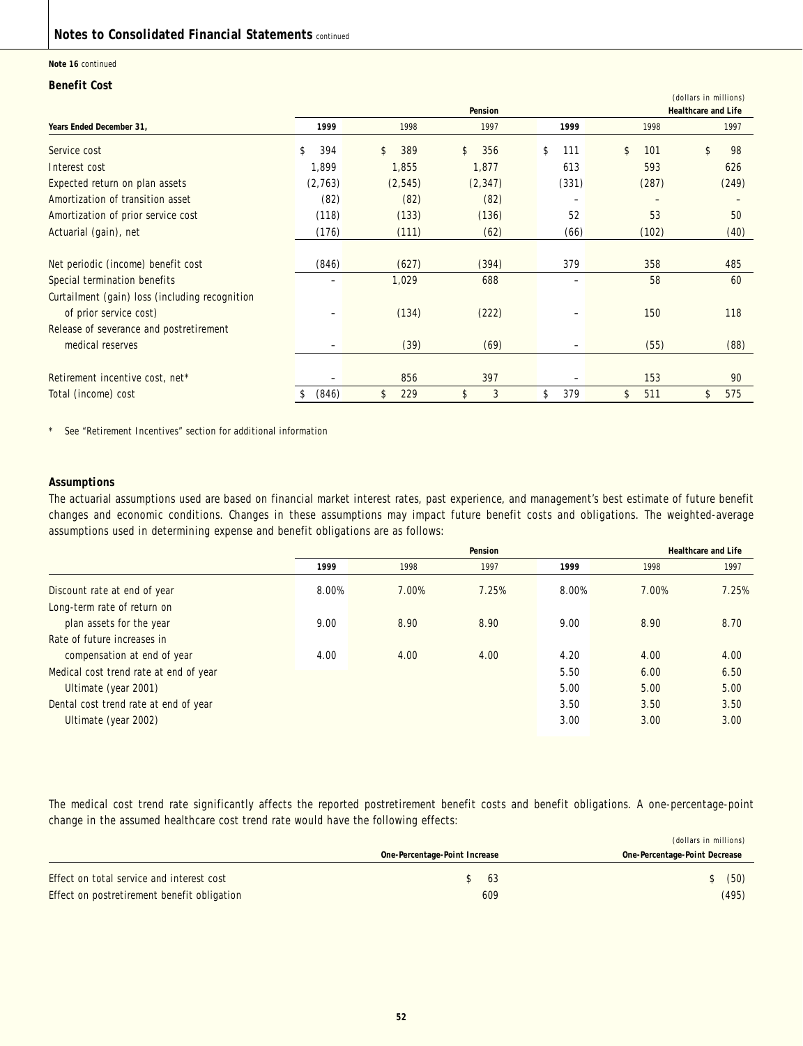**Note 16** continued

### Benefit Cost

(dollars in millions)

| Years Ended December 31, | Pension | | | Healthcare and Life | | |
|---|---|---|---|---|---|---|
| | 1999 | 1998 | 1997 | 1999 | 1998 | 1997 |
| Service cost | $ 394 | $ 389 | $ 356 | $ 111 | $ 101 | $ 98 |
| Interest cost | 1,899 | 1,855 | 1,877 | 613 | 593 | 626 |
| Expected return on plan assets | (2,763) | (2,545) | (2,347) | (331) | (287) | (249) |
| Amortization of transition asset | (82) | (82) | (82) | – | – | – |
| Amortization of prior service cost | (118) | (133) | (136) | 52 | 53 | 50 |
| Actuarial (gain), net | (176) | (111) | (62) | (66) | (102) | (40) |
| Net periodic (income) benefit cost | (846) | (627) | (394) | 379 | 358 | 485 |
| Special termination benefits | – | 1,029 | 688 | – | 58 | 60 |
| Curtailment (gain) loss (including recognition of prior service cost) | – | (134) | (222) | – | 150 | 118 |
| Release of severance and postretirement medical reserves | – | (39) | (69) | – | (55) | (88) |
| Retirement incentive cost, net* | – | 856 | 397 | – | 153 | 90 |
| Total (income) cost | $ (846) | $ 229 | $ 3 | $ 379 | $ 511 | $ 575 |

\* See "Retirement Incentives" section for additional information

### Assumptions

The actuarial assumptions used are based on financial market interest rates, past experience, and management's best estimate of future benefit changes and economic conditions. Changes in these assumptions may impact future benefit costs and obligations. The weighted-average assumptions used in determining expense and benefit obligations are as follows:

| | Pension | | | Healthcare and Life | | |
|---|---|---|---|---|---|---|
| | 1999 | 1998 | 1997 | 1999 | 1998 | 1997 |
| Discount rate at end of year | 8.00% | 7.00% | 7.25% | 8.00% | 7.00% | 7.25% |
| Long-term rate of return on plan assets for the year | 9.00 | 8.90 | 8.90 | 9.00 | 8.90 | 8.70 |
| Rate of future increases in compensation at end of year | 4.00 | 4.00 | 4.00 | 4.20 | 4.00 | 4.00 |
| Medical cost trend rate at end of year | | | | 5.50 | 6.00 | 6.50 |
| Ultimate (year 2001) | | | | 5.00 | 5.00 | 5.00 |
| Dental cost trend rate at end of year | | | | 3.50 | 3.50 | 3.50 |
| Ultimate (year 2002) | | | | 3.00 | 3.00 | 3.00 |

The medical cost trend rate significantly affects the reported postretirement benefit costs and benefit obligations. A one-percentage-point change in the assumed healthcare cost trend rate would have the following effects:

(dollars in millions)

| | One-Percentage-Point Increase | One-Percentage-Point Decrease |
|---|---|---|
| Effect on total service and interest cost | $ 63 | $ (50) |
| Effect on postretirement benefit obligation | 609 | (495) |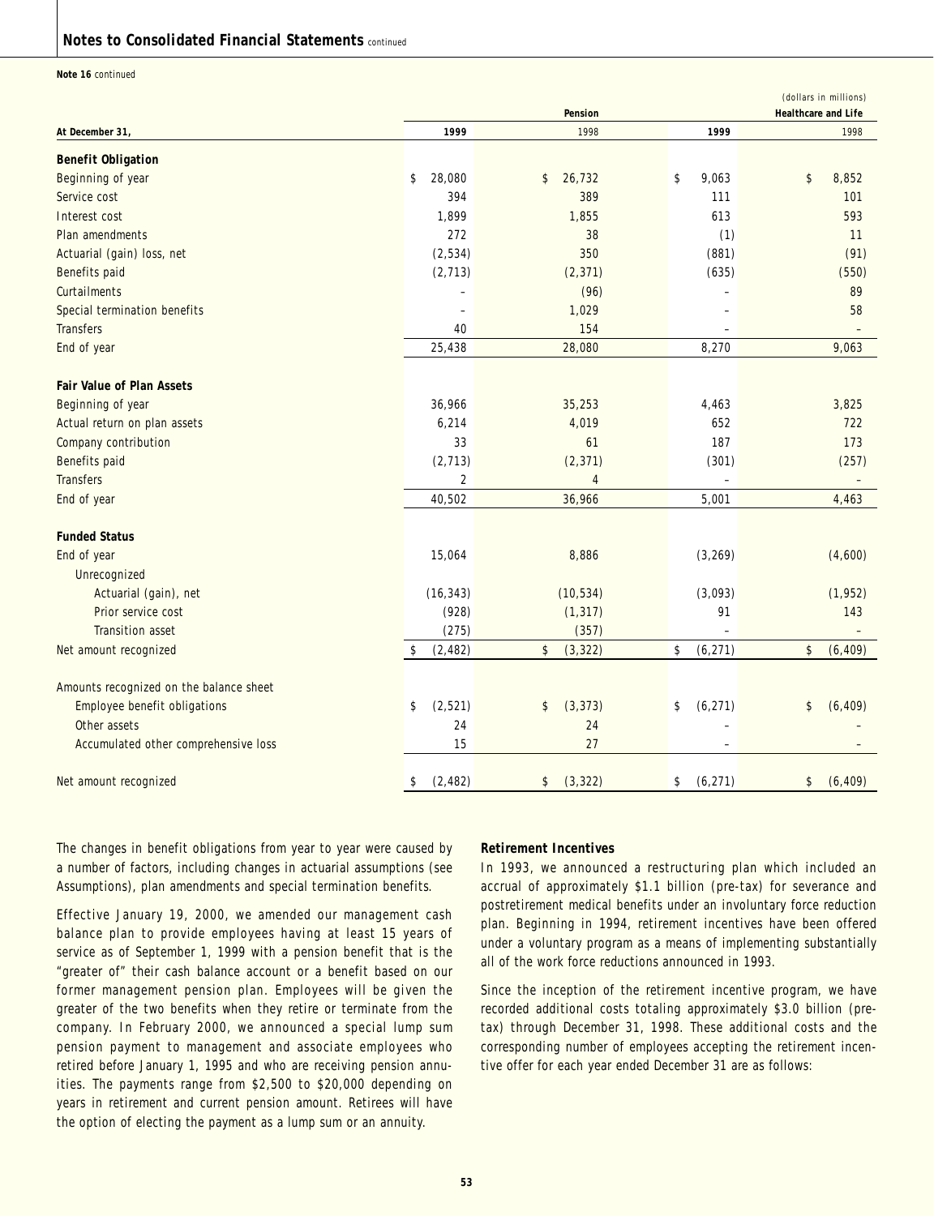**Note 16** continued

| | | | | (dollars in millions) |
|---|---|---|---|---|
| | Pension | | Healthcare and Life | |
| **At December 31,** | **1999** | 1998 | **1999** | 1998 |
| **Benefit Obligation** | | | | |
| Beginning of year | $ 28,080 | $ 26,732 | $ 9,063 | $ 8,852 |
| Service cost | 394 | 389 | 111 | 101 |
| Interest cost | 1,899 | 1,855 | 613 | 593 |
| Plan amendments | 272 | 38 | (1) | 11 |
| Actuarial (gain) loss, net | (2,534) | 350 | (881) | (91) |
| Benefits paid | (2,713) | (2,371) | (635) | (550) |
| Curtailments | – | (96) | – | 89 |
| Special termination benefits | – | 1,029 | – | 58 |
| Transfers | 40 | 154 | – | – |
| End of year | 25,438 | 28,080 | 8,270 | 9,063 |
| **Fair Value of Plan Assets** | | | | |
| Beginning of year | 36,966 | 35,253 | 4,463 | 3,825 |
| Actual return on plan assets | 6,214 | 4,019 | 652 | 722 |
| Company contribution | 33 | 61 | 187 | 173 |
| Benefits paid | (2,713) | (2,371) | (301) | (257) |
| Transfers | 2 | 4 | – | – |
| End of year | 40,502 | 36,966 | 5,001 | 4,463 |
| **Funded Status** | | | | |
| End of year | 15,064 | 8,886 | (3,269) | (4,600) |
| Unrecognized | | | | |
| Actuarial (gain), net | (16,343) | (10,534) | (3,093) | (1,952) |
| Prior service cost | (928) | (1,317) | 91 | 143 |
| Transition asset | (275) | (357) | – | – |
| Net amount recognized | $ (2,482) | $ (3,322) | $ (6,271) | $ (6,409) |
| Amounts recognized on the balance sheet | | | | |
| Employee benefit obligations | $ (2,521) | $ (3,373) | $ (6,271) | $ (6,409) |
| Other assets | 24 | 24 | – | – |
| Accumulated other comprehensive loss | 15 | 27 | – | – |
| Net amount recognized | $ (2,482) | $ (3,322) | $ (6,271) | $ (6,409) |

The changes in benefit obligations from year to year were caused by a number of factors, including changes in actuarial assumptions (see Assumptions), plan amendments and special termination benefits.

Effective January 19, 2000, we amended our management cash balance plan to provide employees having at least 15 years of service as of September 1, 1999 with a pension benefit that is the "greater of" their cash balance account or a benefit based on our former management pension plan. Employees will be given the greater of the two benefits when they retire or terminate from the company. In February 2000, we announced a special lump sum pension payment to management and associate employees who retired before January 1, 1995 and who are receiving pension annuities. The payments range from $2,500 to $20,000 depending on years in retirement and current pension amount. Retirees will have the option of electing the payment as a lump sum or an annuity.

**Retirement Incentives**

In 1993, we announced a restructuring plan which included an accrual of approximately $1.1 billion (pre-tax) for severance and postretirement medical benefits under an involuntary force reduction plan. Beginning in 1994, retirement incentives have been offered under a voluntary program as a means of implementing substantially all of the work force reductions announced in 1993.

Since the inception of the retirement incentive program, we have recorded additional costs totaling approximately $3.0 billion (pre-tax) through December 31, 1998. These additional costs and the corresponding number of employees accepting the retirement incentive offer for each year ended December 31 are as follows: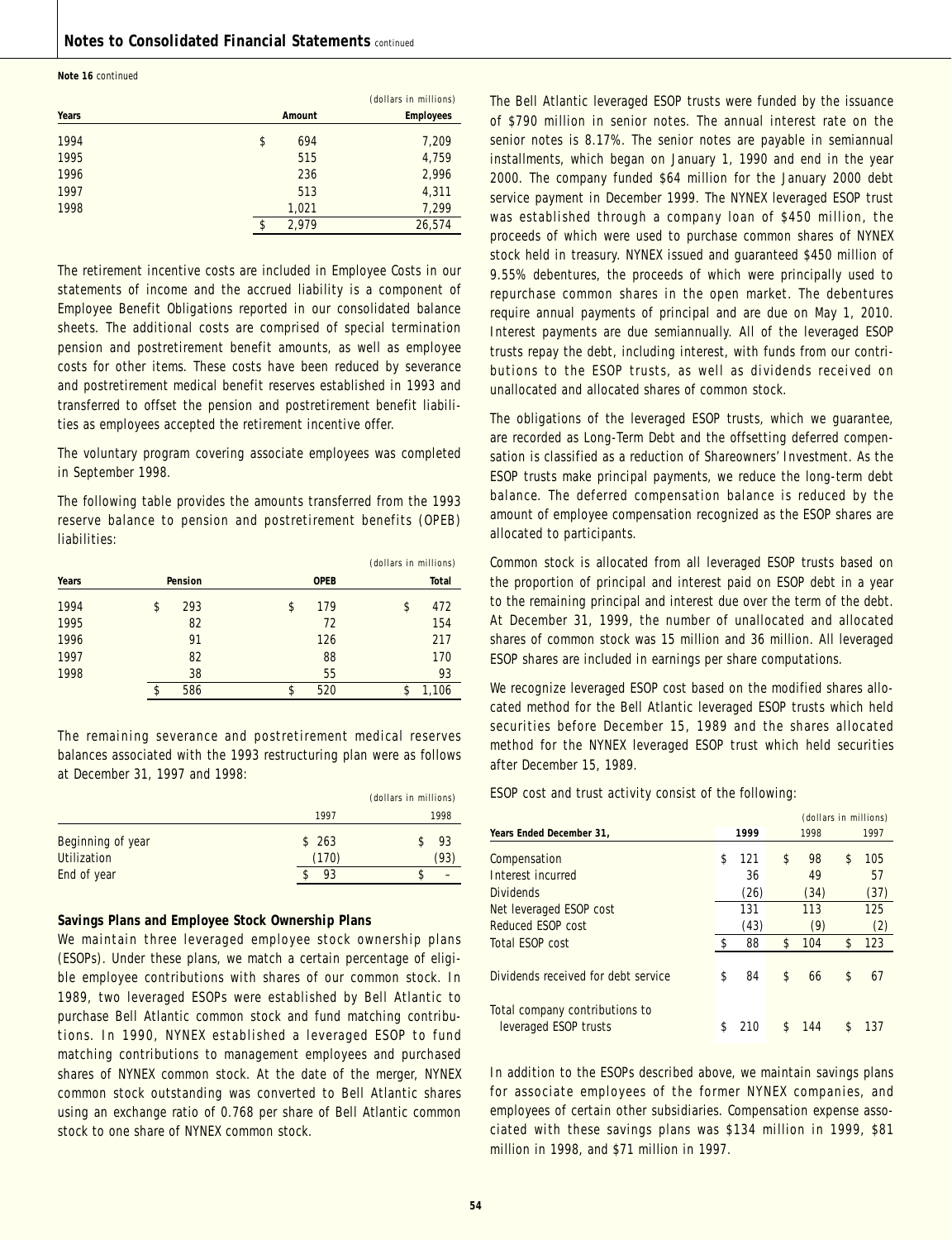**Note 16** continued

| Years | Amount | Employees |
|---|---|---|
| | (dollars in millions) | |
| 1994 | $ 694 | 7,209 |
| 1995 | 515 | 4,759 |
| 1996 | 236 | 2,996 |
| 1997 | 513 | 4,311 |
| 1998 | 1,021 | 7,299 |
| | $ 2,979 | 26,574 |

The retirement incentive costs are included in Employee Costs in our statements of income and the accrued liability is a component of Employee Benefit Obligations reported in our consolidated balance sheets. The additional costs are comprised of special termination pension and postretirement benefit amounts, as well as employee costs for other items. These costs have been reduced by severance and postretirement medical benefit reserves established in 1993 and transferred to offset the pension and postretirement benefit liabilities as employees accepted the retirement incentive offer.

The voluntary program covering associate employees was completed in September 1998.

The following table provides the amounts transferred from the 1993 reserve balance to pension and postretirement benefits (OPEB) liabilities:

| | | | (dollars in millions) |
|---|---|---|---|
| Years | Pension | OPEB | Total |
| 1994 | $ 293 | $ 179 | $ 472 |
| 1995 | 82 | 72 | 154 |
| 1996 | 91 | 126 | 217 |
| 1997 | 82 | 88 | 170 |
| 1998 | 38 | 55 | 93 |
| | $ 586 | $ 520 | $ 1,106 |

The remaining severance and postretirement medical reserves balances associated with the 1993 restructuring plan were as follows at December 31, 1997 and 1998:

| | | (dollars in millions) |
|---|---|---|
| | 1997 | 1998 |
| Beginning of year | $ 263 | $ 93 |
| Utilization | (170) | (93) |
| End of year | $ 93 | $ – |

**Savings Plans and Employee Stock Ownership Plans**

We maintain three leveraged employee stock ownership plans (ESOPs). Under these plans, we match a certain percentage of eligible employee contributions with shares of our common stock. In 1989, two leveraged ESOPs were established by Bell Atlantic to purchase Bell Atlantic common stock and fund matching contributions. In 1990, NYNEX established a leveraged ESOP to fund matching contributions to management employees and purchased shares of NYNEX common stock. At the date of the merger, NYNEX common stock outstanding was converted to Bell Atlantic shares using an exchange ratio of 0.768 per share of Bell Atlantic common stock to one share of NYNEX common stock.

The Bell Atlantic leveraged ESOP trusts were funded by the issuance of $790 million in senior notes. The annual interest rate on the senior notes is 8.17%. The senior notes are payable in semiannual installments, which began on January 1, 1990 and end in the year 2000. The company funded $64 million for the January 2000 debt service payment in December 1999. The NYNEX leveraged ESOP trust was established through a company loan of $450 million, the proceeds of which were used to purchase common shares of NYNEX stock held in treasury. NYNEX issued and guaranteed $450 million of 9.55% debentures, the proceeds of which were principally used to repurchase common shares in the open market. The debentures require annual payments of principal and are due on May 1, 2010. Interest payments are due semiannually. All of the leveraged ESOP trusts repay the debt, including interest, with funds from our contributions to the ESOP trusts, as well as dividends received on unallocated and allocated shares of common stock.

The obligations of the leveraged ESOP trusts, which we guarantee, are recorded as Long-Term Debt and the offsetting deferred compensation is classified as a reduction of Shareowners' Investment. As the ESOP trusts make principal payments, we reduce the long-term debt balance. The deferred compensation balance is reduced by the amount of employee compensation recognized as the ESOP shares are allocated to participants.

Common stock is allocated from all leveraged ESOP trusts based on the proportion of principal and interest paid on ESOP debt in a year to the remaining principal and interest due over the term of the debt. At December 31, 1999, the number of unallocated and allocated shares of common stock was 15 million and 36 million. All leveraged ESOP shares are included in earnings per share computations.

We recognize leveraged ESOP cost based on the modified shares allocated method for the Bell Atlantic leveraged ESOP trusts which held securities before December 15, 1989 and the shares allocated method for the NYNEX leveraged ESOP trust which held securities after December 15, 1989.

ESOP cost and trust activity consist of the following:

| | | | (dollars in millions) |
|---|---|---|---|
| Years Ended December 31, | 1999 | 1998 | 1997 |
| Compensation | $ 121 | $ 98 | $ 105 |
| Interest incurred | 36 | 49 | 57 |
| Dividends | (26) | (34) | (37) |
| Net leveraged ESOP cost | 131 | 113 | 125 |
| Reduced ESOP cost | (43) | (9) | (2) |
| Total ESOP cost | $ 88 | $ 104 | $ 123 |
| Dividends received for debt service | $ 84 | $ 66 | $ 67 |
| Total company contributions to leveraged ESOP trusts | $ 210 | $ 144 | $ 137 |

In addition to the ESOPs described above, we maintain savings plans for associate employees of the former NYNEX companies, and employees of certain other subsidiaries. Compensation expense associated with these savings plans was $134 million in 1999, $81 million in 1998, and $71 million in 1997.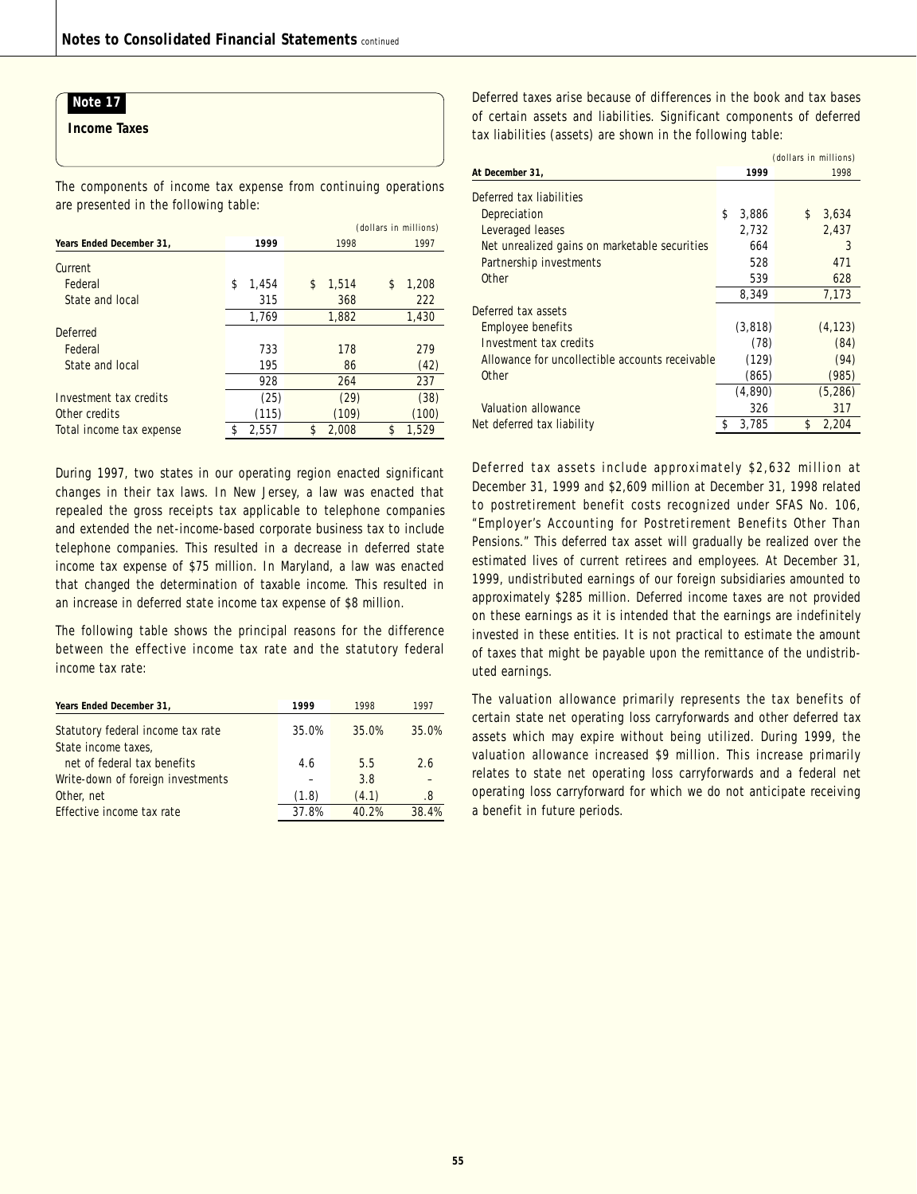## Note 17

### Income Taxes

The components of income tax expense from continuing operations are presented in the following table:

(dollars in millions)

| Years Ended December 31, | 1999 | 1998 | 1997 |
|---|---|---|---|
| Current | | | |
| Federal | $ 1,454 | $ 1,514 | $ 1,208 |
| State and local | 315 | 368 | 222 |
| | 1,769 | 1,882 | 1,430 |
| Deferred | | | |
| Federal | 733 | 178 | 279 |
| State and local | 195 | 86 | (42) |
| | 928 | 264 | 237 |
| Investment tax credits | (25) | (29) | (38) |
| Other credits | (115) | (109) | (100) |
| Total income tax expense | $ 2,557 | $ 2,008 | $ 1,529 |

During 1997, two states in our operating region enacted significant changes in their tax laws. In New Jersey, a law was enacted that repealed the gross receipts tax applicable to telephone companies and extended the net-income-based corporate business tax to include telephone companies. This resulted in a decrease in deferred state income tax expense of $75 million. In Maryland, a law was enacted that changed the determination of taxable income. This resulted in an increase in deferred state income tax expense of $8 million.

The following table shows the principal reasons for the difference between the effective income tax rate and the statutory federal income tax rate:

| Years Ended December 31, | 1999 | 1998 | 1997 |
|---|---|---|---|
| Statutory federal income tax rate | 35.0% | 35.0% | 35.0% |
| State income taxes, net of federal tax benefits | 4.6 | 5.5 | 2.6 |
| Write-down of foreign investments | – | 3.8 | – |
| Other, net | (1.8) | (4.1) | .8 |
| Effective income tax rate | 37.8% | 40.2% | 38.4% |

Deferred taxes arise because of differences in the book and tax bases of certain assets and liabilities. Significant components of deferred tax liabilities (assets) are shown in the following table:

(dollars in millions)

| At December 31, | 1999 | 1998 |
|---|---|---|
| Deferred tax liabilities | | |
| Depreciation | $ 3,886 | $ 3,634 |
| Leveraged leases | 2,732 | 2,437 |
| Net unrealized gains on marketable securities | 664 | 3 |
| Partnership investments | 528 | 471 |
| Other | 539 | 628 |
| | 8,349 | 7,173 |
| Deferred tax assets | | |
| Employee benefits | (3,818) | (4,123) |
| Investment tax credits | (78) | (84) |
| Allowance for uncollectible accounts receivable | (129) | (94) |
| Other | (865) | (985) |
| | (4,890) | (5,286) |
| Valuation allowance | 326 | 317 |
| Net deferred tax liability | $ 3,785 | $ 2,204 |

Deferred tax assets include approximately $2,632 million at December 31, 1999 and $2,609 million at December 31, 1998 related to postretirement benefit costs recognized under SFAS No. 106, "Employer's Accounting for Postretirement Benefits Other Than Pensions." This deferred tax asset will gradually be realized over the estimated lives of current retirees and employees. At December 31, 1999, undistributed earnings of our foreign subsidiaries amounted to approximately $285 million. Deferred income taxes are not provided on these earnings as it is intended that the earnings are indefinitely invested in these entities. It is not practical to estimate the amount of taxes that might be payable upon the remittance of the undistributed earnings.

The valuation allowance primarily represents the tax benefits of certain state net operating loss carryforwards and other deferred tax assets which may expire without being utilized. During 1999, the valuation allowance increased $9 million. This increase primarily relates to state net operating loss carryforwards and a federal net operating loss carryforward for which we do not anticipate receiving a benefit in future periods.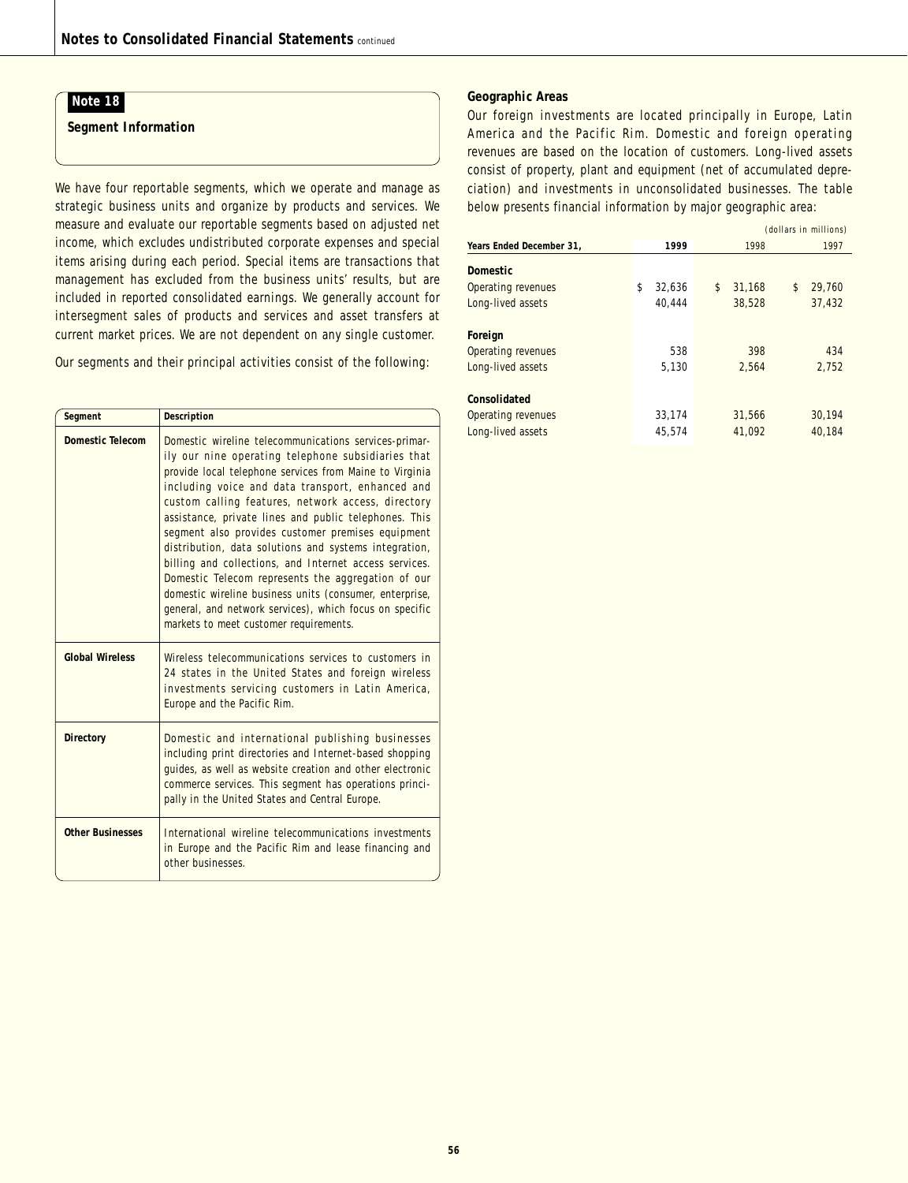## Note 18

### Segment Information

We have four reportable segments, which we operate and manage as strategic business units and organize by products and services. We measure and evaluate our reportable segments based on adjusted net income, which excludes undistributed corporate expenses and special items arising during each period. Special items are transactions that management has excluded from the business units' results, but are included in reported consolidated earnings. We generally account for intersegment sales of products and services and asset transfers at current market prices. We are not dependent on any single customer.

Our segments and their principal activities consist of the following:

| Segment | Description |
|---|---|
| **Domestic Telecom** | Domestic wireline telecommunications services-primarily our nine operating telephone subsidiaries that provide local telephone services from Maine to Virginia including voice and data transport, enhanced and custom calling features, network access, directory assistance, private lines and public telephones. This segment also provides customer premises equipment distribution, data solutions and systems integration, billing and collections, and Internet access services. Domestic Telecom represents the aggregation of our domestic wireline business units (consumer, enterprise, general, and network services), which focus on specific markets to meet customer requirements. |
| **Global Wireless** | Wireless telecommunications services to customers in 24 states in the United States and foreign wireless investments servicing customers in Latin America, Europe and the Pacific Rim. |
| **Directory** | Domestic and international publishing businesses including print directories and Internet-based shopping guides, as well as website creation and other electronic commerce services. This segment has operations principally in the United States and Central Europe. |
| **Other Businesses** | International wireline telecommunications investments in Europe and the Pacific Rim and lease financing and other businesses. |

### Geographic Areas

Our foreign investments are located principally in Europe, Latin America and the Pacific Rim. Domestic and foreign operating revenues are based on the location of customers. Long-lived assets consist of property, plant and equipment (net of accumulated depreciation) and investments in unconsolidated businesses. The table below presents financial information by major geographic area:

(dollars in millions)

| Years Ended December 31, | 1999 | 1998 | 1997 |
|---|---|---|---|
| **Domestic** | | | |
| Operating revenues | $ 32,636 | $ 31,168 | $ 29,760 |
| Long-lived assets | 40,444 | 38,528 | 37,432 |
| **Foreign** | | | |
| Operating revenues | 538 | 398 | 434 |
| Long-lived assets | 5,130 | 2,564 | 2,752 |
| **Consolidated** | | | |
| Operating revenues | 33,174 | 31,566 | 30,194 |
| Long-lived assets | 45,574 | 41,092 | 40,184 |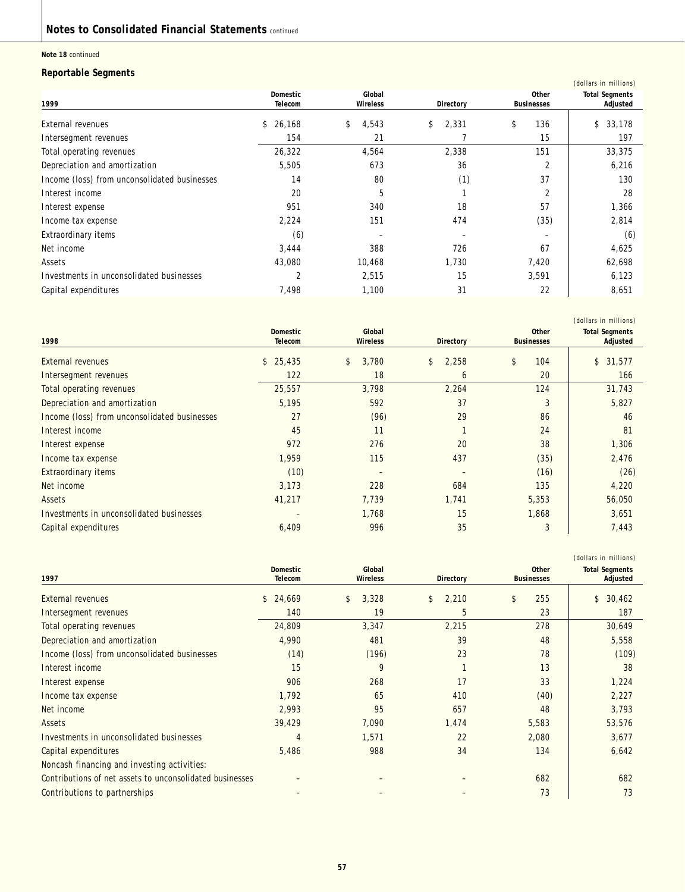## Notes to Consolidated Financial Statements continued

**Note 18** continued

### Reportable Segments

(dollars in millions)

| 1999 | Domestic Telecom | Global Wireless | Directory | Other Businesses | Total Segments Adjusted |
|---|---|---|---|---|---|
| External revenues | $ 26,168 | $ 4,543 | $ 2,331 | $ 136 | $ 33,178 |
| Intersegment revenues | 154 | 21 | 7 | 15 | 197 |
| Total operating revenues | 26,322 | 4,564 | 2,338 | 151 | 33,375 |
| Depreciation and amortization | 5,505 | 673 | 36 | 2 | 6,216 |
| Income (loss) from unconsolidated businesses | 14 | 80 | (1) | 37 | 130 |
| Interest income | 20 | 5 | 1 | 2 | 28 |
| Interest expense | 951 | 340 | 18 | 57 | 1,366 |
| Income tax expense | 2,224 | 151 | 474 | (35) | 2,814 |
| Extraordinary items | (6) | – | – | – | (6) |
| Net income | 3,444 | 388 | 726 | 67 | 4,625 |
| Assets | 43,080 | 10,468 | 1,730 | 7,420 | 62,698 |
| Investments in unconsolidated businesses | 2 | 2,515 | 15 | 3,591 | 6,123 |
| Capital expenditures | 7,498 | 1,100 | 31 | 22 | 8,651 |

(dollars in millions)

| 1998 | Domestic Telecom | Global Wireless | Directory | Other Businesses | Total Segments Adjusted |
|---|---|---|---|---|---|
| External revenues | $ 25,435 | $ 3,780 | $ 2,258 | $ 104 | $ 31,577 |
| Intersegment revenues | 122 | 18 | 6 | 20 | 166 |
| Total operating revenues | 25,557 | 3,798 | 2,264 | 124 | 31,743 |
| Depreciation and amortization | 5,195 | 592 | 37 | 3 | 5,827 |
| Income (loss) from unconsolidated businesses | 27 | (96) | 29 | 86 | 46 |
| Interest income | 45 | 11 | 1 | 24 | 81 |
| Interest expense | 972 | 276 | 20 | 38 | 1,306 |
| Income tax expense | 1,959 | 115 | 437 | (35) | 2,476 |
| Extraordinary items | (10) | – | – | (16) | (26) |
| Net income | 3,173 | 228 | 684 | 135 | 4,220 |
| Assets | 41,217 | 7,739 | 1,741 | 5,353 | 56,050 |
| Investments in unconsolidated businesses | – | 1,768 | 15 | 1,868 | 3,651 |
| Capital expenditures | 6,409 | 996 | 35 | 3 | 7,443 |

(dollars in millions)

| 1997 | Domestic Telecom | Global Wireless | Directory | Other Businesses | Total Segments Adjusted |
|---|---|---|---|---|---|
| External revenues | $ 24,669 | $ 3,328 | $ 2,210 | $ 255 | $ 30,462 |
| Intersegment revenues | 140 | 19 | 5 | 23 | 187 |
| Total operating revenues | 24,809 | 3,347 | 2,215 | 278 | 30,649 |
| Depreciation and amortization | 4,990 | 481 | 39 | 48 | 5,558 |
| Income (loss) from unconsolidated businesses | (14) | (196) | 23 | 78 | (109) |
| Interest income | 15 | 9 | 1 | 13 | 38 |
| Interest expense | 906 | 268 | 17 | 33 | 1,224 |
| Income tax expense | 1,792 | 65 | 410 | (40) | 2,227 |
| Net income | 2,993 | 95 | 657 | 48 | 3,793 |
| Assets | 39,429 | 7,090 | 1,474 | 5,583 | 53,576 |
| Investments in unconsolidated businesses | 4 | 1,571 | 22 | 2,080 | 3,677 |
| Capital expenditures | 5,486 | 988 | 34 | 134 | 6,642 |
| Noncash financing and investing activities: | | | | | |
| Contributions of net assets to unconsolidated businesses | – | – | – | 682 | 682 |
| Contributions to partnerships | – | – | – | 73 | 73 |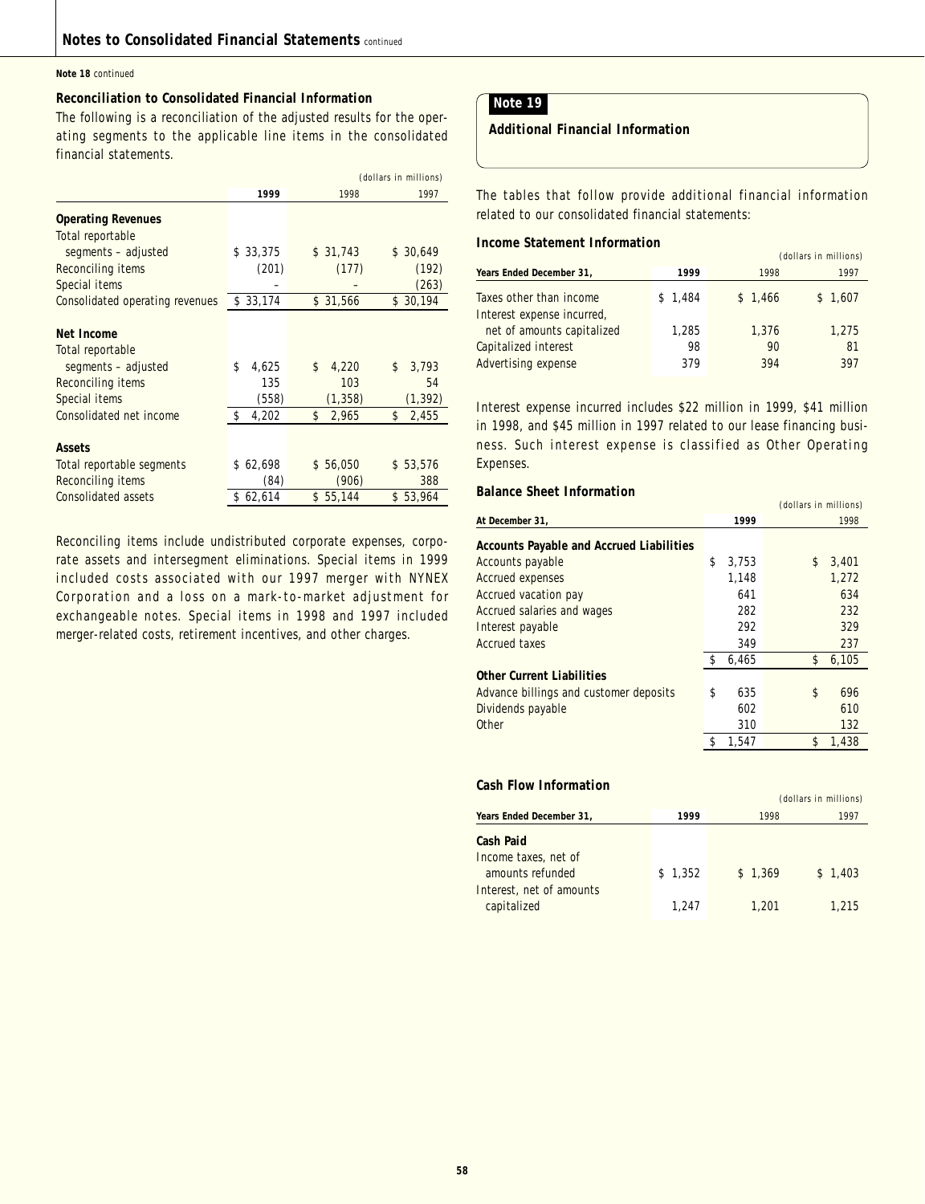**Note 18** continued

### Reconciliation to Consolidated Financial Information

The following is a reconciliation of the adjusted results for the operating segments to the applicable line items in the consolidated financial statements.

*(dollars in millions)*

| | 1999 | 1998 | 1997 |
|---|---|---|---|
| **Operating Revenues** | | | |
| Total reportable segments – adjusted | $ 33,375 | $ 31,743 | $ 30,649 |
| Reconciling items | (201) | (177) | (192) |
| Special items | – | – | (263) |
| Consolidated operating revenues | $ 33,174 | $ 31,566 | $ 30,194 |
| **Net Income** | | | |
| Total reportable segments – adjusted | $ 4,625 | $ 4,220 | $ 3,793 |
| Reconciling items | 135 | 103 | 54 |
| Special items | (558) | (1,358) | (1,392) |
| Consolidated net income | $ 4,202 | $ 2,965 | $ 2,455 |
| **Assets** | | | |
| Total reportable segments | $ 62,698 | $ 56,050 | $ 53,576 |
| Reconciling items | (84) | (906) | 388 |
| Consolidated assets | $ 62,614 | $ 55,144 | $ 53,964 |

Reconciling items include undistributed corporate expenses, corporate assets and intersegment eliminations. Special items in 1999 included costs associated with our 1997 merger with NYNEX Corporation and a loss on a mark-to-market adjustment for exchangeable notes. Special items in 1998 and 1997 included merger-related costs, retirement incentives, and other charges.

## Note 19

### Additional Financial Information

The tables that follow provide additional financial information related to our consolidated financial statements:

### Income Statement Information

*(dollars in millions)*

| Years Ended December 31, | 1999 | 1998 | 1997 |
|---|---|---|---|
| Taxes other than income | $ 1,484 | $ 1,466 | $ 1,607 |
| Interest expense incurred, net of amounts capitalized | 1,285 | 1,376 | 1,275 |
| Capitalized interest | 98 | 90 | 81 |
| Advertising expense | 379 | 394 | 397 |

Interest expense incurred includes $22 million in 1999, $41 million in 1998, and $45 million in 1997 related to our lease financing business. Such interest expense is classified as Other Operating Expenses.

### Balance Sheet Information

*(dollars in millions)*

| At December 31, | 1999 | 1998 |
|---|---|---|
| **Accounts Payable and Accrued Liabilities** | | |
| Accounts payable | $ 3,753 | $ 3,401 |
| Accrued expenses | 1,148 | 1,272 |
| Accrued vacation pay | 641 | 634 |
| Accrued salaries and wages | 282 | 232 |
| Interest payable | 292 | 329 |
| Accrued taxes | 349 | 237 |
| | $ 6,465 | $ 6,105 |
| **Other Current Liabilities** | | |
| Advance billings and customer deposits | $ 635 | $ 696 |
| Dividends payable | 602 | 610 |
| Other | 310 | 132 |
| | $ 1,547 | $ 1,438 |

### Cash Flow Information

*(dollars in millions)*

| Years Ended December 31, | 1999 | 1998 | 1997 |
|---|---|---|---|
| **Cash Paid** | | | |
| Income taxes, net of amounts refunded | $ 1,352 | $ 1,369 | $ 1,403 |
| Interest, net of amounts capitalized | 1,247 | 1,201 | 1,215 |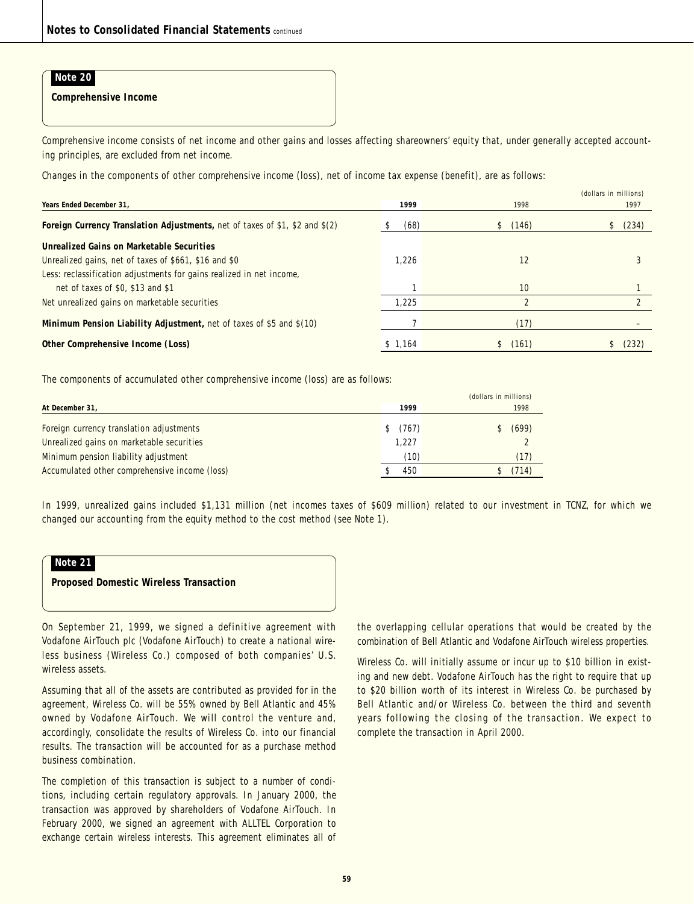## Note 20

### Comprehensive Income

Comprehensive income consists of net income and other gains and losses affecting shareowners' equity that, under generally accepted accounting principles, are excluded from net income.

Changes in the components of other comprehensive income (loss), net of income tax expense (benefit), are as follows:

| Years Ended December 31, | 1999 | 1998 | (dollars in millions) 1997 |
|---|---|---|---|
| **Foreign Currency Translation Adjustments,** net of taxes of $1, $2 and $(2) | $ (68) | $ (146) | $ (234) |
| **Unrealized Gains on Marketable Securities** | | | |
| Unrealized gains, net of taxes of $661, $16 and $0 | 1,226 | 12 | 3 |
| Less: reclassification adjustments for gains realized in net income, net of taxes of $0, $13 and $1 | 1 | 10 | 1 |
| Net unrealized gains on marketable securities | 1,225 | 2 | 2 |
| **Minimum Pension Liability Adjustment,** net of taxes of $5 and $(10) | 7 | (17) | – |
| **Other Comprehensive Income (Loss)** | $ 1,164 | $ (161) | $ (232) |

The components of accumulated other comprehensive income (loss) are as follows:

| At December 31, | 1999 | (dollars in millions) 1998 |
|---|---|---|
| Foreign currency translation adjustments | $ (767) | $ (699) |
| Unrealized gains on marketable securities | 1,227 | 2 |
| Minimum pension liability adjustment | (10) | (17) |
| Accumulated other comprehensive income (loss) | $ 450 | $ (714) |

In 1999, unrealized gains included $1,131 million (net incomes taxes of $609 million) related to our investment in TCNZ, for which we changed our accounting from the equity method to the cost method (see Note 1).

## Note 21

### Proposed Domestic Wireless Transaction

On September 21, 1999, we signed a definitive agreement with Vodafone AirTouch plc (Vodafone AirTouch) to create a national wireless business (Wireless Co.) composed of both companies' U.S. wireless assets.

Assuming that all of the assets are contributed as provided for in the agreement, Wireless Co. will be 55% owned by Bell Atlantic and 45% owned by Vodafone AirTouch. We will control the venture and, accordingly, consolidate the results of Wireless Co. into our financial results. The transaction will be accounted for as a purchase method business combination.

The completion of this transaction is subject to a number of conditions, including certain regulatory approvals. In January 2000, the transaction was approved by shareholders of Vodafone AirTouch. In February 2000, we signed an agreement with ALLTEL Corporation to exchange certain wireless interests. This agreement eliminates all of the overlapping cellular operations that would be created by the combination of Bell Atlantic and Vodafone AirTouch wireless properties.

Wireless Co. will initially assume or incur up to $10 billion in existing and new debt. Vodafone AirTouch has the right to require that up to $20 billion worth of its interest in Wireless Co. be purchased by Bell Atlantic and/or Wireless Co. between the third and seventh years following the closing of the transaction. We expect to complete the transaction in April 2000.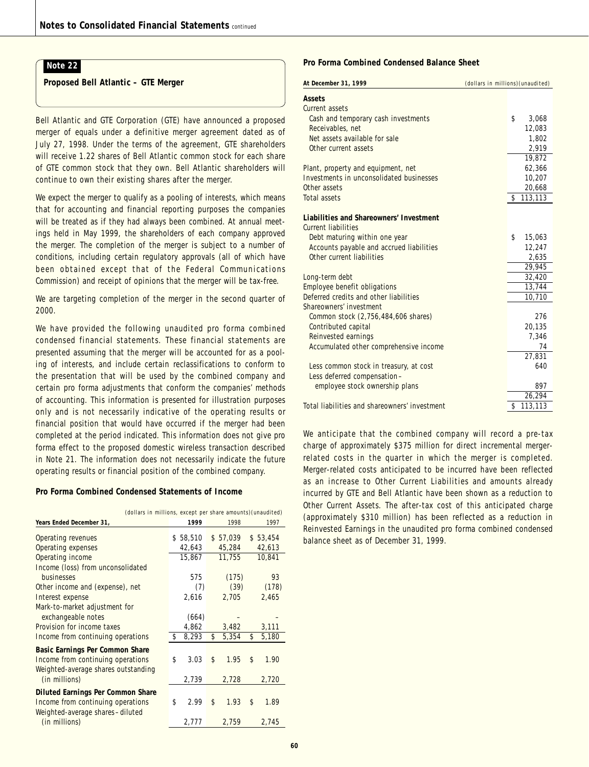## Note 22

### Proposed Bell Atlantic – GTE Merger

Bell Atlantic and GTE Corporation (GTE) have announced a proposed merger of equals under a definitive merger agreement dated as of July 27, 1998. Under the terms of the agreement, GTE shareholders will receive 1.22 shares of Bell Atlantic common stock for each share of GTE common stock that they own. Bell Atlantic shareholders will continue to own their existing shares after the merger.

We expect the merger to qualify as a pooling of interests, which means that for accounting and financial reporting purposes the companies will be treated as if they had always been combined. At annual meetings held in May 1999, the shareholders of each company approved the merger. The completion of the merger is subject to a number of conditions, including certain regulatory approvals (all of which have been obtained except that of the Federal Communications Commission) and receipt of opinions that the merger will be tax-free.

We are targeting completion of the merger in the second quarter of 2000.

We have provided the following unaudited pro forma combined condensed financial statements. These financial statements are presented assuming that the merger will be accounted for as a pooling of interests, and include certain reclassifications to conform to the presentation that will be used by the combined company and certain pro forma adjustments that conform the companies' methods of accounting. This information is presented for illustration purposes only and is not necessarily indicative of the operating results or financial position that would have occurred if the merger had been completed at the period indicated. This information does not give pro forma effect to the proposed domestic wireless transaction described in Note 21. The information does not necessarily indicate the future operating results or financial position of the combined company.

**Pro Forma Combined Condensed Statements of Income**

(dollars in millions, except per share amounts)(unaudited)

| Years Ended December 31, | 1999 | 1998 | 1997 |
|---|---|---|---|
| Operating revenues | $ 58,510 | $ 57,039 | $ 53,454 |
| Operating expenses | 42,643 | 45,284 | 42,613 |
| Operating income | 15,867 | 11,755 | 10,841 |
| Income (loss) from unconsolidated businesses | 575 | (175) | 93 |
| Other income and (expense), net | (7) | (39) | (178) |
| Interest expense | 2,616 | 2,705 | 2,465 |
| Mark-to-market adjustment for exchangeable notes | (664) | – | – |
| Provision for income taxes | 4,862 | 3,482 | 3,111 |
| Income from continuing operations | $ 8,293 | $ 5,354 | $ 5,180 |
| **Basic Earnings Per Common Share** | | | |
| Income from continuing operations | $ 3.03 | $ 1.95 | $ 1.90 |
| Weighted-average shares outstanding (in millions) | 2,739 | 2,728 | 2,720 |
| **Diluted Earnings Per Common Share** | | | |
| Income from continuing operations | $ 2.99 | $ 1.93 | $ 1.89 |
| Weighted-average shares – diluted (in millions) | 2,777 | 2,759 | 2,745 |

**Pro Forma Combined Condensed Balance Sheet**

| At December 31, 1999 | (dollars in millions)(unaudited) |
|---|---|
| **Assets** | |
| Current assets | |
| Cash and temporary cash investments | $ 3,068 |
| Receivables, net | 12,083 |
| Net assets available for sale | 1,802 |
| Other current assets | 2,919 |
| | 19,872 |
| Plant, property and equipment, net | 62,366 |
| Investments in unconsolidated businesses | 10,207 |
| Other assets | 20,668 |
| Total assets | $ 113,113 |
| **Liabilities and Shareowners' Investment** | |
| Current liabilities | |
| Debt maturing within one year | $ 15,063 |
| Accounts payable and accrued liabilities | 12,247 |
| Other current liabilities | 2,635 |
| | 29,945 |
| Long-term debt | 32,420 |
| Employee benefit obligations | 13,744 |
| Deferred credits and other liabilities | 10,710 |
| Shareowners' investment | |
| Common stock (2,756,484,606 shares) | 276 |
| Contributed capital | 20,135 |
| Reinvested earnings | 7,346 |
| Accumulated other comprehensive income | 74 |
| | 27,831 |
| Less common stock in treasury, at cost | 640 |
| Less deferred compensation – employee stock ownership plans | 897 |
| | 26,294 |
| Total liabilities and shareowners' investment | $ 113,113 |

We anticipate that the combined company will record a pre-tax charge of approximately $375 million for direct incremental merger-related costs in the quarter in which the merger is completed. Merger-related costs anticipated to be incurred have been reflected as an increase to Other Current Liabilities and amounts already incurred by GTE and Bell Atlantic have been shown as a reduction to Other Current Assets. The after-tax cost of this anticipated charge (approximately $310 million) has been reflected as a reduction in Reinvested Earnings in the unaudited pro forma combined condensed balance sheet as of December 31, 1999.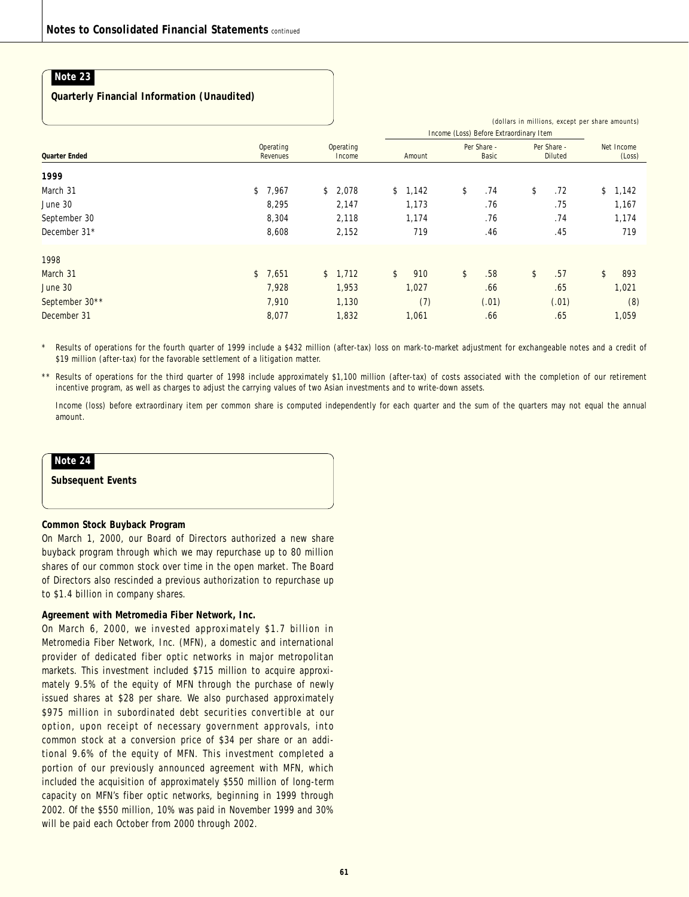## Note 23

### Quarterly Financial Information (Unaudited)

(dollars in millions, except per share amounts)

| | | | Income (Loss) Before Extraordinary Item | | | |
|---|---|---|---|---|---|---|
| **Quarter Ended** | Operating Revenues | Operating Income | Amount | Per Share - Basic | Per Share - Diluted | Net Income (Loss) |
| **1999** | | | | | | |
| March 31 | $ 7,967 | $ 2,078 | $ 1,142 | $ .74 | $ .72 | $ 1,142 |
| June 30 | 8,295 | 2,147 | 1,173 | .76 | .75 | 1,167 |
| September 30 | 8,304 | 2,118 | 1,174 | .76 | .74 | 1,174 |
| December 31* | 8,608 | 2,152 | 719 | .46 | .45 | 719 |
| 1998 | | | | | | |
| March 31 | $ 7,651 | $ 1,712 | $ 910 | $ .58 | $ .57 | $ 893 |
| June 30 | 7,928 | 1,953 | 1,027 | .66 | .65 | 1,021 |
| September 30** | 7,910 | 1,130 | (7) | (.01) | (.01) | (8) |
| December 31 | 8,077 | 1,832 | 1,061 | .66 | .65 | 1,059 |

\* Results of operations for the fourth quarter of 1999 include a $432 million (after-tax) loss on mark-to-market adjustment for exchangeable notes and a credit of $19 million (after-tax) for the favorable settlement of a litigation matter.

\*\* Results of operations for the third quarter of 1998 include approximately $1,100 million (after-tax) of costs associated with the completion of our retirement incentive program, as well as charges to adjust the carrying values of two Asian investments and to write-down assets.

Income (loss) before extraordinary item per common share is computed independently for each quarter and the sum of the quarters may not equal the annual amount.

## Note 24

### Subsequent Events

**Common Stock Buyback Program**

On March 1, 2000, our Board of Directors authorized a new share buyback program through which we may repurchase up to 80 million shares of our common stock over time in the open market. The Board of Directors also rescinded a previous authorization to repurchase up to $1.4 billion in company shares.

**Agreement with Metromedia Fiber Network, Inc.**

On March 6, 2000, we invested approximately $1.7 billion in Metromedia Fiber Network, Inc. (MFN), a domestic and international provider of dedicated fiber optic networks in major metropolitan markets. This investment included $715 million to acquire approximately 9.5% of the equity of MFN through the purchase of newly issued shares at $28 per share. We also purchased approximately $975 million in subordinated debt securities convertible at our option, upon receipt of necessary government approvals, into common stock at a conversion price of $34 per share or an additional 9.6% of the equity of MFN. This investment completed a portion of our previously announced agreement with MFN, which included the acquisition of approximately $550 million of long-term capacity on MFN's fiber optic networks, beginning in 1999 through 2002. Of the $550 million, 10% was paid in November 1999 and 30% will be paid each October from 2000 through 2002.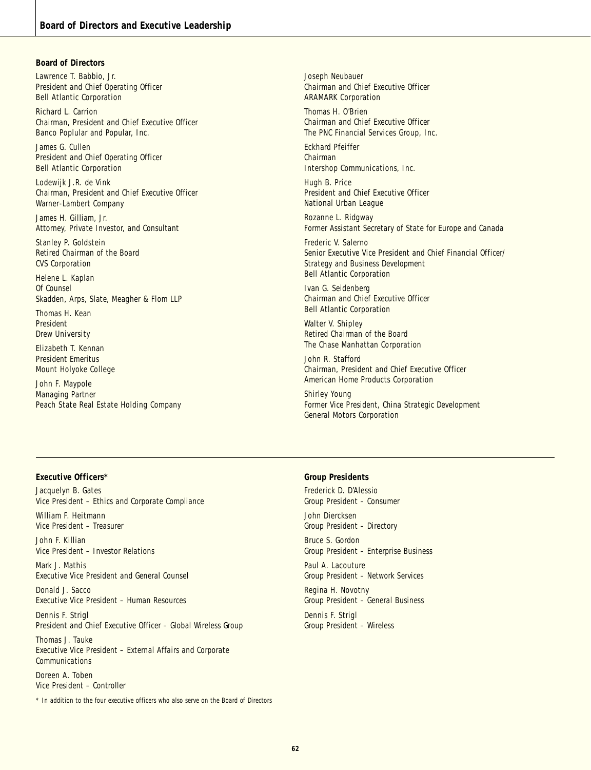# Board of Directors and Executive Leadership

## Board of Directors

Lawrence T. Babbio, Jr.
*President and Chief Operating Officer*
*Bell Atlantic Corporation*

Richard L. Carrion
*Chairman, President and Chief Executive Officer*
*Banco Poplular and Popular, Inc.*

James G. Cullen
*President and Chief Operating Officer*
*Bell Atlantic Corporation*

Lodewijk J.R. de Vink
*Chairman, President and Chief Executive Officer*
*Warner-Lambert Company*

James H. Gilliam, Jr.
*Attorney, Private Investor, and Consultant*

Stanley P. Goldstein
*Retired Chairman of the Board*
*CVS Corporation*

Helene L. Kaplan
*Of Counsel*
*Skadden, Arps, Slate, Meagher & Flom LLP*

Thomas H. Kean
*President*
*Drew University*

Elizabeth T. Kennan
*President Emeritus*
*Mount Holyoke College*

John F. Maypole
*Managing Partner*
*Peach State Real Estate Holding Company*

Joseph Neubauer
*Chairman and Chief Executive Officer*
*ARAMARK Corporation*

Thomas H. O'Brien
*Chairman and Chief Executive Officer*
*The PNC Financial Services Group, Inc.*

Eckhard Pfeiffer
*Chairman*
*Intershop Communications, Inc.*

Hugh B. Price
*President and Chief Executive Officer*
*National Urban League*

Rozanne L. Ridgway
*Former Assistant Secretary of State for Europe and Canada*

Frederic V. Salerno
*Senior Executive Vice President and Chief Financial Officer/*
*Strategy and Business Development*
*Bell Atlantic Corporation*

Ivan G. Seidenberg
*Chairman and Chief Executive Officer*
*Bell Atlantic Corporation*

Walter V. Shipley
*Retired Chairman of the Board*
*The Chase Manhattan Corporation*

John R. Stafford
*Chairman, President and Chief Executive Officer*
*American Home Products Corporation*

Shirley Young
*Former Vice President, China Strategic Development*
*General Motors Corporation*

## Executive Officers*

Jacquelyn B. Gates
*Vice President – Ethics and Corporate Compliance*

William F. Heitmann
*Vice President – Treasurer*

John F. Killian
*Vice President – Investor Relations*

Mark J. Mathis
*Executive Vice President and General Counsel*

Donald J. Sacco
*Executive Vice President – Human Resources*

Dennis F. Strigl
*President and Chief Executive Officer – Global Wireless Group*

Thomas J. Tauke
*Executive Vice President – External Affairs and Corporate Communications*

Doreen A. Toben
*Vice President – Controller*

\* In addition to the four executive officers who also serve on the Board of Directors

## Group Presidents

Frederick D. D'Alessio
*Group President – Consumer*

John Diercksen
*Group President – Directory*

Bruce S. Gordon
*Group President – Enterprise Business*

Paul A. Lacouture
*Group President – Network Services*

Regina H. Novotny
*Group President – General Business*

Dennis F. Strigl
*Group President – Wireless*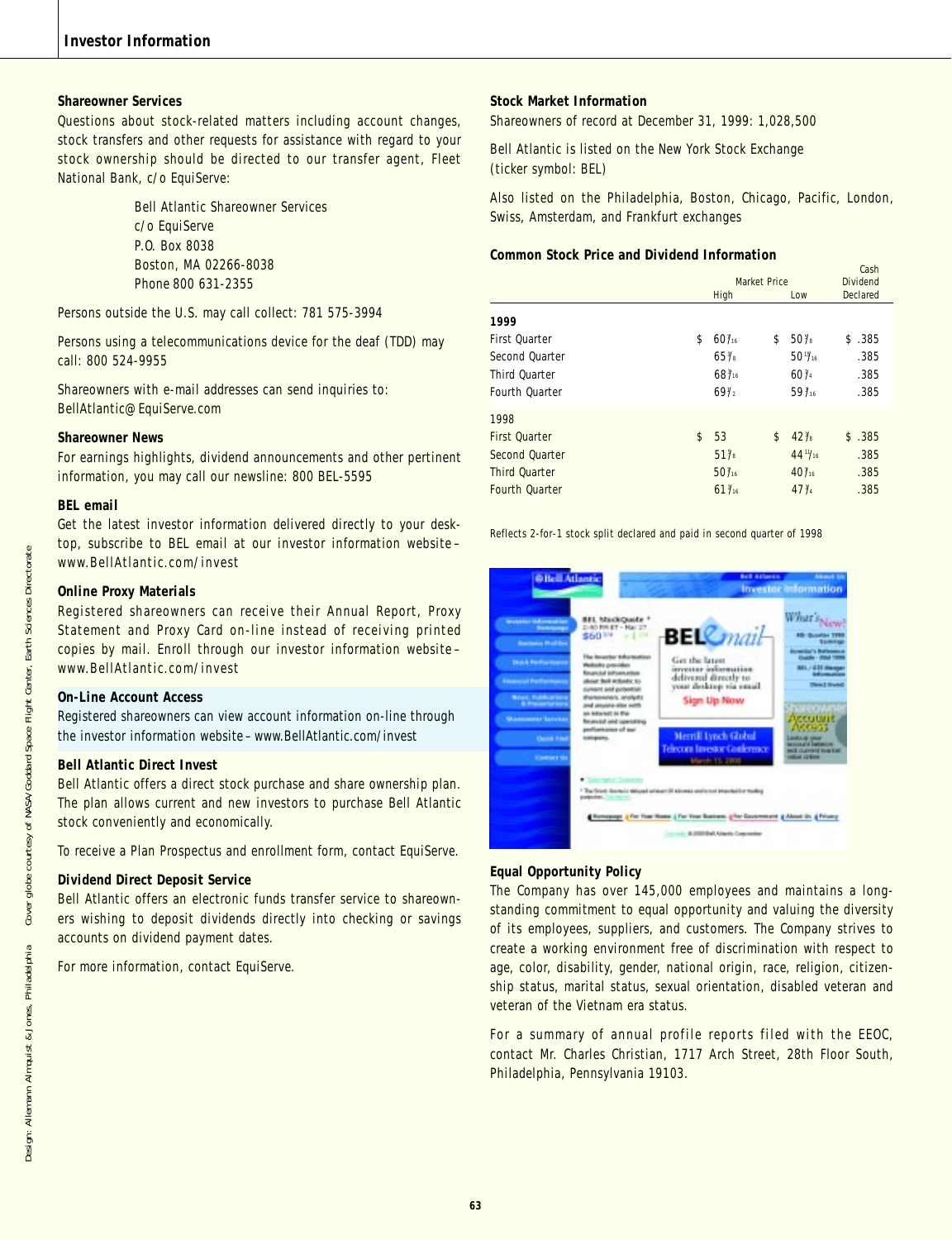## Shareowner Services

Questions about stock-related matters including account changes, stock transfers and other requests for assistance with regard to your stock ownership should be directed to our transfer agent, Fleet National Bank, c/o EquiServe:

Bell Atlantic Shareowner Services
c/o EquiServe
P.O. Box 8038
Boston, MA 02266-8038
Phone 800 631-2355

Persons outside the U.S. may call collect: 781 575-3994

Persons using a telecommunications device for the deaf (TDD) may call: 800 524-9955

Shareowners with e-mail addresses can send inquiries to: BellAtlantic@EquiServe.com

## Shareowner News

For earnings highlights, dividend announcements and other pertinent information, you may call our newsline: 800 BEL-5595

## BEL email

Get the latest investor information delivered directly to your desktop, subscribe to BEL email at our investor information website – www.BellAtlantic.com/invest

## Online Proxy Materials

Registered shareowners can receive their Annual Report, Proxy Statement and Proxy Card on-line instead of receiving printed copies by mail. Enroll through our investor information website – www.BellAtlantic.com/invest

## On-Line Account Access

Registered shareowners can view account information on-line through the investor information website – www.BellAtlantic.com/invest

## Bell Atlantic Direct Invest

Bell Atlantic offers a direct stock purchase and share ownership plan. The plan allows current and new investors to purchase Bell Atlantic stock conveniently and economically.

To receive a Plan Prospectus and enrollment form, contact EquiServe.

## Dividend Direct Deposit Service

Bell Atlantic offers an electronic funds transfer service to shareowners wishing to deposit dividends directly into checking or savings accounts on dividend payment dates.

For more information, contact EquiServe.

## Stock Market Information

Shareowners of record at December 31, 1999: 1,028,500

Bell Atlantic is listed on the New York Stock Exchange (ticker symbol: BEL)

Also listed on the Philadelphia, Boston, Chicago, Pacific, London, Swiss, Amsterdam, and Frankfurt exchanges

## Common Stock Price and Dividend Information

| | Market Price | | Cash Dividend |
|---|---|---|---|
| | High | Low | Declared |
| **1999** | | | |
| First Quarter | $ 60 7/16 | $ 50 7/8 | $ .385 |
| Second Quarter | 65 3/8 | 50 13/16 | .385 |
| Third Quarter | 68 7/16 | 60 1/4 | .385 |
| Fourth Quarter | 69 1/2 | 59 7/16 | .385 |
| **1998** | | | |
| First Quarter | $ 53 | $ 42 7/8 | $ .385 |
| Second Quarter | 51 7/8 | 44 11/16 | .385 |
| Third Quarter | 50 7/16 | 40 7/16 | .385 |
| Fourth Quarter | 61 7/16 | 47 1/4 | .385 |

Reflects 2-for-1 stock split declared and paid in second quarter of 1998

## Equal Opportunity Policy

The Company has over 145,000 employees and maintains a long-standing commitment to equal opportunity and valuing the diversity of its employees, suppliers, and customers. The Company strives to create a working environment free of discrimination with respect to age, color, disability, gender, national origin, race, religion, citizenship status, marital status, sexual orientation, disabled veteran and veteran of the Vietnam era status.

For a summary of annual profile reports filed with the EEOC, contact Mr. Charles Christian, 1717 Arch Street, 28th Floor South, Philadelphia, Pennsylvania 19103.

Design: Allemann Almquist & Jones, Philadelphia Cover globe courtesy of NASA/Goddard Space Flight Center, Earth Sciences Directorate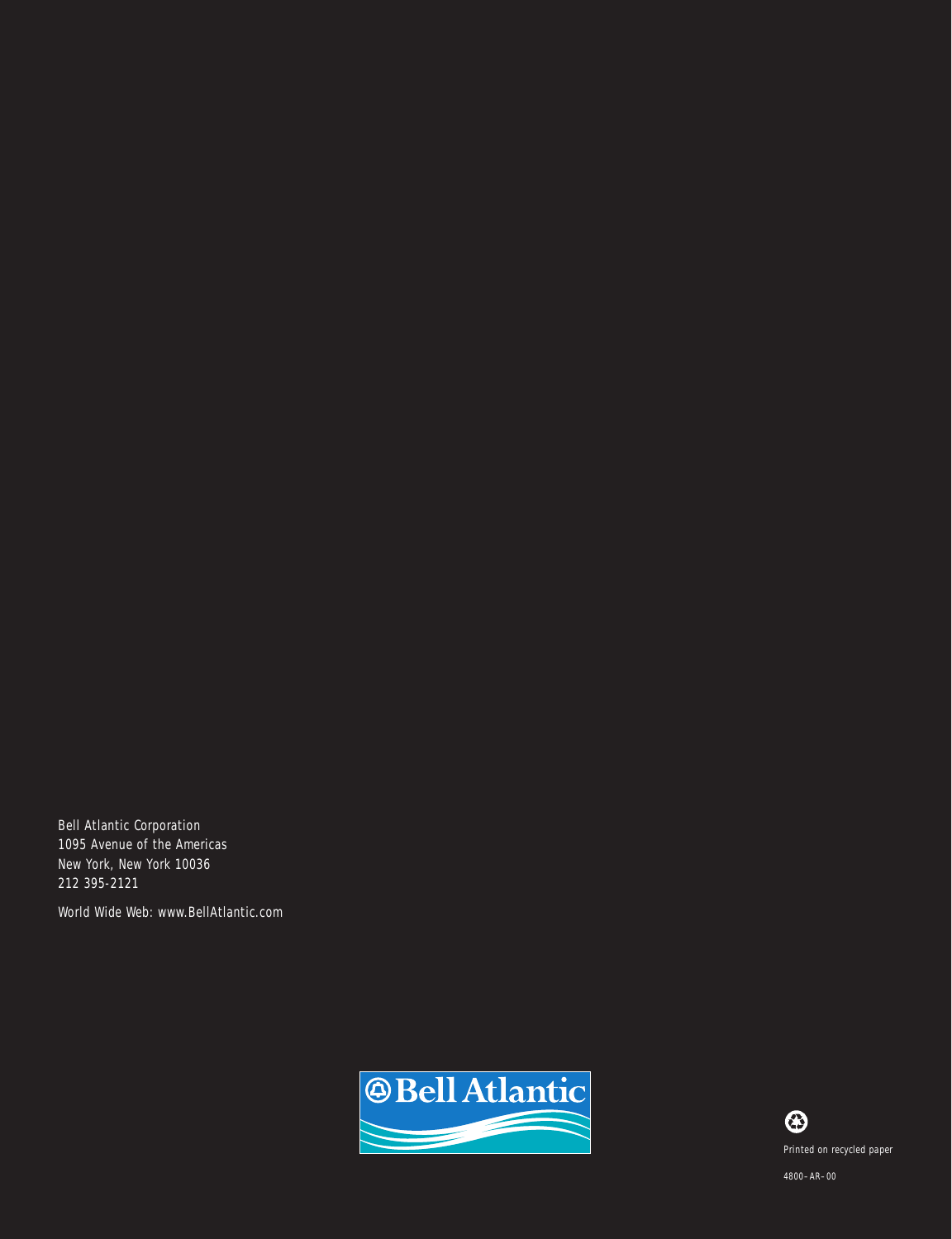Bell Atlantic Corporation
1095 Avenue of the Americas
New York, New York 10036
212 395-2121

World Wide Web: www.BellAtlantic.com

Bell Atlantic

Printed on recycled paper

4800–AR–00